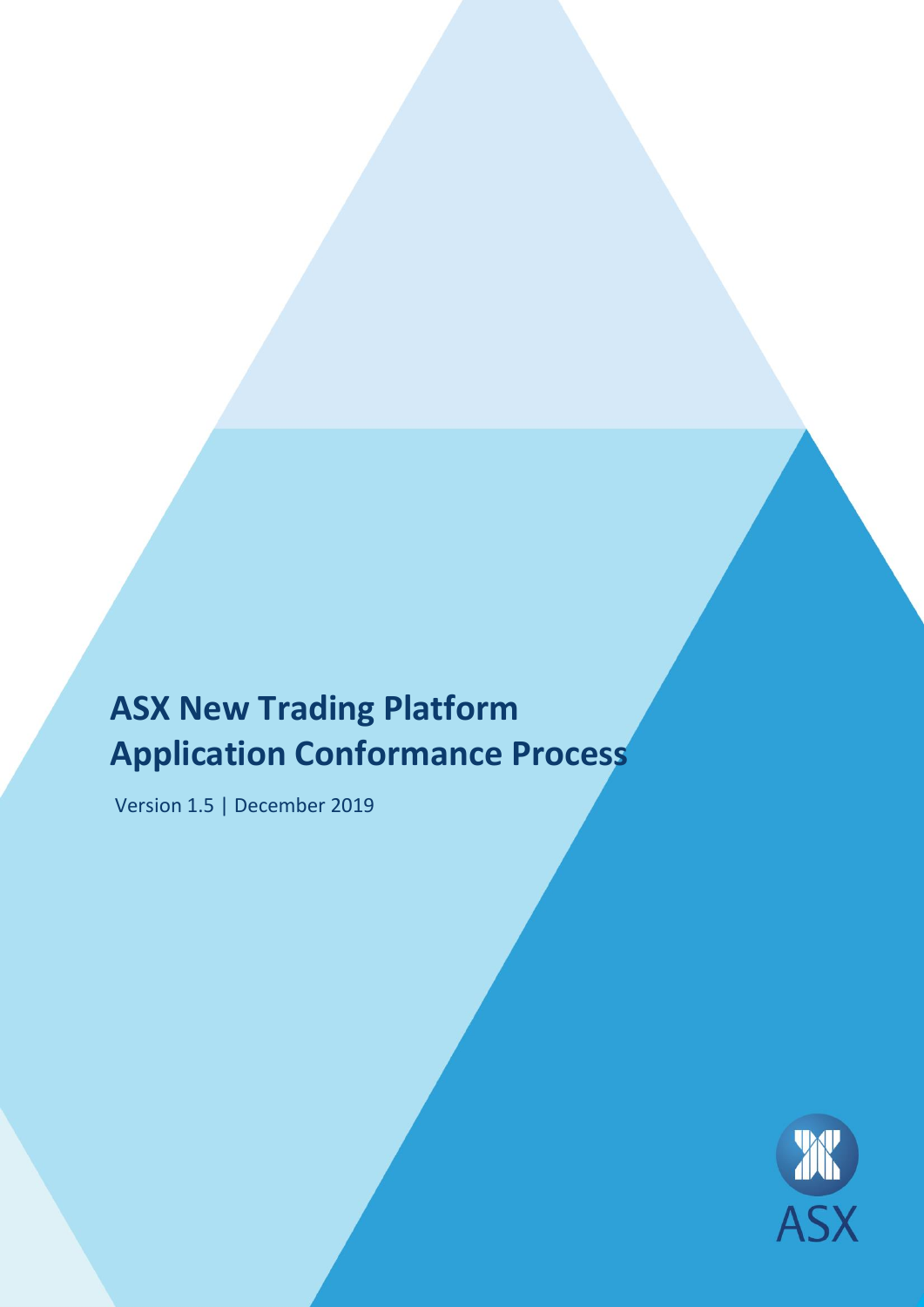# ASX New Trading Platform Application Conformance Process

Version 1.5 | December 2019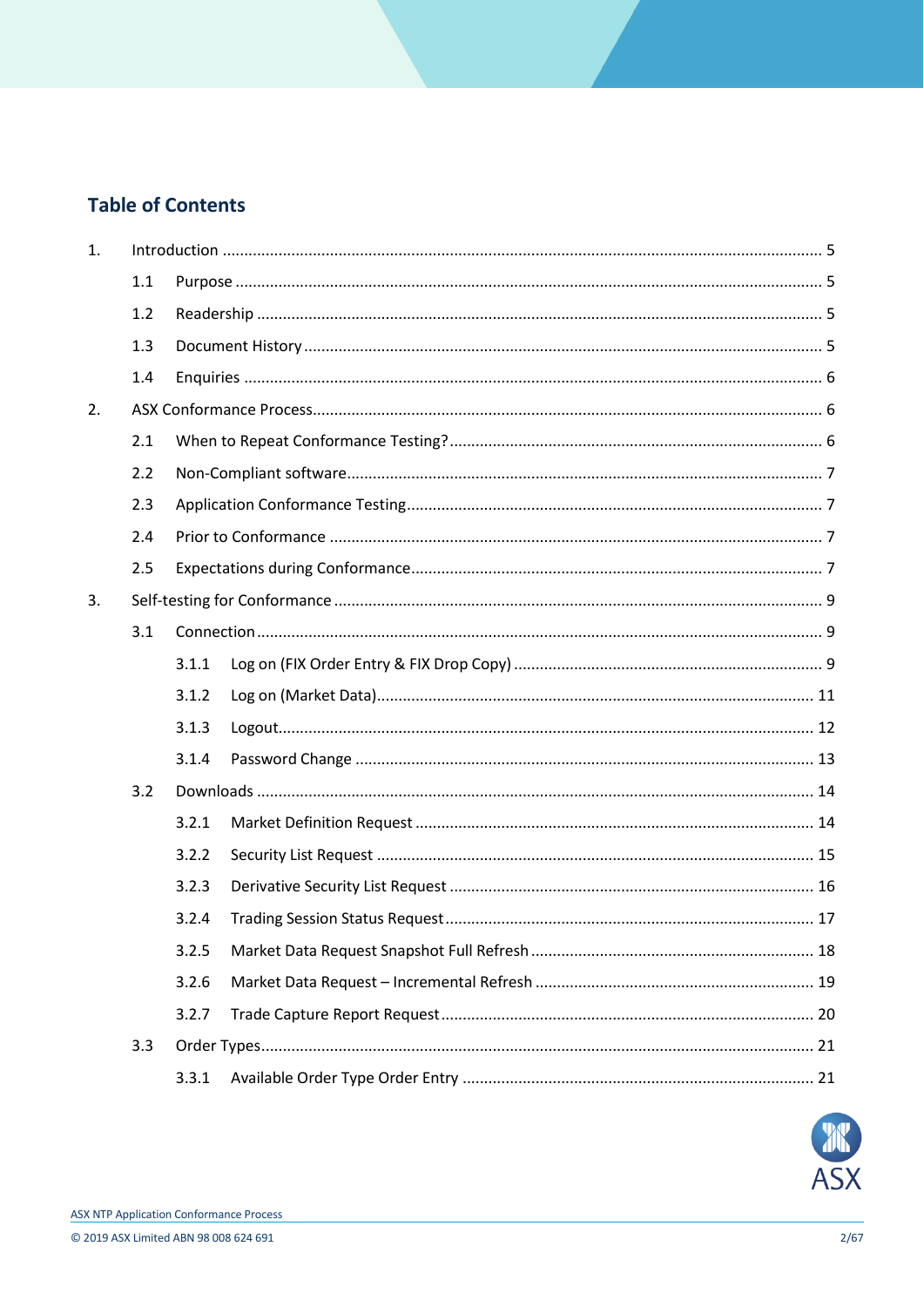## Table of Contents

1. Introduction ..... 5
   - 1.1 Purpose ..... 5
   - 1.2 Readership ..... 5
   - 1.3 Document History ..... 5
   - 1.4 Enquiries ..... 6
2. ASX Conformance Process ..... 6
   - 2.1 When to Repeat Conformance Testing? ..... 6
   - 2.2 Non-Compliant software ..... 7
   - 2.3 Application Conformance Testing ..... 7
   - 2.4 Prior to Conformance ..... 7
   - 2.5 Expectations during Conformance ..... 7
3. Self-testing for Conformance ..... 9
   - 3.1 Connection ..... 9
     - 3.1.1 Log on (FIX Order Entry & FIX Drop Copy) ..... 9
     - 3.1.2 Log on (Market Data) ..... 11
     - 3.1.3 Logout ..... 12
     - 3.1.4 Password Change ..... 13
   - 3.2 Downloads ..... 14
     - 3.2.1 Market Definition Request ..... 14
     - 3.2.2 Security List Request ..... 15
     - 3.2.3 Derivative Security List Request ..... 16
     - 3.2.4 Trading Session Status Request ..... 17
     - 3.2.5 Market Data Request Snapshot Full Refresh ..... 18
     - 3.2.6 Market Data Request – Incremental Refresh ..... 19
     - 3.2.7 Trade Capture Report Request ..... 20
   - 3.3 Order Types ..... 21
     - 3.3.1 Available Order Type Order Entry ..... 21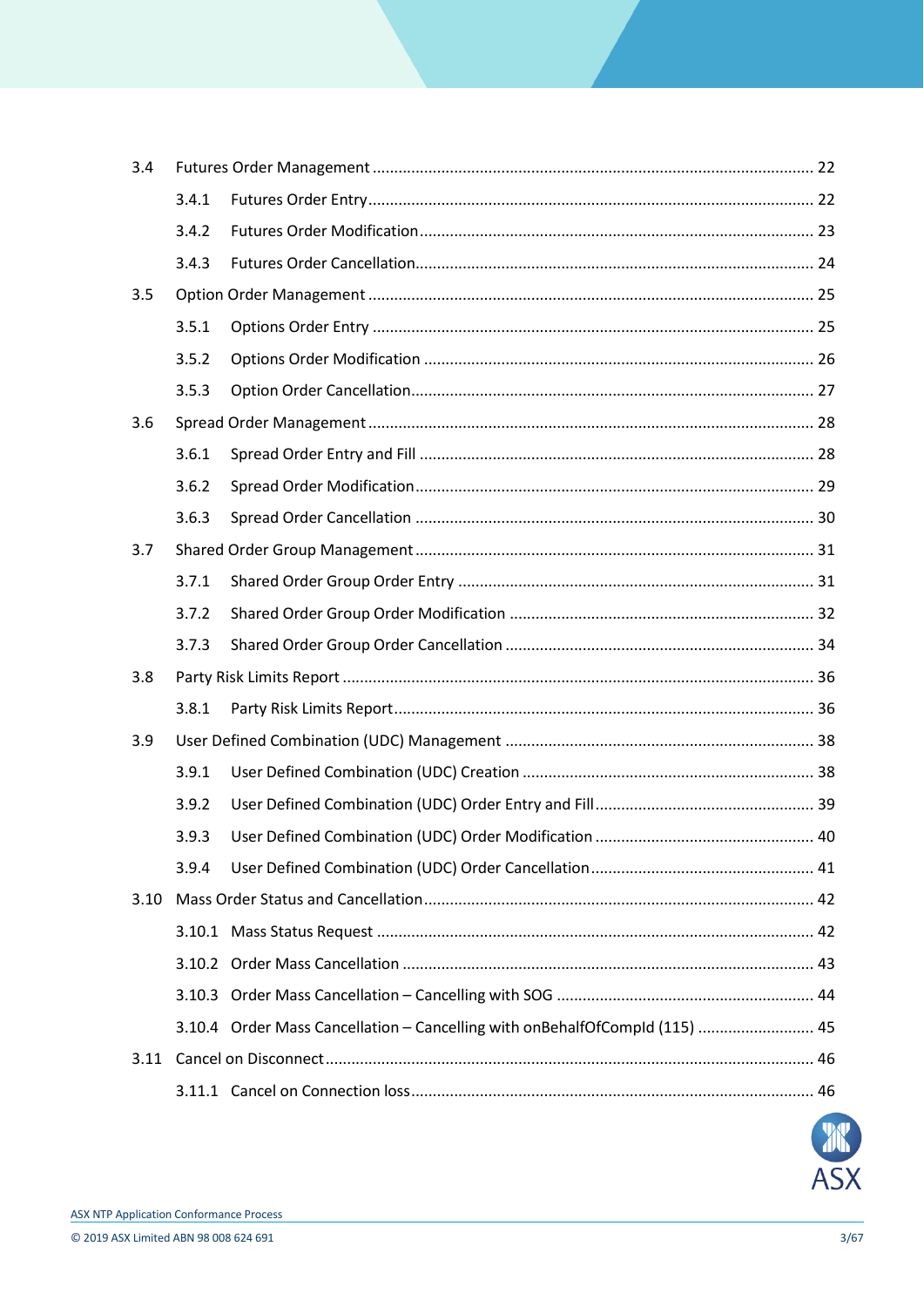- 3.4 Futures Order Management ........................................ 22
  - 3.4.1 Futures Order Entry ........................................ 22
  - 3.4.2 Futures Order Modification ........................................ 23
  - 3.4.3 Futures Order Cancellation ........................................ 24
- 3.5 Option Order Management ........................................ 25
  - 3.5.1 Options Order Entry ........................................ 25
  - 3.5.2 Options Order Modification ........................................ 26
  - 3.5.3 Option Order Cancellation ........................................ 27
- 3.6 Spread Order Management ........................................ 28
  - 3.6.1 Spread Order Entry and Fill ........................................ 28
  - 3.6.2 Spread Order Modification ........................................ 29
  - 3.6.3 Spread Order Cancellation ........................................ 30
- 3.7 Shared Order Group Management ........................................ 31
  - 3.7.1 Shared Order Group Order Entry ........................................ 31
  - 3.7.2 Shared Order Group Order Modification ........................................ 32
  - 3.7.3 Shared Order Group Order Cancellation ........................................ 34
- 3.8 Party Risk Limits Report ........................................ 36
  - 3.8.1 Party Risk Limits Report ........................................ 36
- 3.9 User Defined Combination (UDC) Management ........................................ 38
  - 3.9.1 User Defined Combination (UDC) Creation ........................................ 38
  - 3.9.2 User Defined Combination (UDC) Order Entry and Fill ........................................ 39
  - 3.9.3 User Defined Combination (UDC) Order Modification ........................................ 40
  - 3.9.4 User Defined Combination (UDC) Order Cancellation ........................................ 41
- 3.10 Mass Order Status and Cancellation ........................................ 42
  - 3.10.1 Mass Status Request ........................................ 42
  - 3.10.2 Order Mass Cancellation ........................................ 43
  - 3.10.3 Order Mass Cancellation – Cancelling with SOG ........................................ 44
  - 3.10.4 Order Mass Cancellation – Cancelling with onBehalfOfCompId (115) ........................................ 45
- 3.11 Cancel on Disconnect ........................................ 46
  - 3.11.1 Cancel on Connection loss ........................................ 46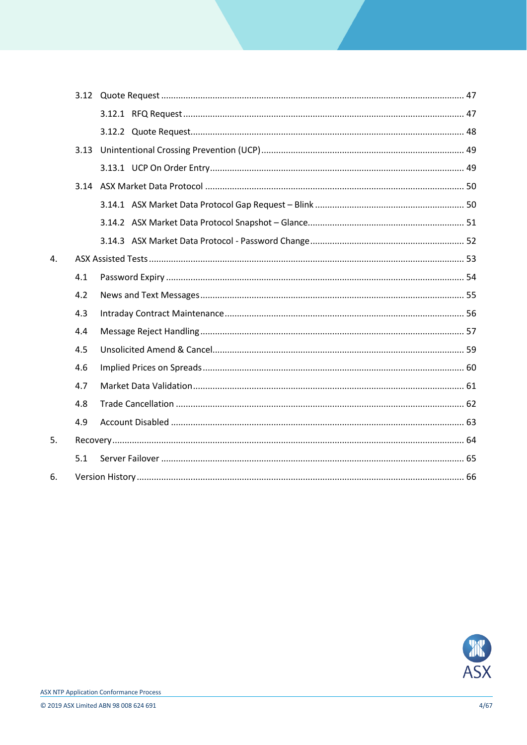3.12 Quote Request ........................................................................................................................ 47

3.12.1 RFQ Request ................................................................................................................ 47

3.12.2 Quote Request.............................................................................................................. 48

3.13 Unintentional Crossing Prevention (UCP) .................................................................................. 49

3.13.1 UCP On Order Entry ....................................................................................................... 49

3.14 ASX Market Data Protocol ........................................................................................................ 50

3.14.1 ASX Market Data Protocol Gap Request – Blink ............................................................ 50

3.14.2 ASX Market Data Protocol Snapshot – Glance................................................................ 51

3.14.3 ASX Market Data Protocol - Password Change ............................................................... 52

4. ASX Assisted Tests ............................................................................................................................... 53

4.1 Password Expiry ........................................................................................................................ 54

4.2 News and Text Messages ........................................................................................................... 55

4.3 Intraday Contract Maintenance ................................................................................................. 56

4.4 Message Reject Handling ........................................................................................................... 57

4.5 Unsolicited Amend & Cancel...................................................................................................... 59

4.6 Implied Prices on Spreads .......................................................................................................... 60

4.7 Market Data Validation .............................................................................................................. 61

4.8 Trade Cancellation ..................................................................................................................... 62

4.9 Account Disabled ....................................................................................................................... 63

5. Recovery .............................................................................................................................................. 64

5.1 Server Failover .......................................................................................................................... 65

6. Version History ..................................................................................................................................... 66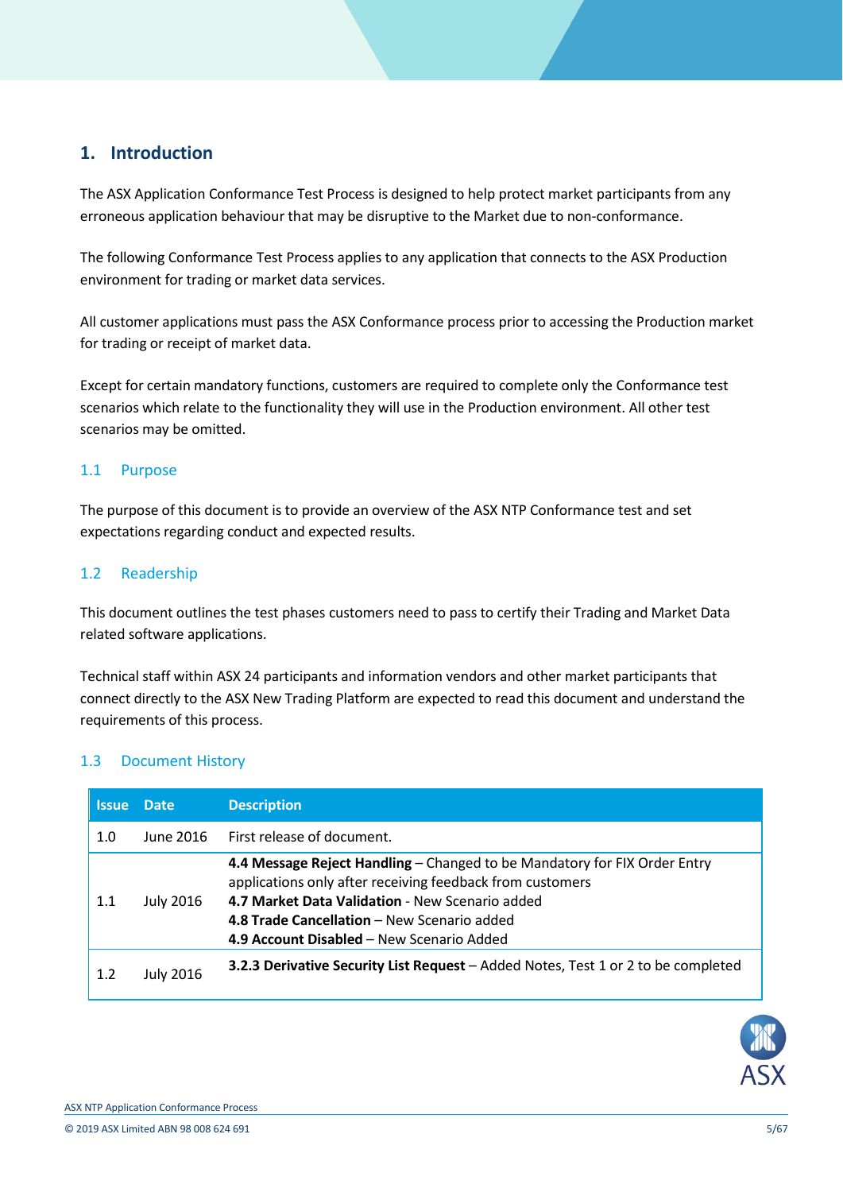# 1. Introduction

The ASX Application Conformance Test Process is designed to help protect market participants from any erroneous application behaviour that may be disruptive to the Market due to non-conformance.

The following Conformance Test Process applies to any application that connects to the ASX Production environment for trading or market data services.

All customer applications must pass the ASX Conformance process prior to accessing the Production market for trading or receipt of market data.

Except for certain mandatory functions, customers are required to complete only the Conformance test scenarios which relate to the functionality they will use in the Production environment. All other test scenarios may be omitted.

## 1.1 Purpose

The purpose of this document is to provide an overview of the ASX NTP Conformance test and set expectations regarding conduct and expected results.

## 1.2 Readership

This document outlines the test phases customers need to pass to certify their Trading and Market Data related software applications.

Technical staff within ASX 24 participants and information vendors and other market participants that connect directly to the ASX New Trading Platform are expected to read this document and understand the requirements of this process.

## 1.3 Document History

| Issue | Date | Description |
|---|---|---|
| 1.0 | June 2016 | First release of document. |
| 1.1 | July 2016 | **4.4 Message Reject Handling** – Changed to be Mandatory for FIX Order Entry applications only after receiving feedback from customers<br>**4.7 Market Data Validation** - New Scenario added<br>**4.8 Trade Cancellation** – New Scenario added<br>**4.9 Account Disabled** – New Scenario Added |
| 1.2 | July 2016 | **3.2.3 Derivative Security List Request** – Added Notes, Test 1 or 2 to be completed |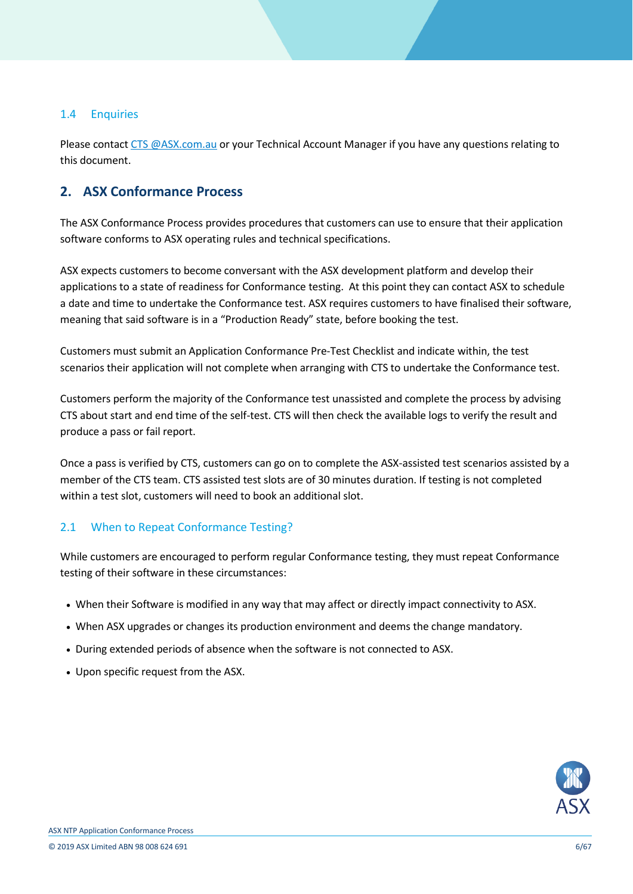### 1.4 Enquiries

Please contact CTS @ASX.com.au or your Technical Account Manager if you have any questions relating to this document.

## 2. ASX Conformance Process

The ASX Conformance Process provides procedures that customers can use to ensure that their application software conforms to ASX operating rules and technical specifications.

ASX expects customers to become conversant with the ASX development platform and develop their applications to a state of readiness for Conformance testing. At this point they can contact ASX to schedule a date and time to undertake the Conformance test. ASX requires customers to have finalised their software, meaning that said software is in a "Production Ready" state, before booking the test.

Customers must submit an Application Conformance Pre-Test Checklist and indicate within, the test scenarios their application will not complete when arranging with CTS to undertake the Conformance test.

Customers perform the majority of the Conformance test unassisted and complete the process by advising CTS about start and end time of the self-test. CTS will then check the available logs to verify the result and produce a pass or fail report.

Once a pass is verified by CTS, customers can go on to complete the ASX-assisted test scenarios assisted by a member of the CTS team. CTS assisted test slots are of 30 minutes duration. If testing is not completed within a test slot, customers will need to book an additional slot.

### 2.1 When to Repeat Conformance Testing?

While customers are encouraged to perform regular Conformance testing, they must repeat Conformance testing of their software in these circumstances:

- When their Software is modified in any way that may affect or directly impact connectivity to ASX.
- When ASX upgrades or changes its production environment and deems the change mandatory.
- During extended periods of absence when the software is not connected to ASX.
- Upon specific request from the ASX.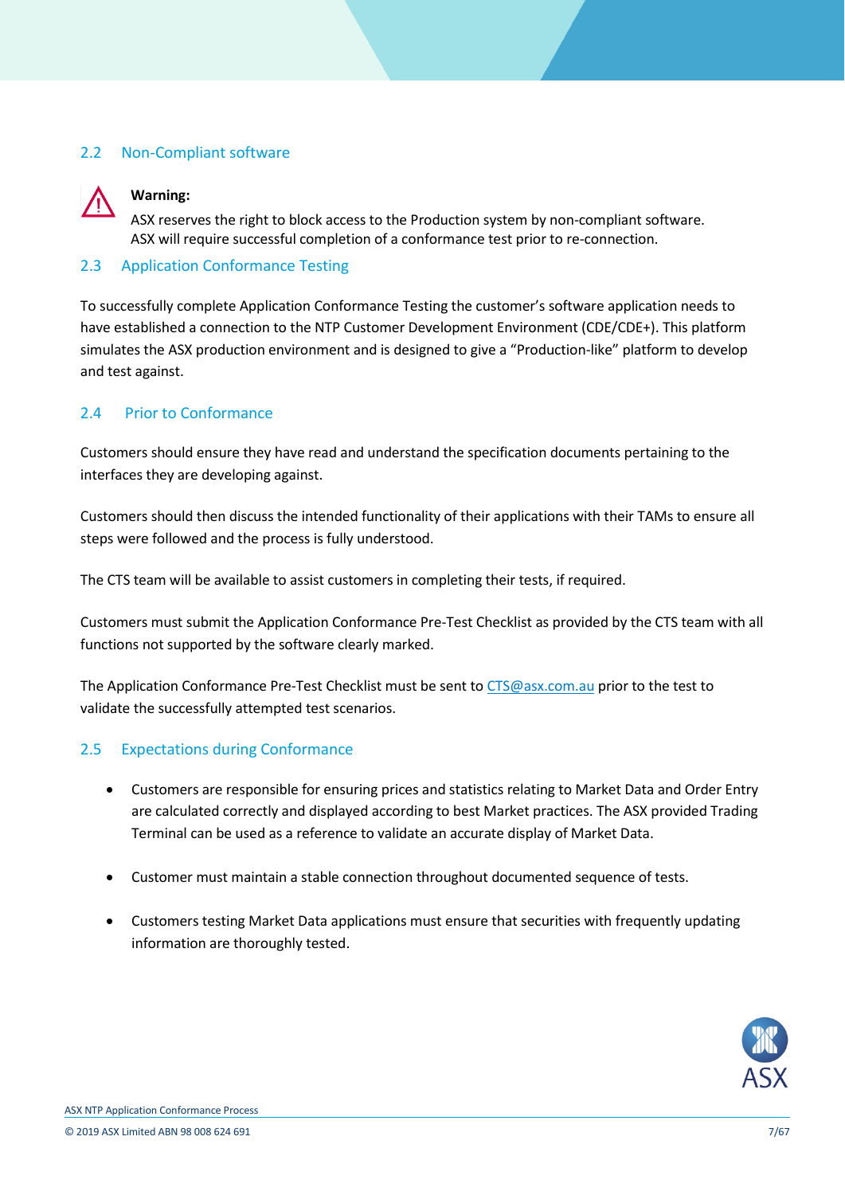## 2.2 Non-Compliant software

**Warning:**

ASX reserves the right to block access to the Production system by non-compliant software.
ASX will require successful completion of a conformance test prior to re-connection.

## 2.3 Application Conformance Testing

To successfully complete Application Conformance Testing the customer's software application needs to have established a connection to the NTP Customer Development Environment (CDE/CDE+). This platform simulates the ASX production environment and is designed to give a "Production-like" platform to develop and test against.

## 2.4 Prior to Conformance

Customers should ensure they have read and understand the specification documents pertaining to the interfaces they are developing against.

Customers should then discuss the intended functionality of their applications with their TAMs to ensure all steps were followed and the process is fully understood.

The CTS team will be available to assist customers in completing their tests, if required.

Customers must submit the Application Conformance Pre-Test Checklist as provided by the CTS team with all functions not supported by the software clearly marked.

The Application Conformance Pre-Test Checklist must be sent to CTS@asx.com.au prior to the test to validate the successfully attempted test scenarios.

## 2.5 Expectations during Conformance

- Customers are responsible for ensuring prices and statistics relating to Market Data and Order Entry are calculated correctly and displayed according to best Market practices. The ASX provided Trading Terminal can be used as a reference to validate an accurate display of Market Data.
- Customer must maintain a stable connection throughout documented sequence of tests.
- Customers testing Market Data applications must ensure that securities with frequently updating information are thoroughly tested.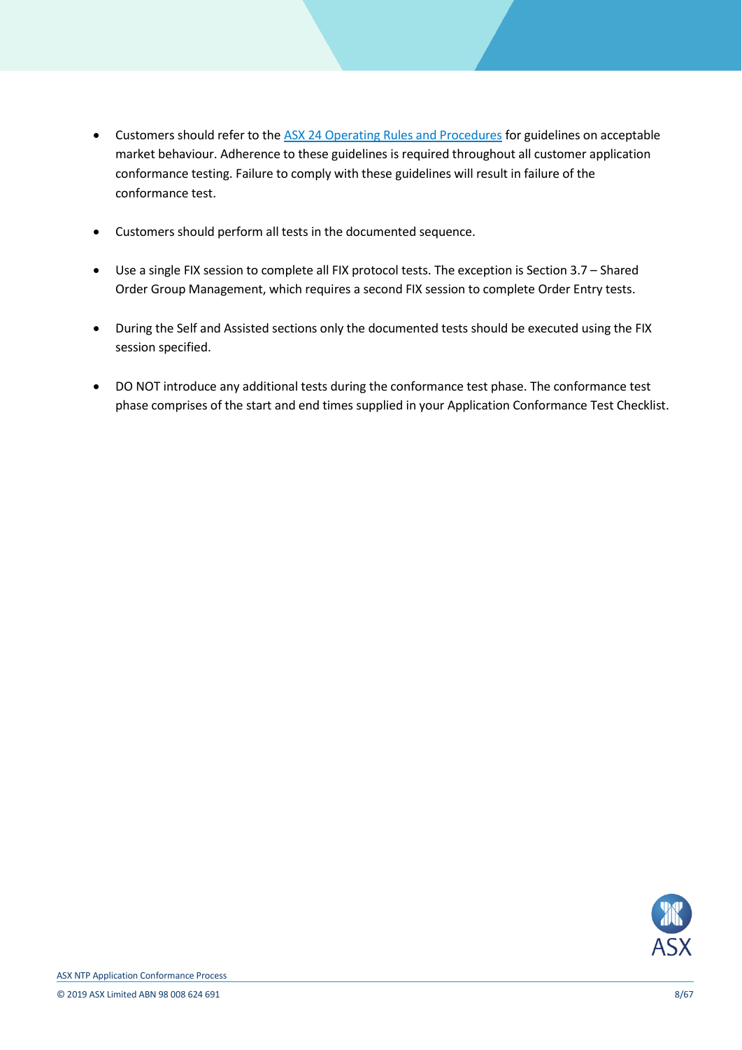- Customers should refer to the [ASX 24 Operating Rules and Procedures] for guidelines on acceptable market behaviour. Adherence to these guidelines is required throughout all customer application conformance testing. Failure to comply with these guidelines will result in failure of the conformance test.

- Customers should perform all tests in the documented sequence.

- Use a single FIX session to complete all FIX protocol tests. The exception is Section 3.7 – Shared Order Group Management, which requires a second FIX session to complete Order Entry tests.

- During the Self and Assisted sections only the documented tests should be executed using the FIX session specified.

- DO NOT introduce any additional tests during the conformance test phase. The conformance test phase comprises of the start and end times supplied in your Application Conformance Test Checklist.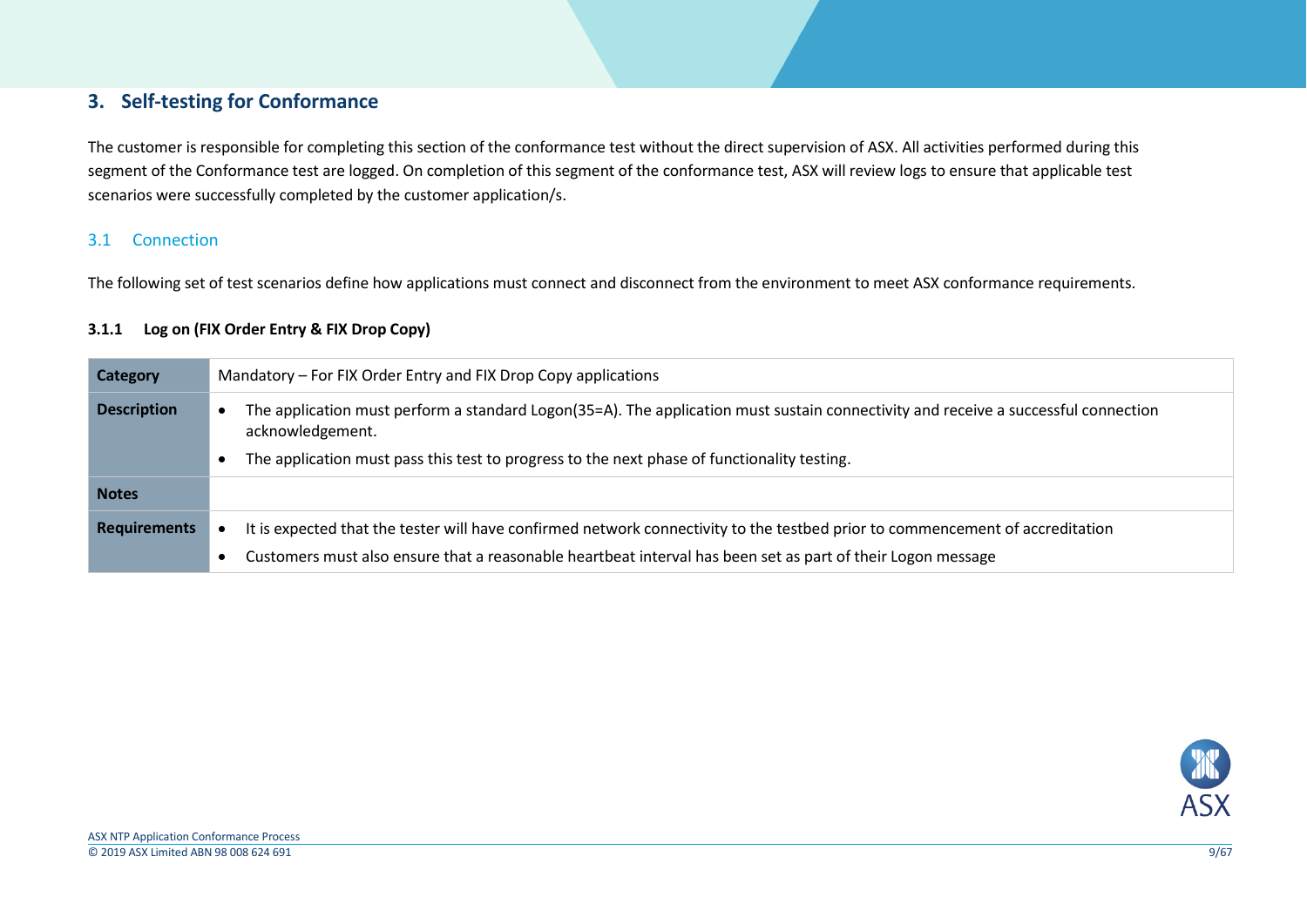# 3. Self-testing for Conformance

The customer is responsible for completing this section of the conformance test without the direct supervision of ASX. All activities performed during this segment of the Conformance test are logged. On completion of this segment of the conformance test, ASX will review logs to ensure that applicable test scenarios were successfully completed by the customer application/s.

## 3.1 Connection

The following set of test scenarios define how applications must connect and disconnect from the environment to meet ASX conformance requirements.

### 3.1.1 Log on (FIX Order Entry & FIX Drop Copy)

| **Category** | Mandatory – For FIX Order Entry and FIX Drop Copy applications |
|---|---|
| **Description** | • The application must perform a standard Logon(35=A). The application must sustain connectivity and receive a successful connection acknowledgement.<br>• The application must pass this test to progress to the next phase of functionality testing. |
| **Notes** | |
| **Requirements** | • It is expected that the tester will have confirmed network connectivity to the testbed prior to commencement of accreditation<br>• Customers must also ensure that a reasonable heartbeat interval has been set as part of their Logon message |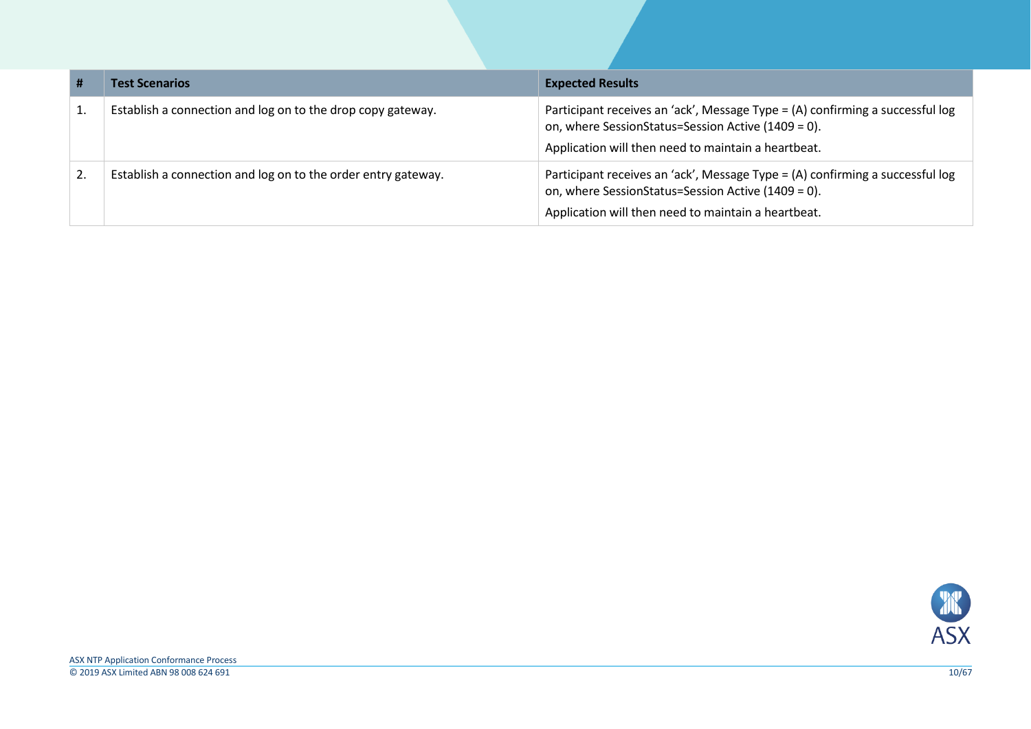| # | Test Scenarios | Expected Results |
|---|---|---|
| 1. | Establish a connection and log on to the drop copy gateway. | Participant receives an 'ack', Message Type = (A) confirming a successful log on, where SessionStatus=Session Active (1409 = 0).<br><br>Application will then need to maintain a heartbeat. |
| 2. | Establish a connection and log on to the order entry gateway. | Participant receives an 'ack', Message Type = (A) confirming a successful log on, where SessionStatus=Session Active (1409 = 0).<br><br>Application will then need to maintain a heartbeat. |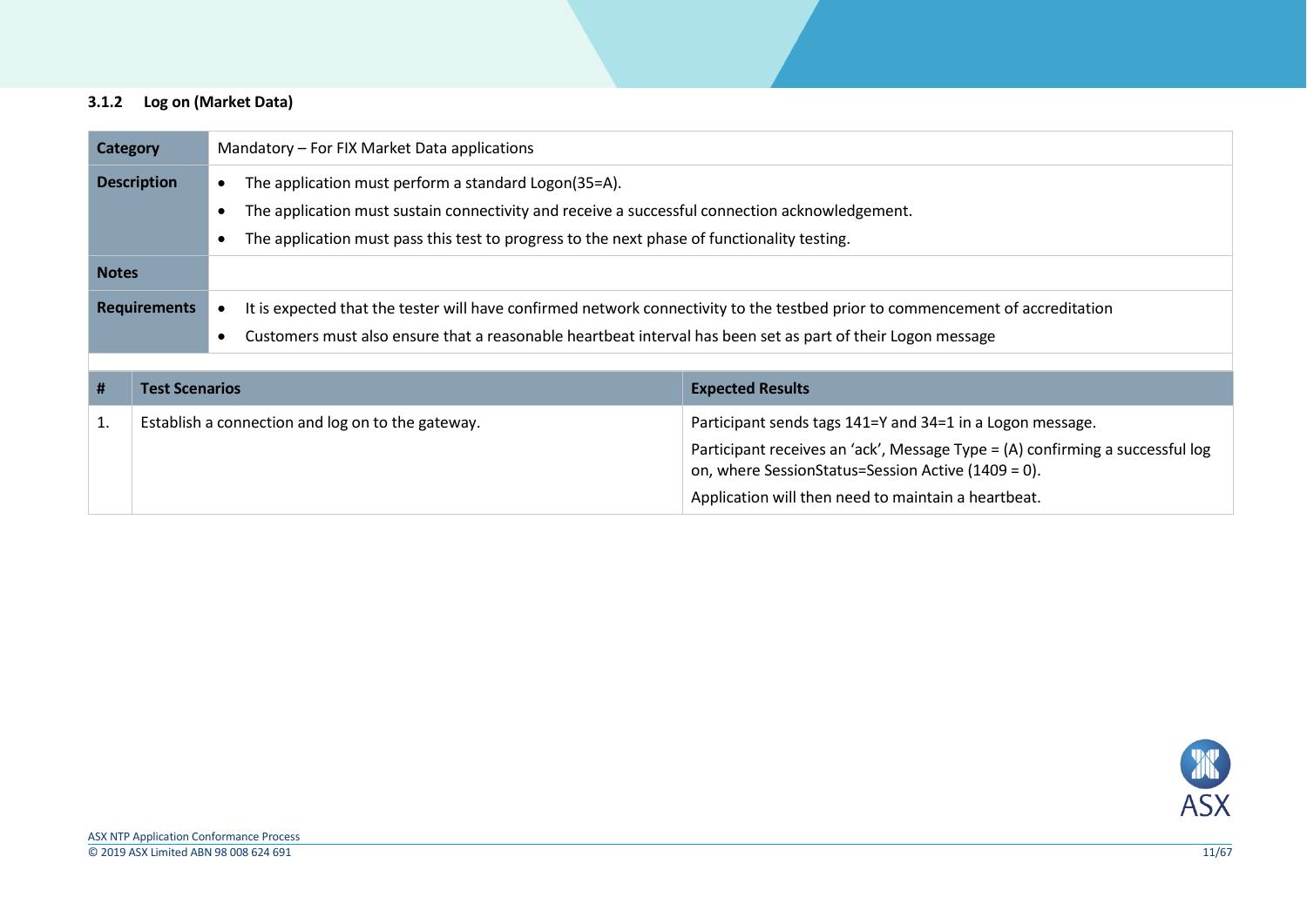### 3.1.2 Log on (Market Data)

| | |
|---|---|
| **Category** | Mandatory – For FIX Market Data applications |
| **Description** | • The application must perform a standard Logon(35=A).<br>• The application must sustain connectivity and receive a successful connection acknowledgement.<br>• The application must pass this test to progress to the next phase of functionality testing. |
| **Notes** | |
| **Requirements** | • It is expected that the tester will have confirmed network connectivity to the testbed prior to commencement of accreditation<br>• Customers must also ensure that a reasonable heartbeat interval has been set as part of their Logon message |

| # | Test Scenarios | Expected Results |
|---|---|---|
| 1. | Establish a connection and log on to the gateway. | Participant sends tags 141=Y and 34=1 in a Logon message.<br>Participant receives an ‘ack’, Message Type = (A) confirming a successful log on, where SessionStatus=Session Active (1409 = 0).<br>Application will then need to maintain a heartbeat. |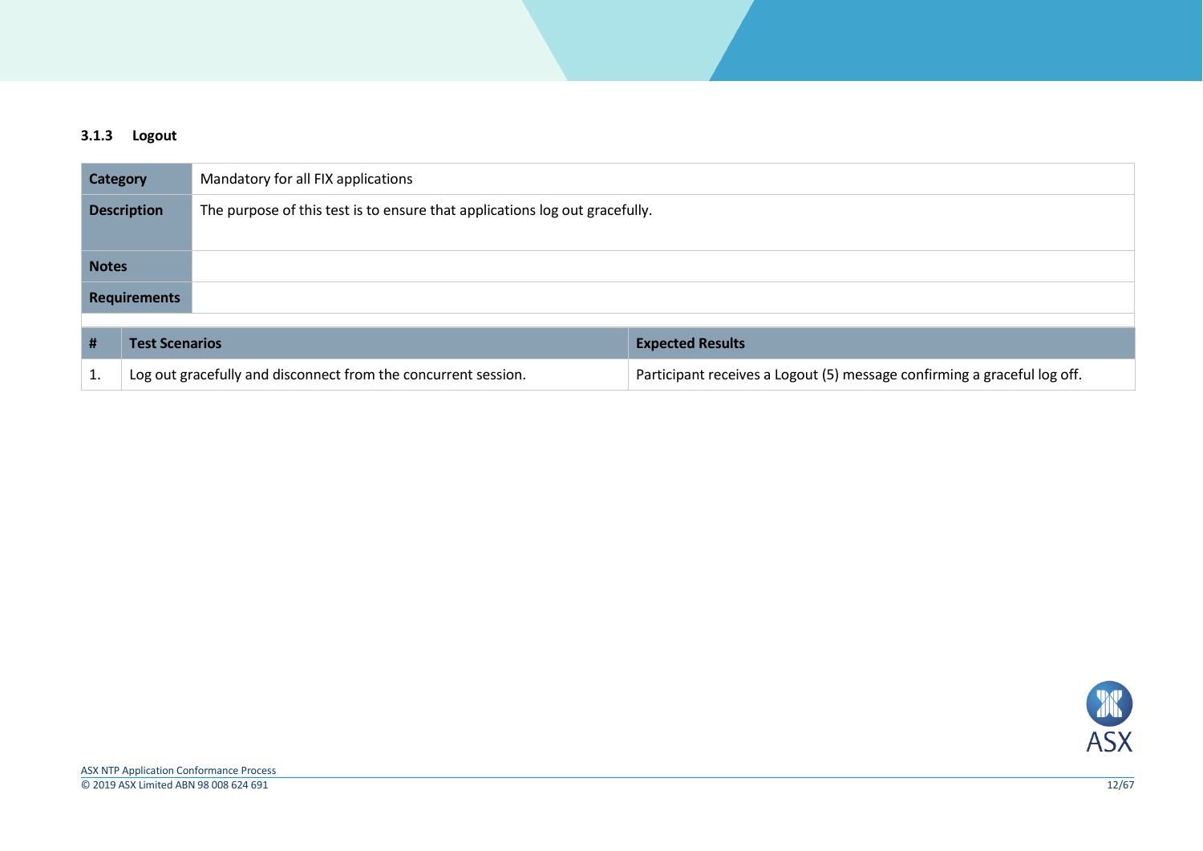### 3.1.3 Logout

| | |
|---|---|
| **Category** | Mandatory for all FIX applications |
| **Description** | The purpose of this test is to ensure that applications log out gracefully. |
| **Notes** | |
| **Requirements** | |

| # | Test Scenarios | Expected Results |
|---|---|---|
| 1. | Log out gracefully and disconnect from the concurrent session. | Participant receives a Logout (5) message confirming a graceful log off. |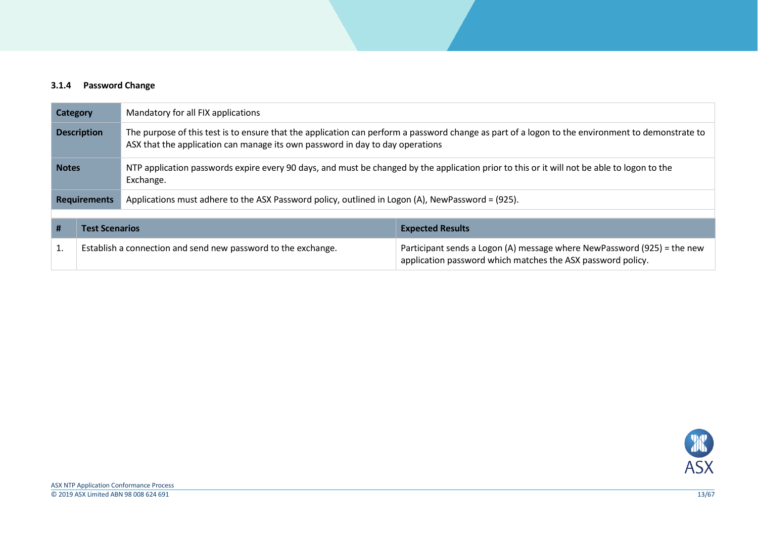### 3.1.4 Password Change

| | |
|---|---|
| **Category** | Mandatory for all FIX applications |
| **Description** | The purpose of this test is to ensure that the application can perform a password change as part of a logon to the environment to demonstrate to ASX that the application can manage its own password in day to day operations |
| **Notes** | NTP application passwords expire every 90 days, and must be changed by the application prior to this or it will not be able to logon to the Exchange. |
| **Requirements** | Applications must adhere to the ASX Password policy, outlined in Logon (A), NewPassword = (925). |

| # | Test Scenarios | Expected Results |
|---|---|---|
| 1. | Establish a connection and send new password to the exchange. | Participant sends a Logon (A) message where NewPassword (925) = the new application password which matches the ASX password policy. |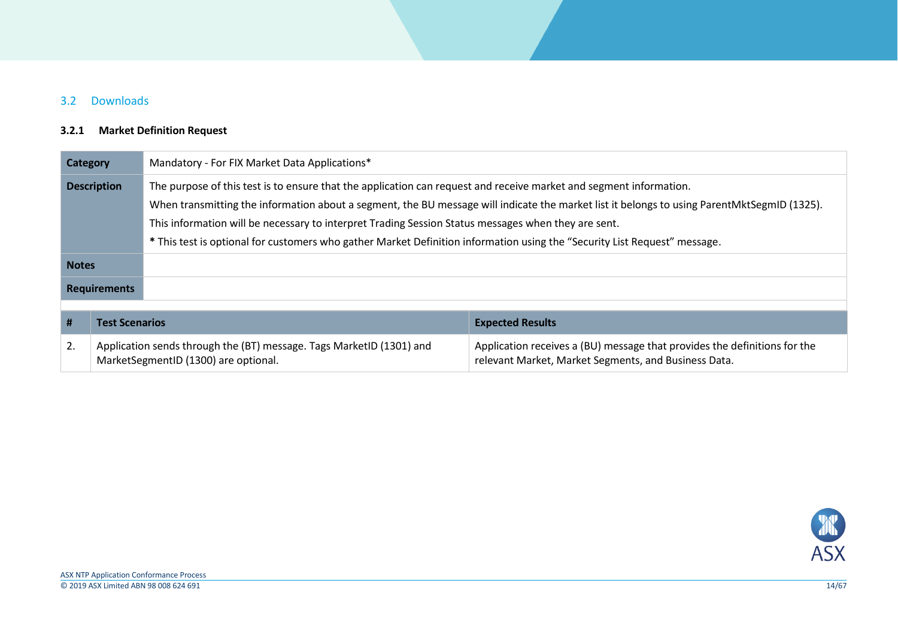## 3.2 Downloads

### 3.2.1 Market Definition Request

| **Category** | Mandatory - For FIX Market Data Applications* |
|---|---|
| **Description** | The purpose of this test is to ensure that the application can request and receive market and segment information.<br>When transmitting the information about a segment, the BU message will indicate the market list it belongs to using ParentMktSegmID (1325).<br>This information will be necessary to interpret Trading Session Status messages when they are sent.<br>**\*** This test is optional for customers who gather Market Definition information using the "Security List Request" message. |
| **Notes** | |
| **Requirements** | |

| # | Test Scenarios | Expected Results |
|---|---|---|
| 2. | Application sends through the (BT) message. Tags MarketID (1301) and MarketSegmentID (1300) are optional. | Application receives a (BU) message that provides the definitions for the relevant Market, Market Segments, and Business Data. |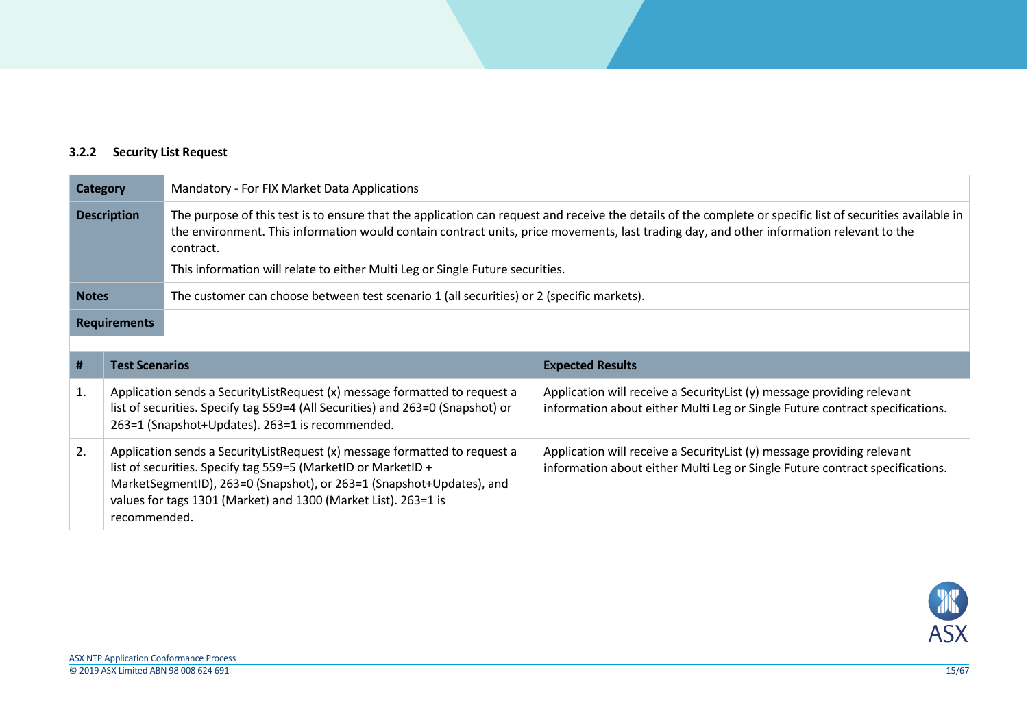### 3.2.2 Security List Request

| **Category** | Mandatory - For FIX Market Data Applications |
|---|---|
| **Description** | The purpose of this test is to ensure that the application can request and receive the details of the complete or specific list of securities available in the environment. This information would contain contract units, price movements, last trading day, and other information relevant to the contract.<br><br>This information will relate to either Multi Leg or Single Future securities. |
| **Notes** | The customer can choose between test scenario 1 (all securities) or 2 (specific markets). |
| **Requirements** | |

| # | Test Scenarios | Expected Results |
|---|---|---|
| 1. | Application sends a SecurityListRequest (x) message formatted to request a list of securities. Specify tag 559=4 (All Securities) and 263=0 (Snapshot) or 263=1 (Snapshot+Updates). 263=1 is recommended. | Application will receive a SecurityList (y) message providing relevant information about either Multi Leg or Single Future contract specifications. |
| 2. | Application sends a SecurityListRequest (x) message formatted to request a list of securities. Specify tag 559=5 (MarketID or MarketID + MarketSegmentID), 263=0 (Snapshot), or 263=1 (Snapshot+Updates), and values for tags 1301 (Market) and 1300 (Market List). 263=1 is recommended. | Application will receive a SecurityList (y) message providing relevant information about either Multi Leg or Single Future contract specifications. |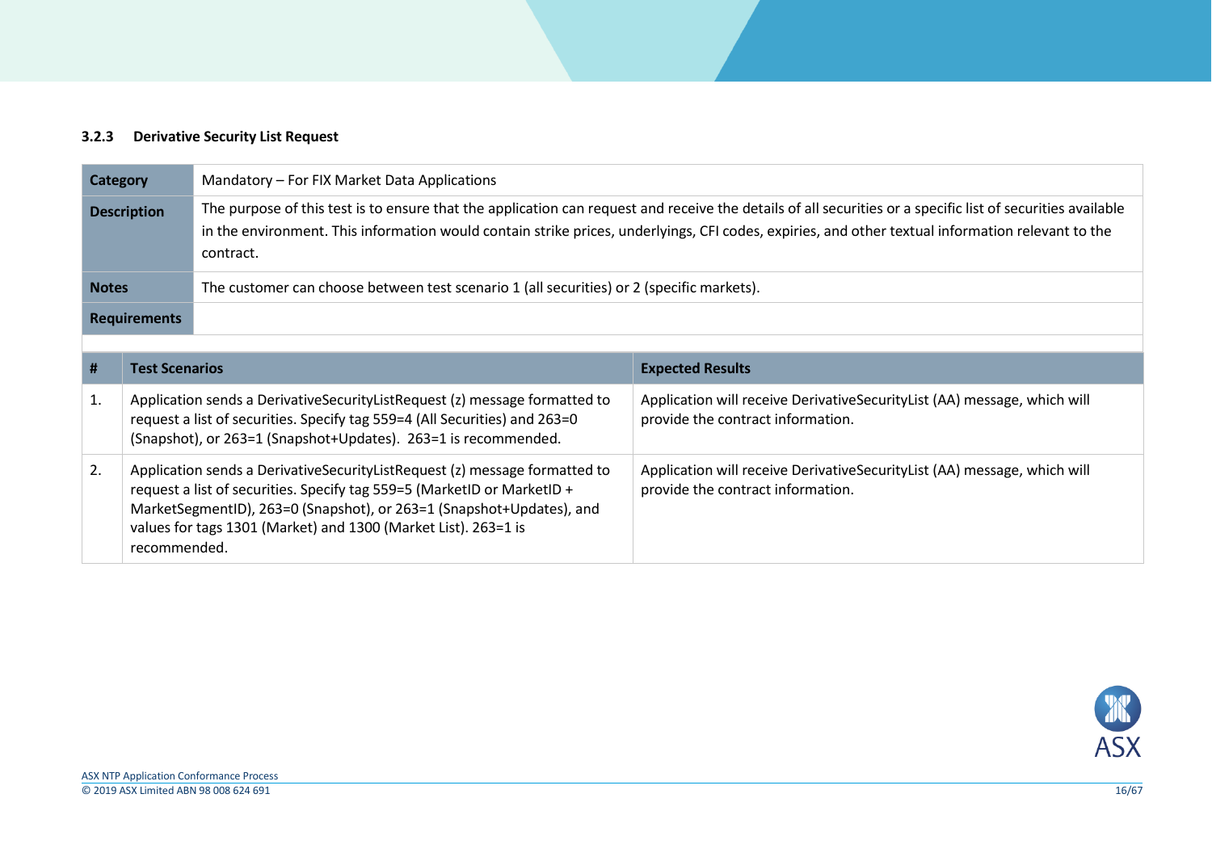### 3.2.3 Derivative Security List Request

| | |
|---|---|
| **Category** | Mandatory – For FIX Market Data Applications |
| **Description** | The purpose of this test is to ensure that the application can request and receive the details of all securities or a specific list of securities available in the environment. This information would contain strike prices, underlyings, CFI codes, expiries, and other textual information relevant to the contract. |
| **Notes** | The customer can choose between test scenario 1 (all securities) or 2 (specific markets). |
| **Requirements** | |

| # | Test Scenarios | Expected Results |
|---|---|---|
| 1. | Application sends a DerivativeSecurityListRequest (z) message formatted to request a list of securities. Specify tag 559=4 (All Securities) and 263=0 (Snapshot), or 263=1 (Snapshot+Updates). 263=1 is recommended. | Application will receive DerivativeSecurityList (AA) message, which will provide the contract information. |
| 2. | Application sends a DerivativeSecurityListRequest (z) message formatted to request a list of securities. Specify tag 559=5 (MarketID or MarketID + MarketSegmentID), 263=0 (Snapshot), or 263=1 (Snapshot+Updates), and values for tags 1301 (Market) and 1300 (Market List). 263=1 is recommended. | Application will receive DerivativeSecurityList (AA) message, which will provide the contract information. |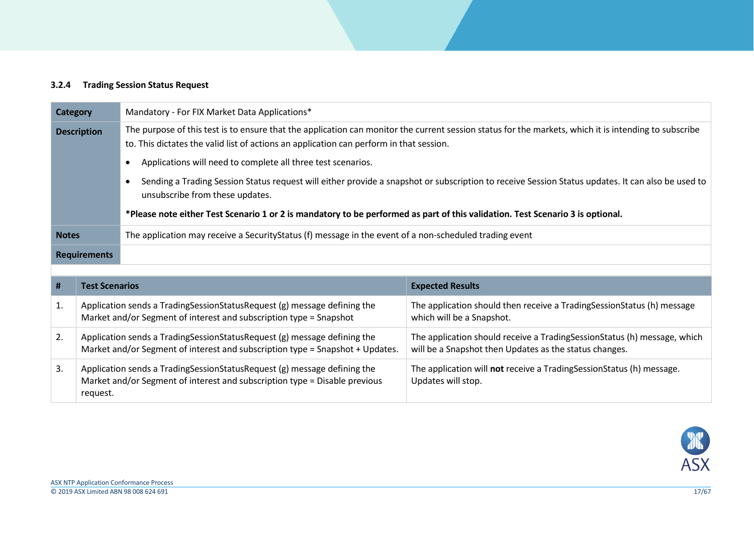### 3.2.4 Trading Session Status Request

| | |
|---|---|
| **Category** | Mandatory - For FIX Market Data Applications* |
| **Description** | The purpose of this test is to ensure that the application can monitor the current session status for the markets, which it is intending to subscribe to. This dictates the valid list of actions an application can perform in that session.<br><br>• Applications will need to complete all three test scenarios.<br><br>• Sending a Trading Session Status request will either provide a snapshot or subscription to receive Session Status updates. It can also be used to unsubscribe from these updates.<br><br>***Please note either Test Scenario 1 or 2 is mandatory to be performed as part of this validation. Test Scenario 3 is optional.** |
| **Notes** | The application may receive a SecurityStatus (f) message in the event of a non-scheduled trading event |
| **Requirements** | |

| # | Test Scenarios | Expected Results |
|---|---|---|
| 1. | Application sends a TradingSessionStatusRequest (g) message defining the Market and/or Segment of interest and subscription type = Snapshot | The application should then receive a TradingSessionStatus (h) message which will be a Snapshot. |
| 2. | Application sends a TradingSessionStatusRequest (g) message defining the Market and/or Segment of interest and subscription type = Snapshot + Updates. | The application should receive a TradingSessionStatus (h) message, which will be a Snapshot then Updates as the status changes. |
| 3. | Application sends a TradingSessionStatusRequest (g) message defining the Market and/or Segment of interest and subscription type = Disable previous request. | The application will **not** receive a TradingSessionStatus (h) message. Updates will stop. |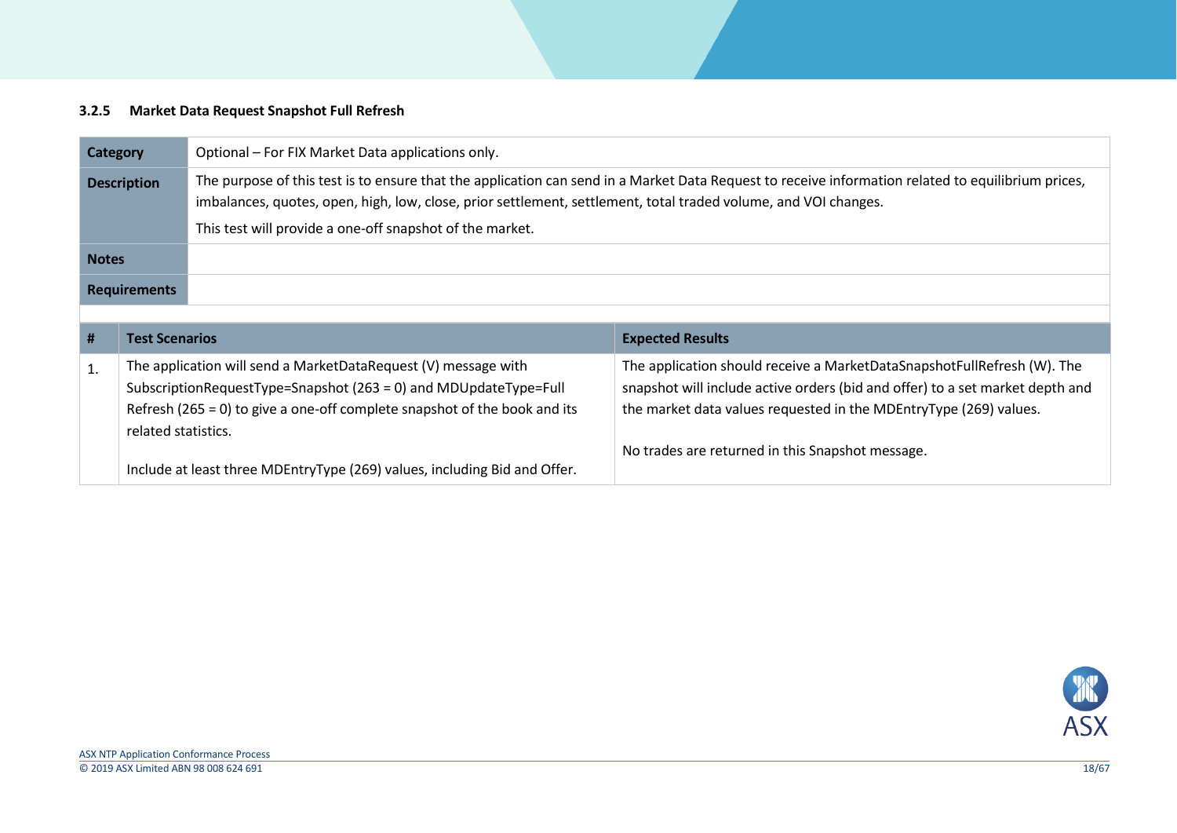### 3.2.5 Market Data Request Snapshot Full Refresh

| **Category** | Optional – For FIX Market Data applications only. |
|---|---|
| **Description** | The purpose of this test is to ensure that the application can send in a Market Data Request to receive information related to equilibrium prices, imbalances, quotes, open, high, low, close, prior settlement, settlement, total traded volume, and VOI changes.<br><br>This test will provide a one-off snapshot of the market. |
| **Notes** | |
| **Requirements** | |

| # | Test Scenarios | Expected Results |
|---|---|---|
| 1. | The application will send a MarketDataRequest (V) message with SubscriptionRequestType=Snapshot (263 = 0) and MDUpdateType=Full Refresh (265 = 0) to give a one-off complete snapshot of the book and its related statistics.<br><br>Include at least three MDEntryType (269) values, including Bid and Offer. | The application should receive a MarketDataSnapshotFullRefresh (W). The snapshot will include active orders (bid and offer) to a set market depth and the market data values requested in the MDEntryType (269) values.<br><br>No trades are returned in this Snapshot message. |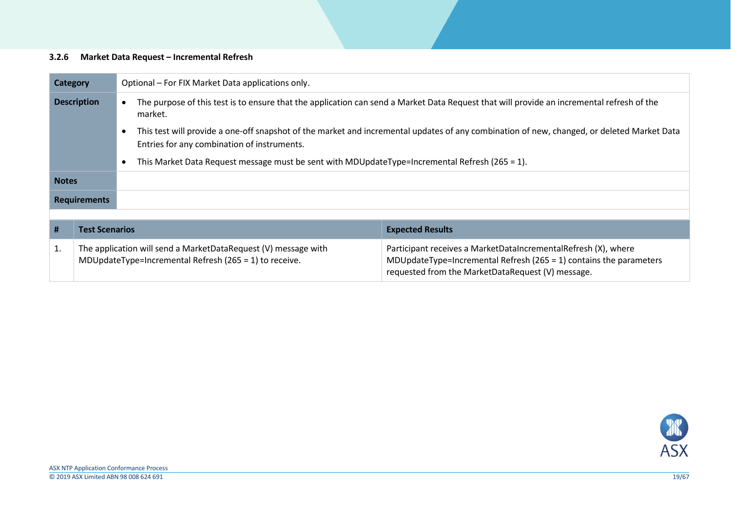### 3.2.6 Market Data Request – Incremental Refresh

| | |
|---|---|
| **Category** | Optional – For FIX Market Data applications only. |
| **Description** | • The purpose of this test is to ensure that the application can send a Market Data Request that will provide an incremental refresh of the market.<br>• This test will provide a one-off snapshot of the market and incremental updates of any combination of new, changed, or deleted Market Data Entries for any combination of instruments.<br>• This Market Data Request message must be sent with MDUpdateType=Incremental Refresh (265 = 1). |
| **Notes** | |
| **Requirements** | |

| # | Test Scenarios | Expected Results |
|---|---|---|
| 1. | The application will send a MarketDataRequest (V) message with MDUpdateType=Incremental Refresh (265 = 1) to receive. | Participant receives a MarketDataIncrementalRefresh (X), where MDUpdateType=Incremental Refresh (265 = 1) contains the parameters requested from the MarketDataRequest (V) message. |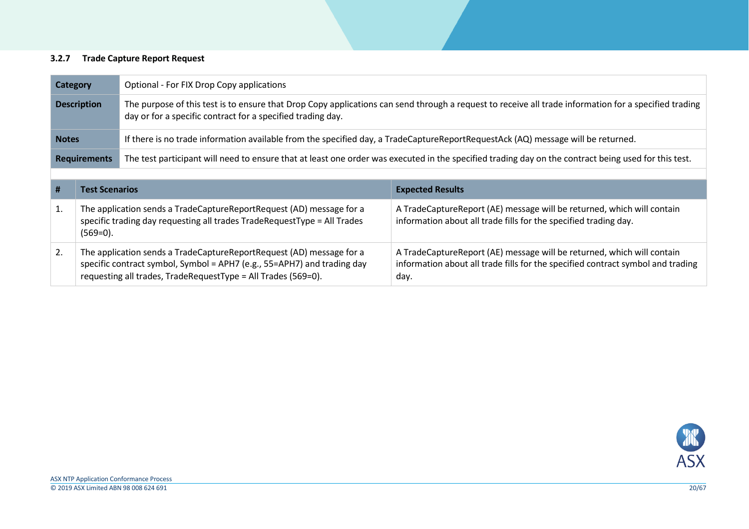### 3.2.7 Trade Capture Report Request

| Category | Optional - For FIX Drop Copy applications |
|---|---|
| **Description** | The purpose of this test is to ensure that Drop Copy applications can send through a request to receive all trade information for a specified trading day or for a specific contract for a specified trading day. |
| **Notes** | If there is no trade information available from the specified day, a TradeCaptureReportRequestAck (AQ) message will be returned. |
| **Requirements** | The test participant will need to ensure that at least one order was executed in the specified trading day on the contract being used for this test. |

| # | Test Scenarios | Expected Results |
|---|---|---|
| 1. | The application sends a TradeCaptureReportRequest (AD) message for a specific trading day requesting all trades TradeRequestType = All Trades (569=0). | A TradeCaptureReport (AE) message will be returned, which will contain information about all trade fills for the specified trading day. |
| 2. | The application sends a TradeCaptureReportRequest (AD) message for a specific contract symbol, Symbol = APH7 (e.g., 55=APH7) and trading day requesting all trades, TradeRequestType = All Trades (569=0). | A TradeCaptureReport (AE) message will be returned, which will contain information about all trade fills for the specified contract symbol and trading day. |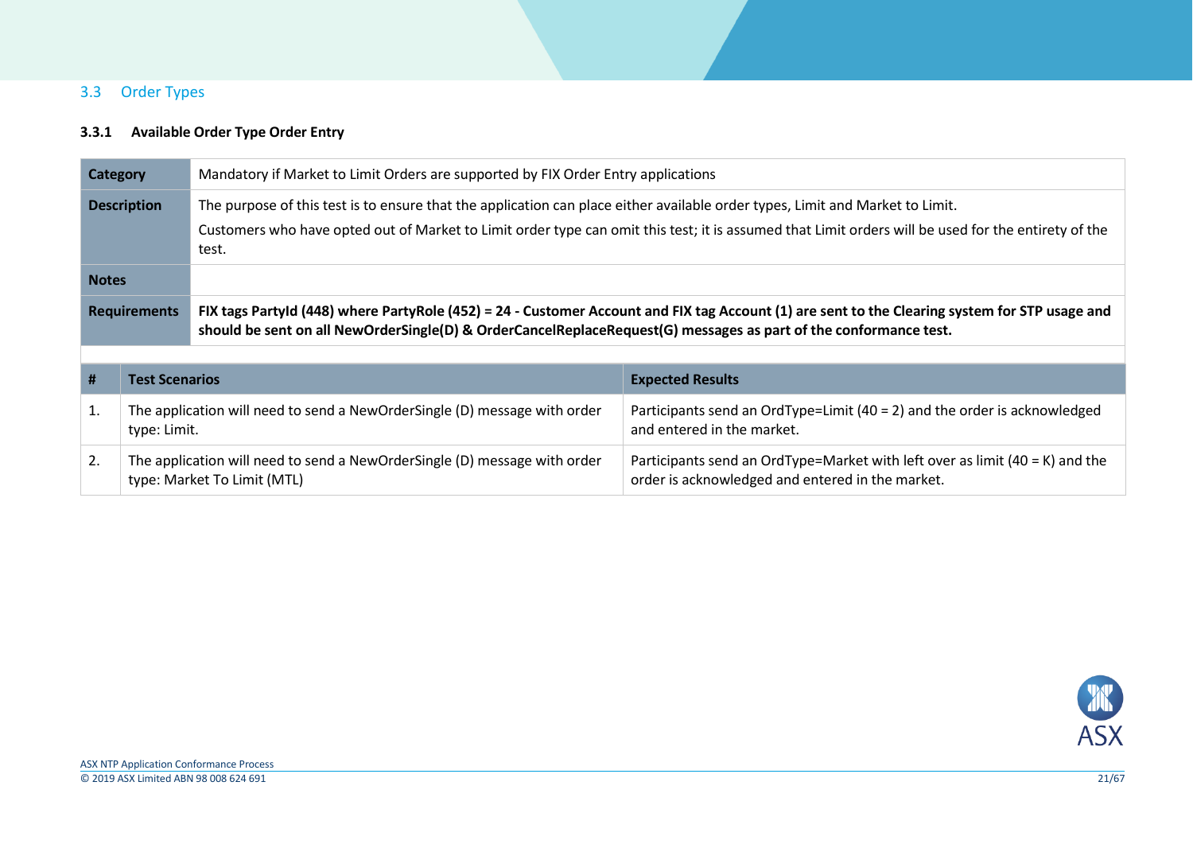## 3.3 Order Types

### 3.3.1 Available Order Type Order Entry

| | |
|---|---|
| **Category** | Mandatory if Market to Limit Orders are supported by FIX Order Entry applications |
| **Description** | The purpose of this test is to ensure that the application can place either available order types, Limit and Market to Limit.<br><br>Customers who have opted out of Market to Limit order type can omit this test; it is assumed that Limit orders will be used for the entirety of the test. |
| **Notes** | |
| **Requirements** | **FIX tags PartyId (448) where PartyRole (452) = 24 - Customer Account and FIX tag Account (1) are sent to the Clearing system for STP usage and should be sent on all NewOrderSingle(D) & OrderCancelReplaceRequest(G) messages as part of the conformance test.** |

| # | Test Scenarios | Expected Results |
|---|---|---|
| 1. | The application will need to send a NewOrderSingle (D) message with order type: Limit. | Participants send an OrdType=Limit (40 = 2) and the order is acknowledged and entered in the market. |
| 2. | The application will need to send a NewOrderSingle (D) message with order type: Market To Limit (MTL) | Participants send an OrdType=Market with left over as limit (40 = K) and the order is acknowledged and entered in the market. |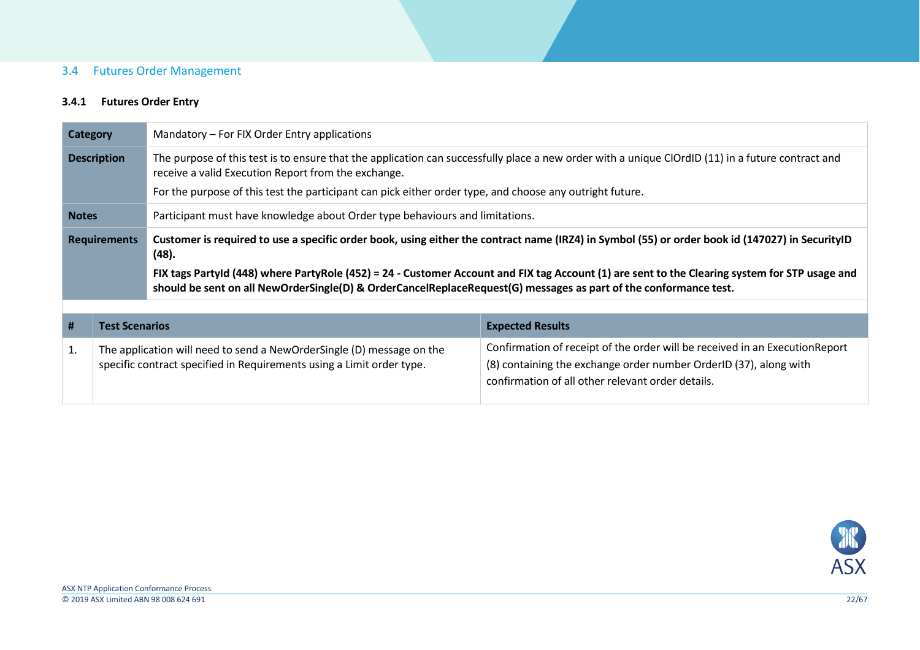## 3.4 Futures Order Management

### 3.4.1 Futures Order Entry

| | |
|---|---|
| **Category** | Mandatory – For FIX Order Entry applications |
| **Description** | The purpose of this test is to ensure that the application can successfully place a new order with a unique ClOrdID (11) in a future contract and receive a valid Execution Report from the exchange.<br>For the purpose of this test the participant can pick either order type, and choose any outright future. |
| **Notes** | Participant must have knowledge about Order type behaviours and limitations. |
| **Requirements** | **Customer is required to use a specific order book, using either the contract name (IRZ4) in Symbol (55) or order book id (147027) in SecurityID (48).**<br>**FIX tags PartyId (448) where PartyRole (452) = 24 - Customer Account and FIX tag Account (1) are sent to the Clearing system for STP usage and should be sent on all NewOrderSingle(D) & OrderCancelReplaceRequest(G) messages as part of the conformance test.** |

| # | Test Scenarios | Expected Results |
|---|---|---|
| 1. | The application will need to send a NewOrderSingle (D) message on the specific contract specified in Requirements using a Limit order type. | Confirmation of receipt of the order will be received in an ExecutionReport (8) containing the exchange order number OrderID (37), along with confirmation of all other relevant order details. |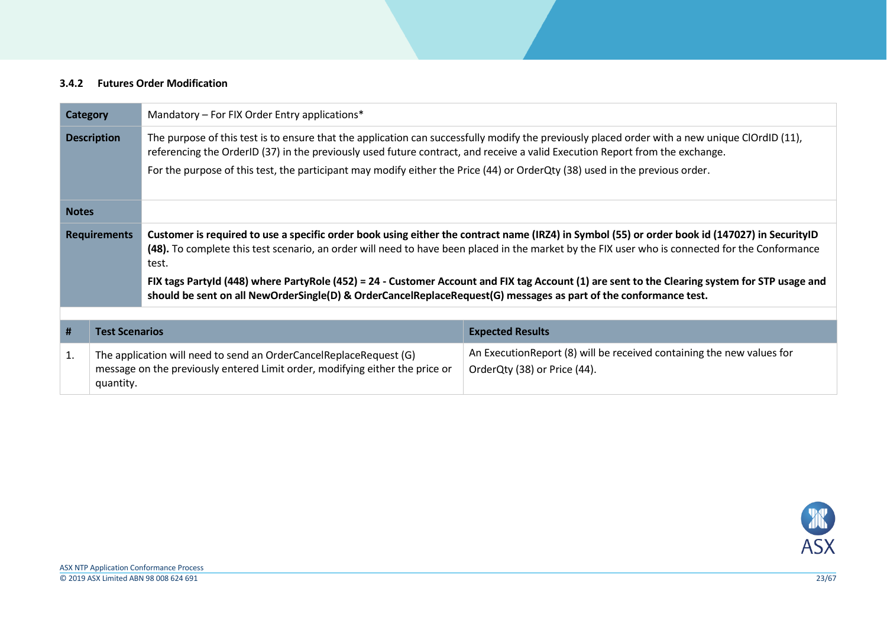### 3.4.2 Futures Order Modification

| Category | Mandatory – For FIX Order Entry applications* |
|---|---|
| **Description** | The purpose of this test is to ensure that the application can successfully modify the previously placed order with a new unique ClOrdID (11), referencing the OrderID (37) in the previously used future contract, and receive a valid Execution Report from the exchange.<br><br>For the purpose of this test, the participant may modify either the Price (44) or OrderQty (38) used in the previous order. |
| **Notes** | |
| **Requirements** | **Customer is required to use a specific order book using either the contract name (IRZ4) in Symbol (55) or order book id (147027) in SecurityID (48).** To complete this test scenario, an order will need to have been placed in the market by the FIX user who is connected for the Conformance test.<br><br>**FIX tags PartyId (448) where PartyRole (452) = 24 - Customer Account and FIX tag Account (1) are sent to the Clearing system for STP usage and should be sent on all NewOrderSingle(D) & OrderCancelReplaceRequest(G) messages as part of the conformance test.** |

| # | Test Scenarios | Expected Results |
|---|---|---|
| 1. | The application will need to send an OrderCancelReplaceRequest (G) message on the previously entered Limit order, modifying either the price or quantity. | An ExecutionReport (8) will be received containing the new values for OrderQty (38) or Price (44). |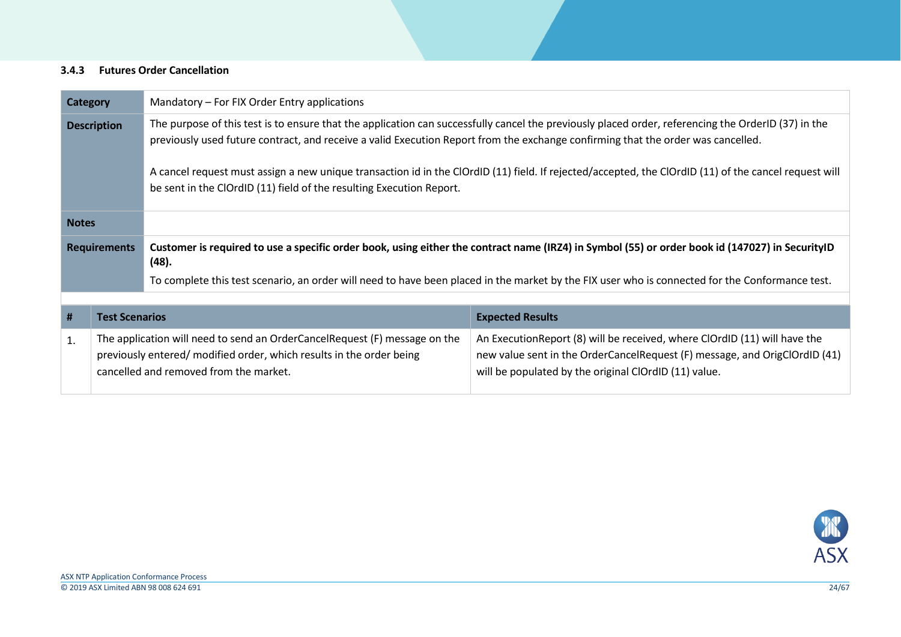### 3.4.3 Futures Order Cancellation

| | |
|---|---|
| **Category** | Mandatory – For FIX Order Entry applications |
| **Description** | The purpose of this test is to ensure that the application can successfully cancel the previously placed order, referencing the OrderID (37) in the previously used future contract, and receive a valid Execution Report from the exchange confirming that the order was cancelled.<br><br>A cancel request must assign a new unique transaction id in the ClOrdID (11) field. If rejected/accepted, the ClOrdID (11) of the cancel request will be sent in the ClOrdID (11) field of the resulting Execution Report. |
| **Notes** | |
| **Requirements** | **Customer is required to use a specific order book, using either the contract name (IRZ4) in Symbol (55) or order book id (147027) in SecurityID (48).**<br>To complete this test scenario, an order will need to have been placed in the market by the FIX user who is connected for the Conformance test. |

| # | Test Scenarios | Expected Results |
|---|---|---|
| 1. | The application will need to send an OrderCancelRequest (F) message on the previously entered/ modified order, which results in the order being cancelled and removed from the market. | An ExecutionReport (8) will be received, where ClOrdID (11) will have the new value sent in the OrderCancelRequest (F) message, and OrigClOrdID (41) will be populated by the original ClOrdID (11) value. |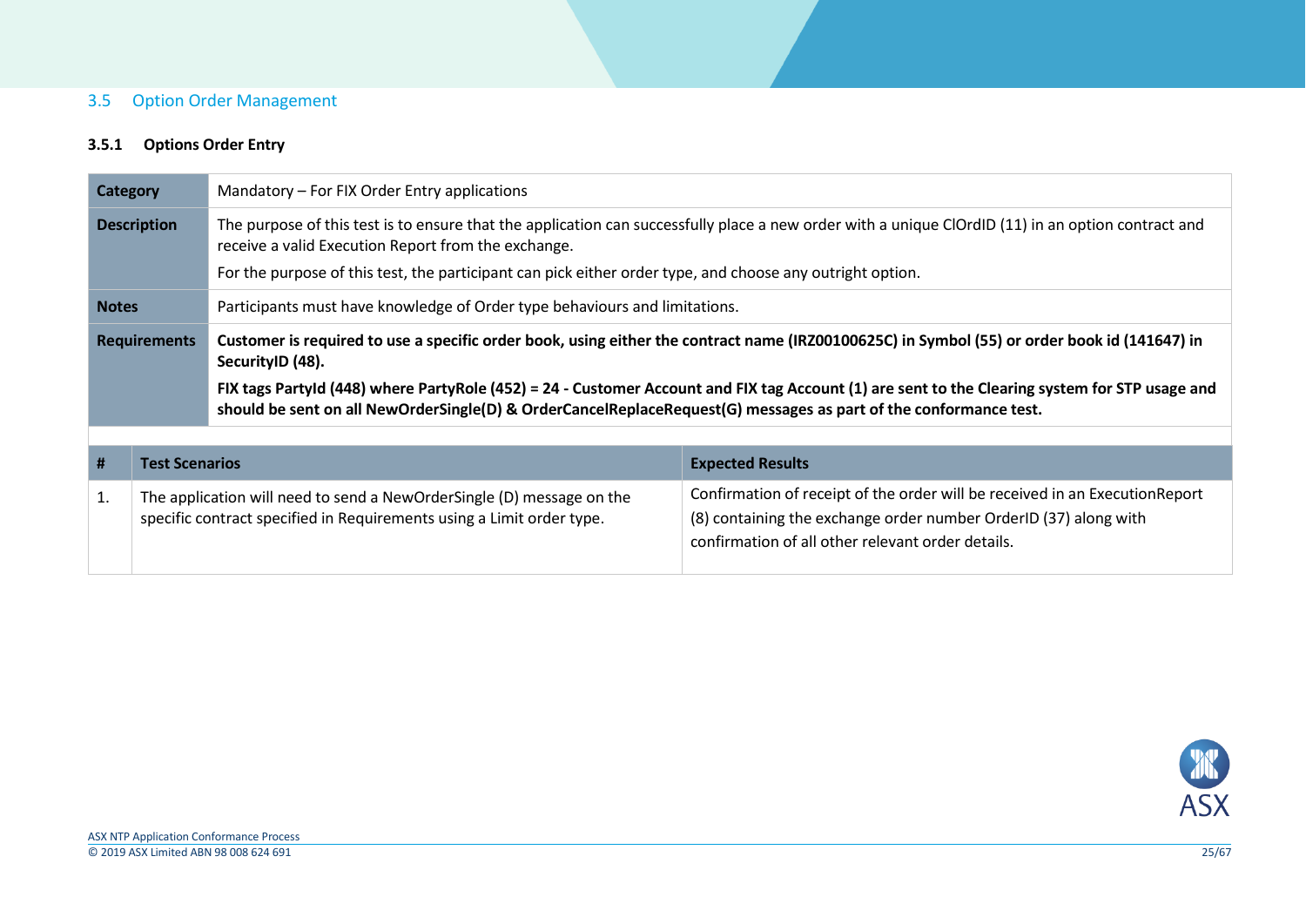## 3.5 Option Order Management

### 3.5.1 Options Order Entry

| | |
|---|---|
| **Category** | Mandatory – For FIX Order Entry applications |
| **Description** | The purpose of this test is to ensure that the application can successfully place a new order with a unique ClOrdID (11) in an option contract and receive a valid Execution Report from the exchange.<br>For the purpose of this test, the participant can pick either order type, and choose any outright option. |
| **Notes** | Participants must have knowledge of Order type behaviours and limitations. |
| **Requirements** | **Customer is required to use a specific order book, using either the contract name (IRZ00100625C) in Symbol (55) or order book id (141647) in SecurityID (48).**<br>**FIX tags PartyId (448) where PartyRole (452) = 24 - Customer Account and FIX tag Account (1) are sent to the Clearing system for STP usage and should be sent on all NewOrderSingle(D) & OrderCancelReplaceRequest(G) messages as part of the conformance test.** |

| # | Test Scenarios | Expected Results |
|---|---|---|
| 1. | The application will need to send a NewOrderSingle (D) message on the specific contract specified in Requirements using a Limit order type. | Confirmation of receipt of the order will be received in an ExecutionReport (8) containing the exchange order number OrderID (37) along with confirmation of all other relevant order details. |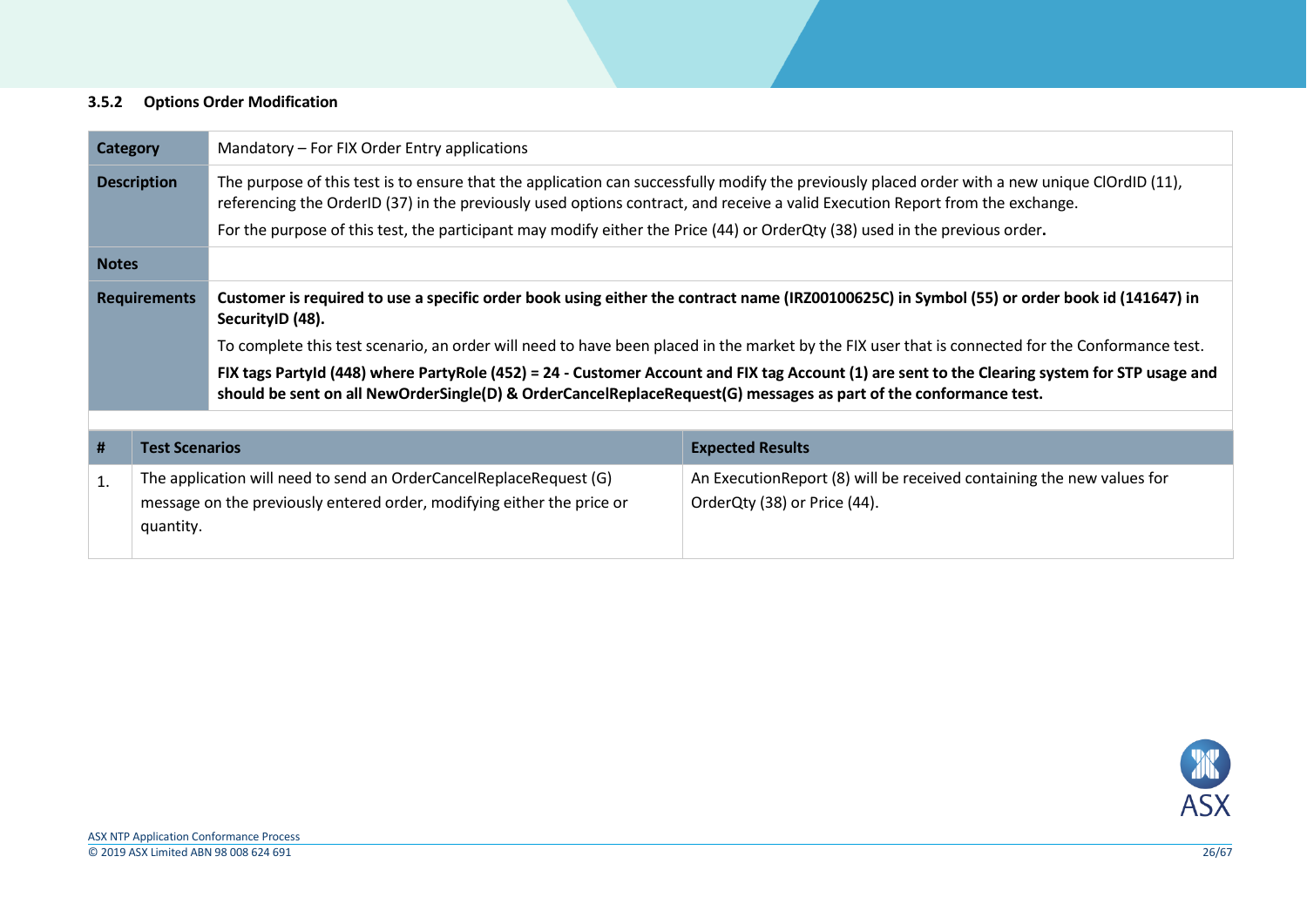### 3.5.2 Options Order Modification

| **Category** | Mandatory – For FIX Order Entry applications |
|---|---|
| **Description** | The purpose of this test is to ensure that the application can successfully modify the previously placed order with a new unique ClOrdID (11), referencing the OrderID (37) in the previously used options contract, and receive a valid Execution Report from the exchange.<br><br>For the purpose of this test, the participant may modify either the Price (44) or OrderQty (38) used in the previous order**.** |
| **Notes** | |
| **Requirements** | **Customer is required to use a specific order book using either the contract name (IRZ00100625C) in Symbol (55) or order book id (141647) in SecurityID (48).**<br><br>To complete this test scenario, an order will need to have been placed in the market by the FIX user that is connected for the Conformance test.<br><br>**FIX tags PartyId (448) where PartyRole (452) = 24 - Customer Account and FIX tag Account (1) are sent to the Clearing system for STP usage and should be sent on all NewOrderSingle(D) & OrderCancelReplaceRequest(G) messages as part of the conformance test.** |

| **#** | **Test Scenarios** | **Expected Results** |
|---|---|---|
| 1. | The application will need to send an OrderCancelReplaceRequest (G) message on the previously entered order, modifying either the price or quantity. | An ExecutionReport (8) will be received containing the new values for OrderQty (38) or Price (44). |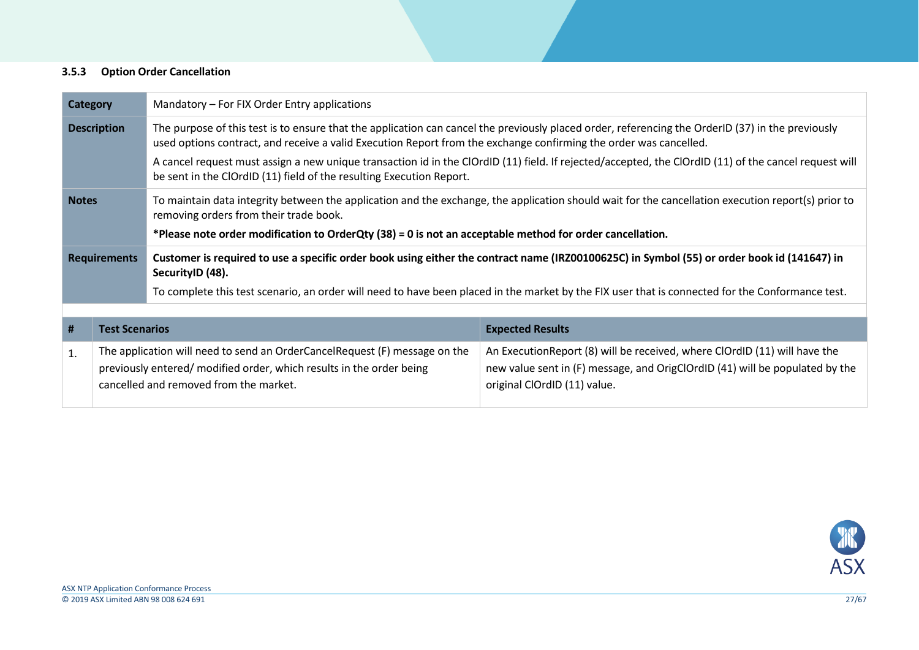### 3.5.3 Option Order Cancellation

| Category | Mandatory – For FIX Order Entry applications |
|---|---|
| **Description** | The purpose of this test is to ensure that the application can cancel the previously placed order, referencing the OrderID (37) in the previously used options contract, and receive a valid Execution Report from the exchange confirming the order was cancelled.<br><br>A cancel request must assign a new unique transaction id in the ClOrdID (11) field. If rejected/accepted, the ClOrdID (11) of the cancel request will be sent in the ClOrdID (11) field of the resulting Execution Report. |
| **Notes** | To maintain data integrity between the application and the exchange, the application should wait for the cancellation execution report(s) prior to removing orders from their trade book.<br><br>**\*Please note order modification to OrderQty (38) = 0 is not an acceptable method for order cancellation.** |
| **Requirements** | **Customer is required to use a specific order book using either the contract name (IRZ00100625C) in Symbol (55) or order book id (141647) in SecurityID (48).**<br><br>To complete this test scenario, an order will need to have been placed in the market by the FIX user that is connected for the Conformance test. |

| # | Test Scenarios | Expected Results |
|---|---|---|
| 1. | The application will need to send an OrderCancelRequest (F) message on the previously entered/ modified order, which results in the order being cancelled and removed from the market. | An ExecutionReport (8) will be received, where ClOrdID (11) will have the new value sent in (F) message, and OrigClOrdID (41) will be populated by the original ClOrdID (11) value. |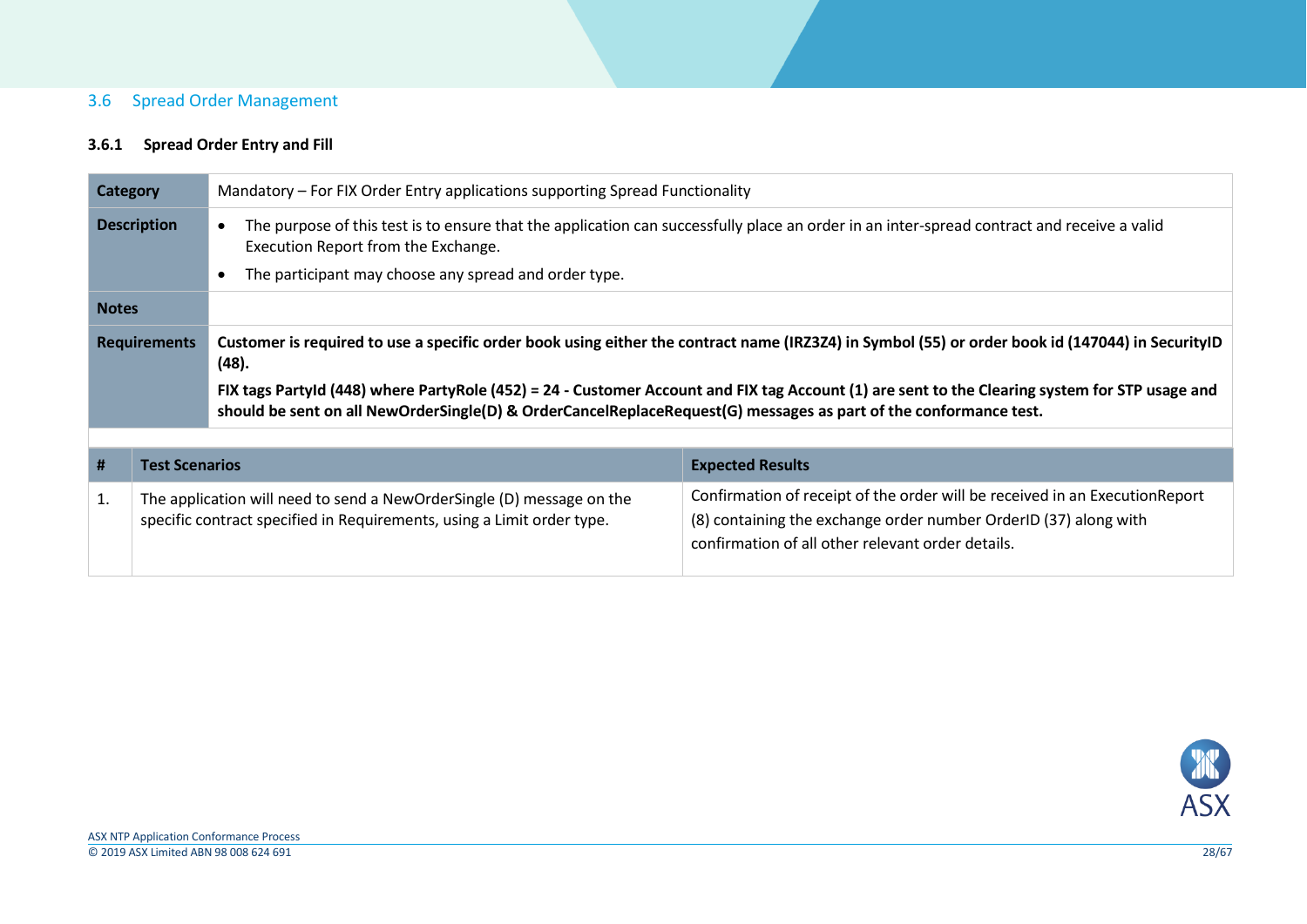## 3.6 Spread Order Management

### 3.6.1 Spread Order Entry and Fill

| | |
|---|---|
| **Category** | Mandatory – For FIX Order Entry applications supporting Spread Functionality |
| **Description** | • The purpose of this test is to ensure that the application can successfully place an order in an inter-spread contract and receive a valid Execution Report from the Exchange.<br>• The participant may choose any spread and order type. |
| **Notes** | |
| **Requirements** | **Customer is required to use a specific order book using either the contract name (IRZ3Z4) in Symbol (55) or order book id (147044) in SecurityID (48).**<br>**FIX tags PartyId (448) where PartyRole (452) = 24 - Customer Account and FIX tag Account (1) are sent to the Clearing system for STP usage and should be sent on all NewOrderSingle(D) & OrderCancelReplaceRequest(G) messages as part of the conformance test.** |

| # | Test Scenarios | Expected Results |
|---|---|---|
| 1. | The application will need to send a NewOrderSingle (D) message on the specific contract specified in Requirements, using a Limit order type. | Confirmation of receipt of the order will be received in an ExecutionReport (8) containing the exchange order number OrderID (37) along with confirmation of all other relevant order details. |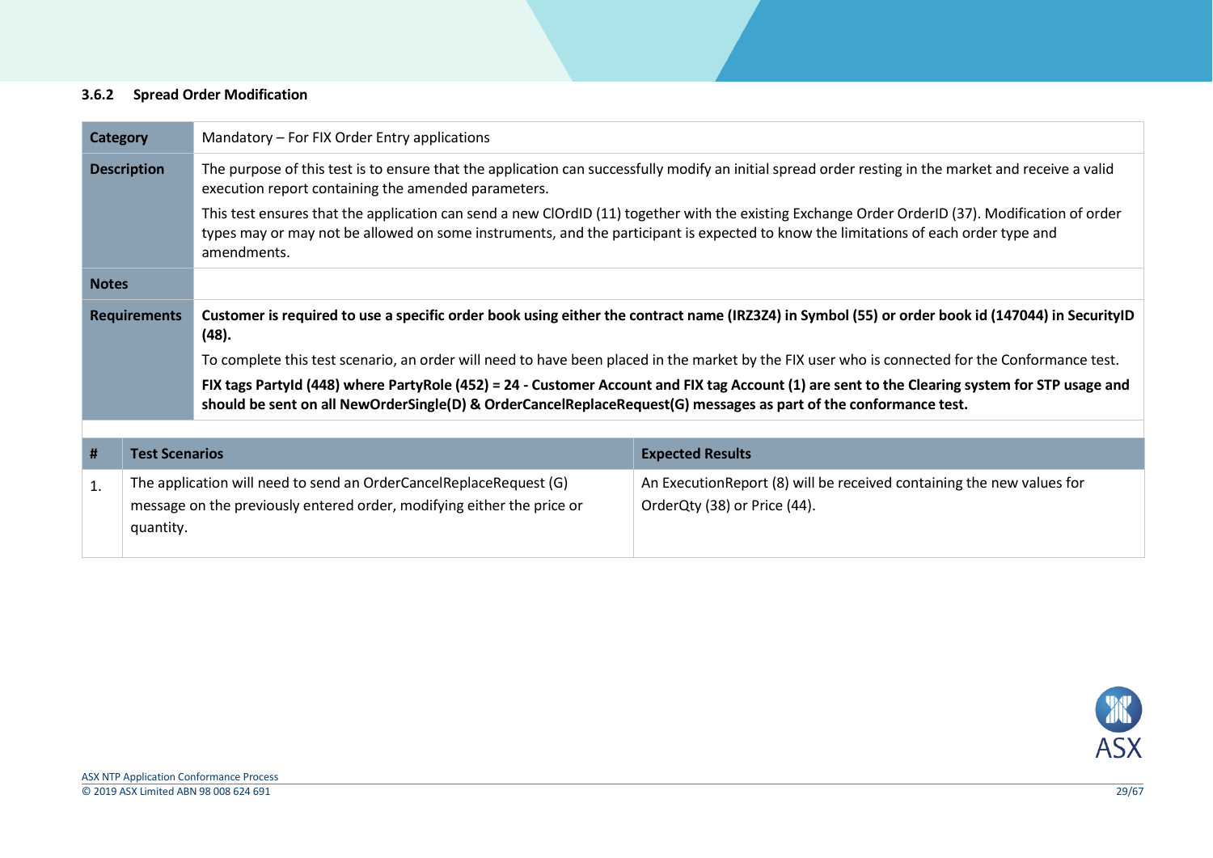### 3.6.2 Spread Order Modification

| **Category** | Mandatory – For FIX Order Entry applications |
|---|---|
| **Description** | The purpose of this test is to ensure that the application can successfully modify an initial spread order resting in the market and receive a valid execution report containing the amended parameters.<br><br>This test ensures that the application can send a new ClOrdID (11) together with the existing Exchange Order OrderID (37). Modification of order types may or may not be allowed on some instruments, and the participant is expected to know the limitations of each order type and amendments. |
| **Notes** | |
| **Requirements** | **Customer is required to use a specific order book using either the contract name (IRZ3Z4) in Symbol (55) or order book id (147044) in SecurityID (48).**<br><br>To complete this test scenario, an order will need to have been placed in the market by the FIX user who is connected for the Conformance test.<br><br>**FIX tags PartyId (448) where PartyRole (452) = 24 - Customer Account and FIX tag Account (1) are sent to the Clearing system for STP usage and should be sent on all NewOrderSingle(D) & OrderCancelReplaceRequest(G) messages as part of the conformance test.** |

| # | Test Scenarios | Expected Results |
|---|---|---|
| 1. | The application will need to send an OrderCancelReplaceRequest (G) message on the previously entered order, modifying either the price or quantity. | An ExecutionReport (8) will be received containing the new values for OrderQty (38) or Price (44). |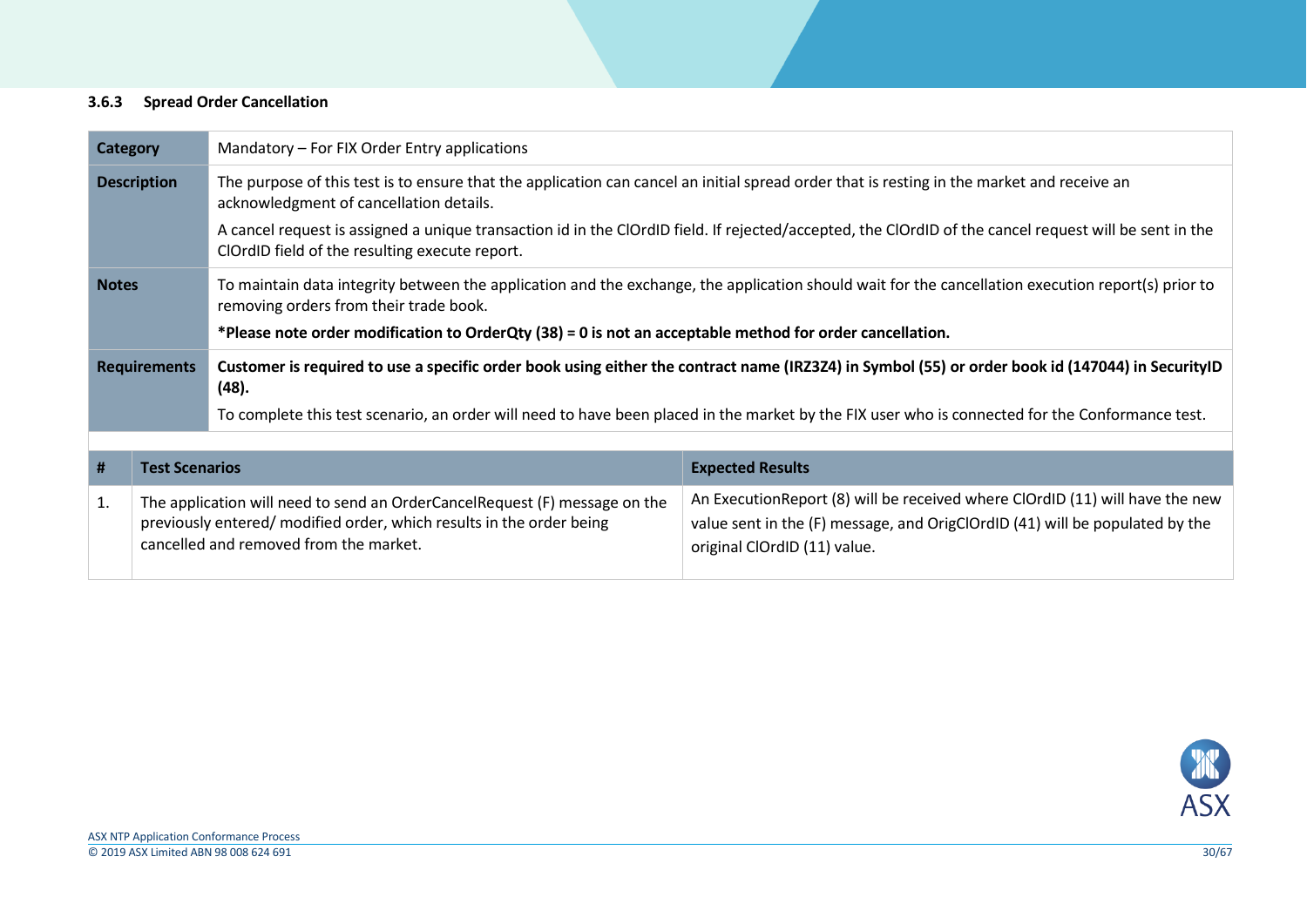### 3.6.3 Spread Order Cancellation

| | |
|---|---|
| **Category** | Mandatory – For FIX Order Entry applications |
| **Description** | The purpose of this test is to ensure that the application can cancel an initial spread order that is resting in the market and receive an acknowledgment of cancellation details.<br><br>A cancel request is assigned a unique transaction id in the ClOrdID field. If rejected/accepted, the ClOrdID of the cancel request will be sent in the ClOrdID field of the resulting execute report. |
| **Notes** | To maintain data integrity between the application and the exchange, the application should wait for the cancellation execution report(s) prior to removing orders from their trade book.<br><br>**\*Please note order modification to OrderQty (38) = 0 is not an acceptable method for order cancellation.** |
| **Requirements** | **Customer is required to use a specific order book using either the contract name (IRZ3Z4) in Symbol (55) or order book id (147044) in SecurityID (48).**<br><br>To complete this test scenario, an order will need to have been placed in the market by the FIX user who is connected for the Conformance test. |

| # | Test Scenarios | Expected Results |
|---|---|---|
| 1. | The application will need to send an OrderCancelRequest (F) message on the previously entered/ modified order, which results in the order being cancelled and removed from the market. | An ExecutionReport (8) will be received where ClOrdID (11) will have the new value sent in the (F) message, and OrigClOrdID (41) will be populated by the original ClOrdID (11) value. |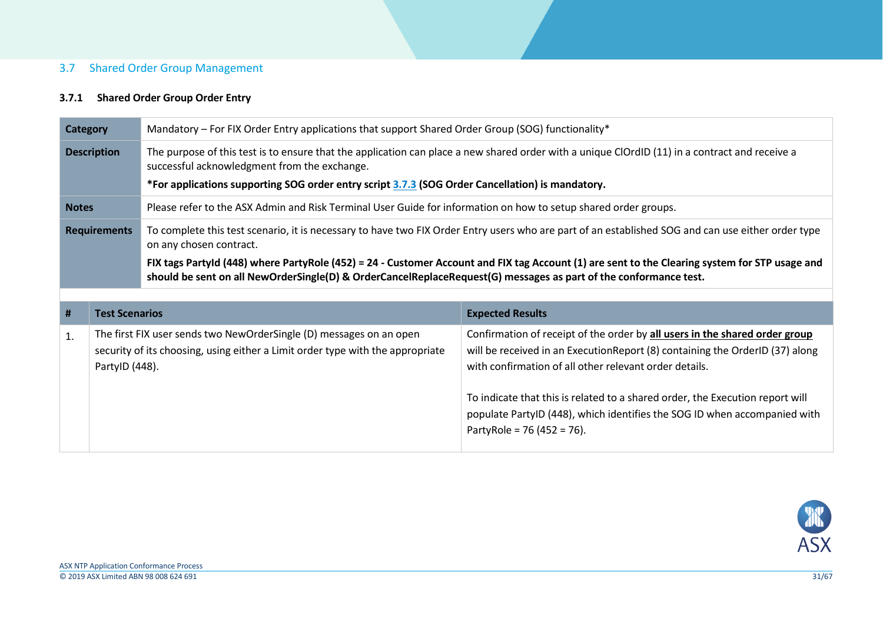## 3.7 Shared Order Group Management

### 3.7.1 Shared Order Group Order Entry

| | |
|---|---|
| **Category** | Mandatory – For FIX Order Entry applications that support Shared Order Group (SOG) functionality* |
| **Description** | The purpose of this test is to ensure that the application can place a new shared order with a unique ClOrdID (11) in a contract and receive a successful acknowledgment from the exchange.<br>**\*For applications supporting SOG order entry script 3.7.3 (SOG Order Cancellation) is mandatory.** |
| **Notes** | Please refer to the ASX Admin and Risk Terminal User Guide for information on how to setup shared order groups. |
| **Requirements** | To complete this test scenario, it is necessary to have two FIX Order Entry users who are part of an established SOG and can use either order type on any chosen contract.<br>**FIX tags PartyId (448) where PartyRole (452) = 24 - Customer Account and FIX tag Account (1) are sent to the Clearing system for STP usage and should be sent on all NewOrderSingle(D) & OrderCancelReplaceRequest(G) messages as part of the conformance test.** |

| # | Test Scenarios | Expected Results |
|---|---|---|
| 1. | The first FIX user sends two NewOrderSingle (D) messages on an open security of its choosing, using either a Limit order type with the appropriate PartyID (448). | Confirmation of receipt of the order by **all users in the shared order group** will be received in an ExecutionReport (8) containing the OrderID (37) along with confirmation of all other relevant order details.<br><br>To indicate that this is related to a shared order, the Execution report will populate PartyID (448), which identifies the SOG ID when accompanied with PartyRole = 76 (452 = 76). |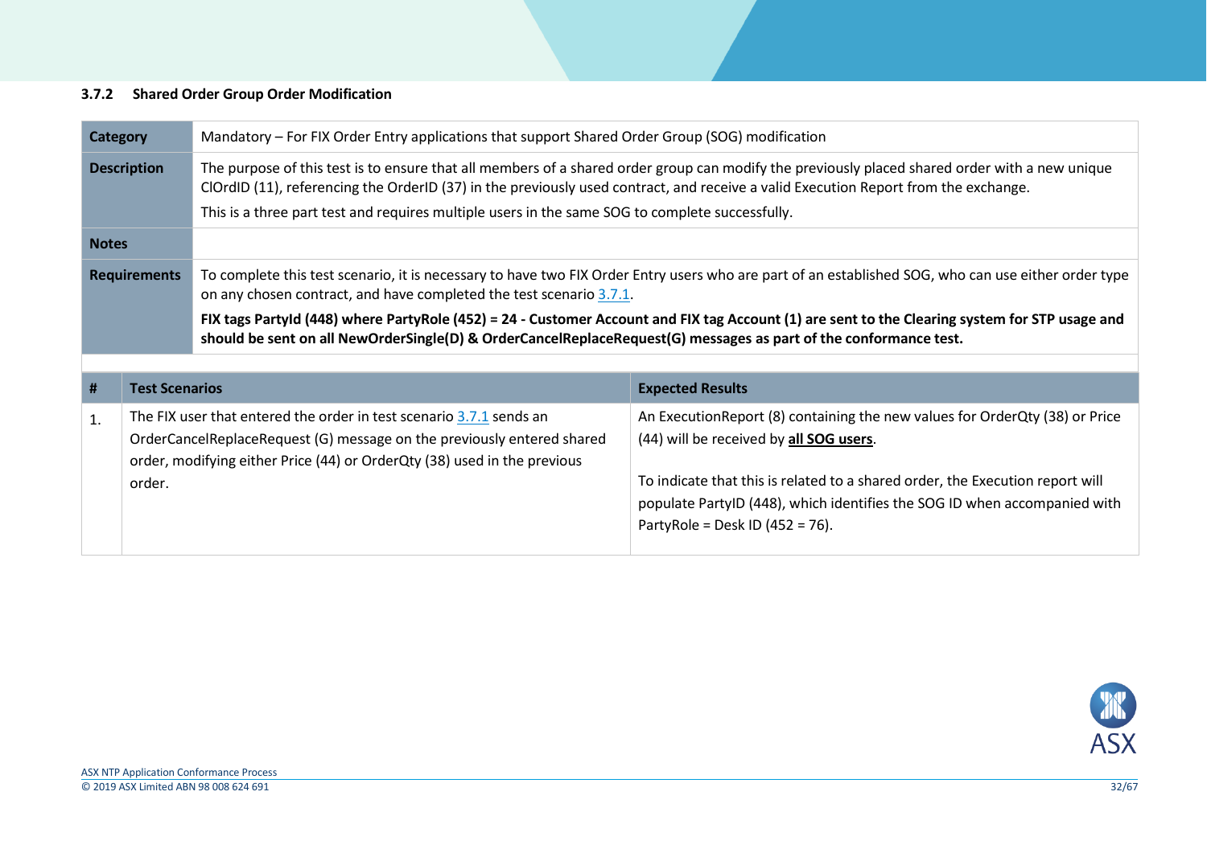### 3.7.2 Shared Order Group Order Modification

| | |
|---|---|
| **Category** | Mandatory – For FIX Order Entry applications that support Shared Order Group (SOG) modification |
| **Description** | The purpose of this test is to ensure that all members of a shared order group can modify the previously placed shared order with a new unique ClOrdID (11), referencing the OrderID (37) in the previously used contract, and receive a valid Execution Report from the exchange.<br>This is a three part test and requires multiple users in the same SOG to complete successfully. |
| **Notes** | |
| **Requirements** | To complete this test scenario, it is necessary to have two FIX Order Entry users who are part of an established SOG, who can use either order type on any chosen contract, and have completed the test scenario 3.7.1.<br>**FIX tags PartyId (448) where PartyRole (452) = 24 - Customer Account and FIX tag Account (1) are sent to the Clearing system for STP usage and should be sent on all NewOrderSingle(D) & OrderCancelReplaceRequest(G) messages as part of the conformance test.** |

| # | Test Scenarios | Expected Results |
|---|---|---|
| 1. | The FIX user that entered the order in test scenario 3.7.1 sends an OrderCancelReplaceRequest (G) message on the previously entered shared order, modifying either Price (44) or OrderQty (38) used in the previous order. | An ExecutionReport (8) containing the new values for OrderQty (38) or Price (44) will be received by **all SOG users**.<br><br>To indicate that this is related to a shared order, the Execution report will populate PartyID (448), which identifies the SOG ID when accompanied with PartyRole = Desk ID (452 = 76). |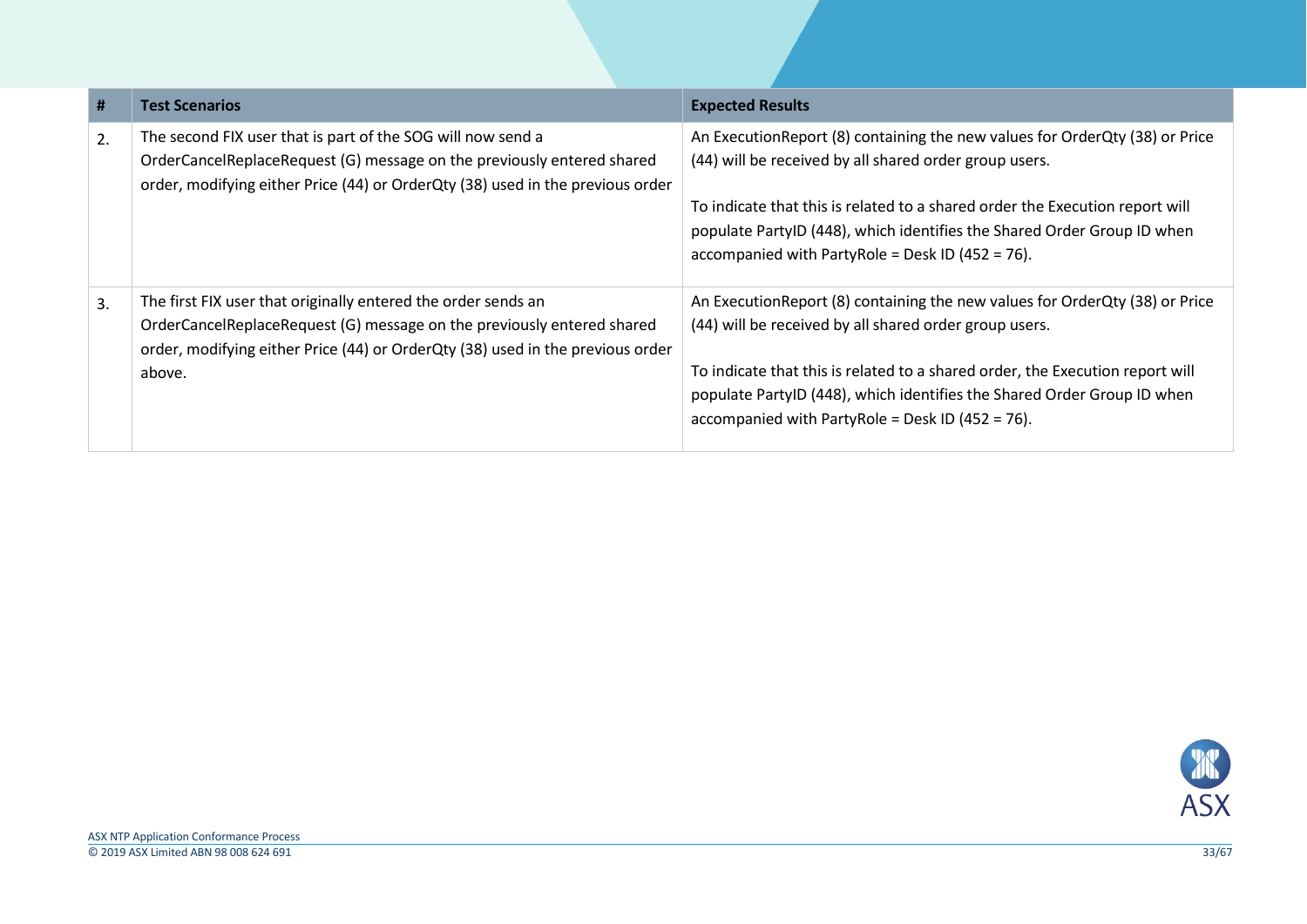| # | Test Scenarios | Expected Results |
| --- | --- | --- |
| 2. | The second FIX user that is part of the SOG will now send a OrderCancelReplaceRequest (G) message on the previously entered shared order, modifying either Price (44) or OrderQty (38) used in the previous order | An ExecutionReport (8) containing the new values for OrderQty (38) or Price (44) will be received by all shared order group users.<br><br>To indicate that this is related to a shared order the Execution report will populate PartyID (448), which identifies the Shared Order Group ID when accompanied with PartyRole = Desk ID (452 = 76). |
| 3. | The first FIX user that originally entered the order sends an OrderCancelReplaceRequest (G) message on the previously entered shared order, modifying either Price (44) or OrderQty (38) used in the previous order above. | An ExecutionReport (8) containing the new values for OrderQty (38) or Price (44) will be received by all shared order group users.<br><br>To indicate that this is related to a shared order, the Execution report will populate PartyID (448), which identifies the Shared Order Group ID when accompanied with PartyRole = Desk ID (452 = 76). |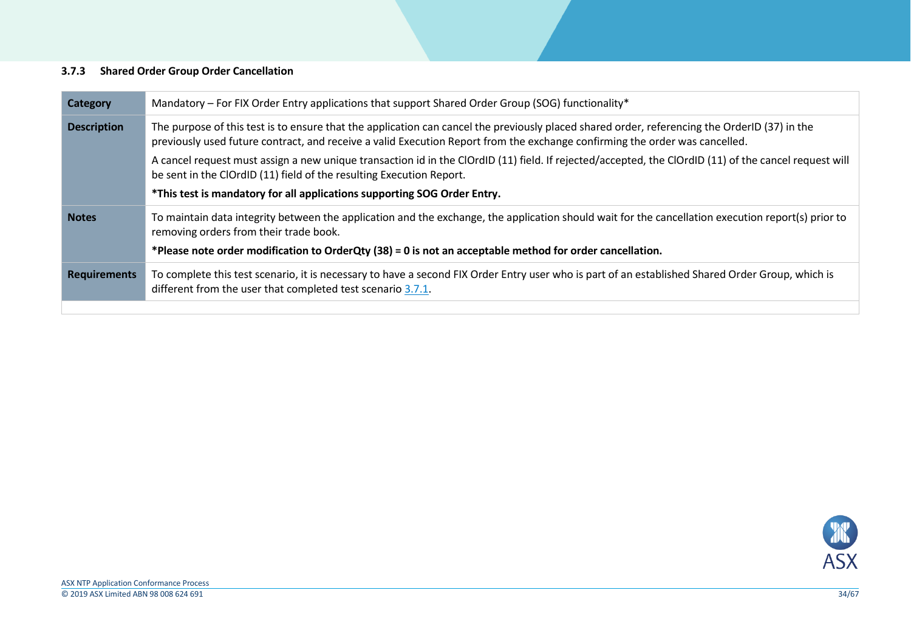### 3.7.3 Shared Order Group Order Cancellation

| | |
|---|---|
| **Category** | Mandatory – For FIX Order Entry applications that support Shared Order Group (SOG) functionality* |
| **Description** | The purpose of this test is to ensure that the application can cancel the previously placed shared order, referencing the OrderID (37) in the previously used future contract, and receive a valid Execution Report from the exchange confirming the order was cancelled.<br><br>A cancel request must assign a new unique transaction id in the ClOrdID (11) field. If rejected/accepted, the ClOrdID (11) of the cancel request will be sent in the ClOrdID (11) field of the resulting Execution Report.<br><br>**\*This test is mandatory for all applications supporting SOG Order Entry.** |
| **Notes** | To maintain data integrity between the application and the exchange, the application should wait for the cancellation execution report(s) prior to removing orders from their trade book.<br><br>**\*Please note order modification to OrderQty (38) = 0 is not an acceptable method for order cancellation.** |
| **Requirements** | To complete this test scenario, it is necessary to have a second FIX Order Entry user who is part of an established Shared Order Group, which is different from the user that completed test scenario 3.7.1. |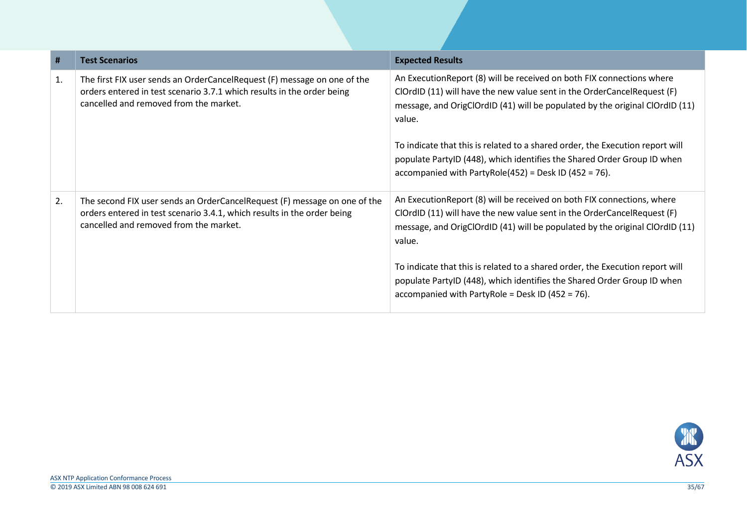| # | Test Scenarios | Expected Results |
|---|---|---|
| 1. | The first FIX user sends an OrderCancelRequest (F) message on one of the orders entered in test scenario 3.7.1 which results in the order being cancelled and removed from the market. | An ExecutionReport (8) will be received on both FIX connections where ClOrdID (11) will have the new value sent in the OrderCancelRequest (F) message, and OrigClOrdID (41) will be populated by the original ClOrdID (11) value.<br><br>To indicate that this is related to a shared order, the Execution report will populate PartyID (448), which identifies the Shared Order Group ID when accompanied with PartyRole(452) = Desk ID (452 = 76). |
| 2. | The second FIX user sends an OrderCancelRequest (F) message on one of the orders entered in test scenario 3.4.1, which results in the order being cancelled and removed from the market. | An ExecutionReport (8) will be received on both FIX connections, where ClOrdID (11) will have the new value sent in the OrderCancelRequest (F) message, and OrigClOrdID (41) will be populated by the original ClOrdID (11) value.<br><br>To indicate that this is related to a shared order, the Execution report will populate PartyID (448), which identifies the Shared Order Group ID when accompanied with PartyRole = Desk ID (452 = 76). |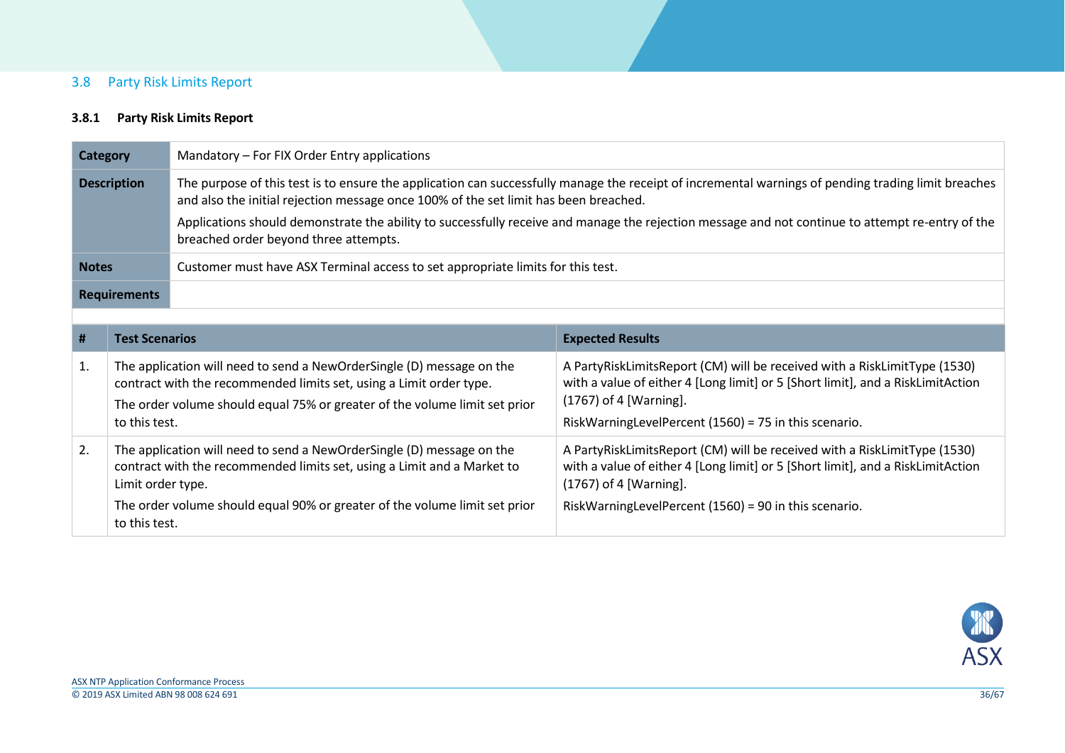## 3.8 Party Risk Limits Report

### 3.8.1 Party Risk Limits Report

| | |
|---|---|
| **Category** | Mandatory – For FIX Order Entry applications |
| **Description** | The purpose of this test is to ensure the application can successfully manage the receipt of incremental warnings of pending trading limit breaches and also the initial rejection message once 100% of the set limit has been breached.<br><br>Applications should demonstrate the ability to successfully receive and manage the rejection message and not continue to attempt re-entry of the breached order beyond three attempts. |
| **Notes** | Customer must have ASX Terminal access to set appropriate limits for this test. |
| **Requirements** | |

| # | Test Scenarios | Expected Results |
|---|---|---|
| 1. | The application will need to send a NewOrderSingle (D) message on the contract with the recommended limits set, using a Limit order type.<br><br>The order volume should equal 75% or greater of the volume limit set prior to this test. | A PartyRiskLimitsReport (CM) will be received with a RiskLimitType (1530) with a value of either 4 [Long limit] or 5 [Short limit], and a RiskLimitAction (1767) of 4 [Warning].<br><br>RiskWarningLevelPercent (1560) = 75 in this scenario. |
| 2. | The application will need to send a NewOrderSingle (D) message on the contract with the recommended limits set, using a Limit and a Market to Limit order type.<br><br>The order volume should equal 90% or greater of the volume limit set prior to this test. | A PartyRiskLimitsReport (CM) will be received with a RiskLimitType (1530) with a value of either 4 [Long limit] or 5 [Short limit], and a RiskLimitAction (1767) of 4 [Warning].<br><br>RiskWarningLevelPercent (1560) = 90 in this scenario. |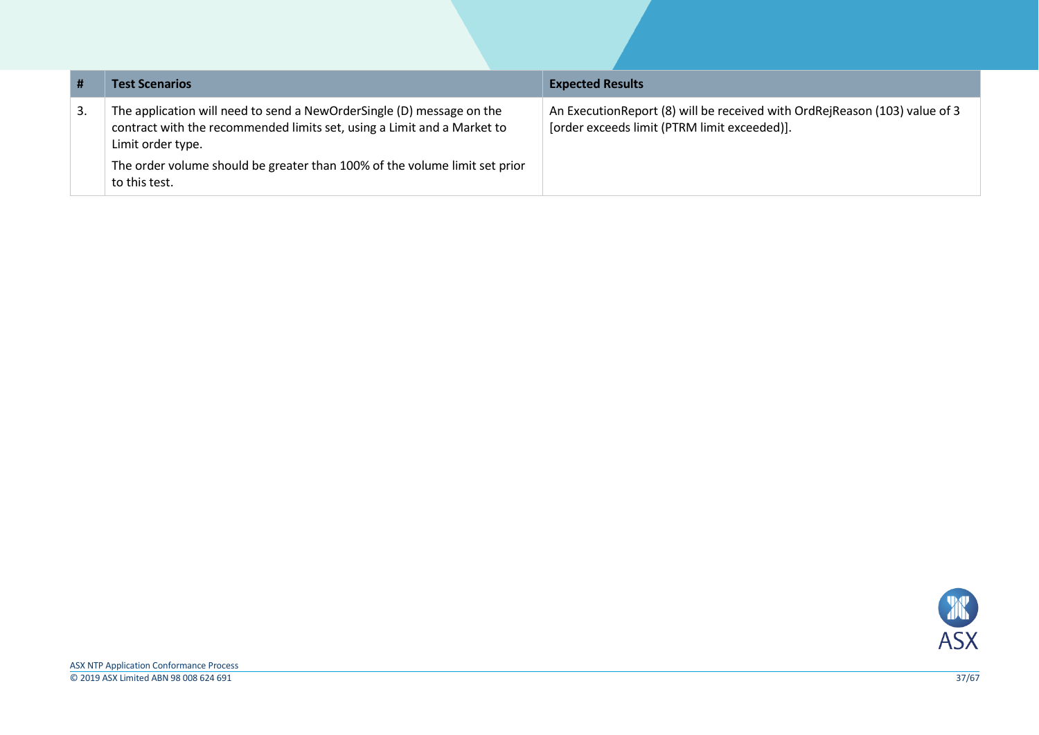| # | Test Scenarios | Expected Results |
|---|---|---|
| 3. | The application will need to send a NewOrderSingle (D) message on the contract with the recommended limits set, using a Limit and a Market to Limit order type.<br><br>The order volume should be greater than 100% of the volume limit set prior to this test. | An ExecutionReport (8) will be received with OrdRejReason (103) value of 3 [order exceeds limit (PTRM limit exceeded)]. |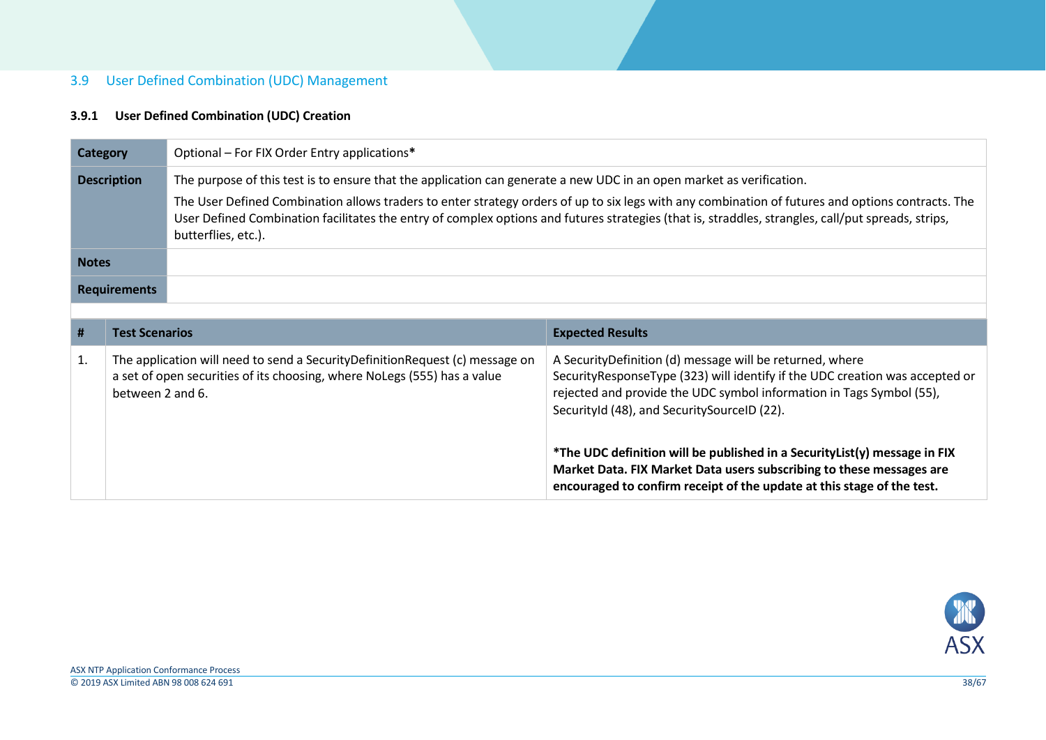## 3.9 User Defined Combination (UDC) Management

### 3.9.1 User Defined Combination (UDC) Creation

| | |
|---|---|
| **Category** | Optional – For FIX Order Entry applications* |
| **Description** | The purpose of this test is to ensure that the application can generate a new UDC in an open market as verification.<br><br>The User Defined Combination allows traders to enter strategy orders of up to six legs with any combination of futures and options contracts. The User Defined Combination facilitates the entry of complex options and futures strategies (that is, straddles, strangles, call/put spreads, strips, butterflies, etc.). |
| **Notes** | |
| **Requirements** | |

| # | Test Scenarios | Expected Results |
|---|---|---|
| 1. | The application will need to send a SecurityDefinitionRequest (c) message on a set of open securities of its choosing, where NoLegs (555) has a value between 2 and 6. | A SecurityDefinition (d) message will be returned, where SecurityResponseType (323) will identify if the UDC creation was accepted or rejected and provide the UDC symbol information in Tags Symbol (55), SecurityId (48), and SecuritySourceID (22).<br><br>**\*The UDC definition will be published in a SecurityList(y) message in FIX Market Data. FIX Market Data users subscribing to these messages are encouraged to confirm receipt of the update at this stage of the test.** |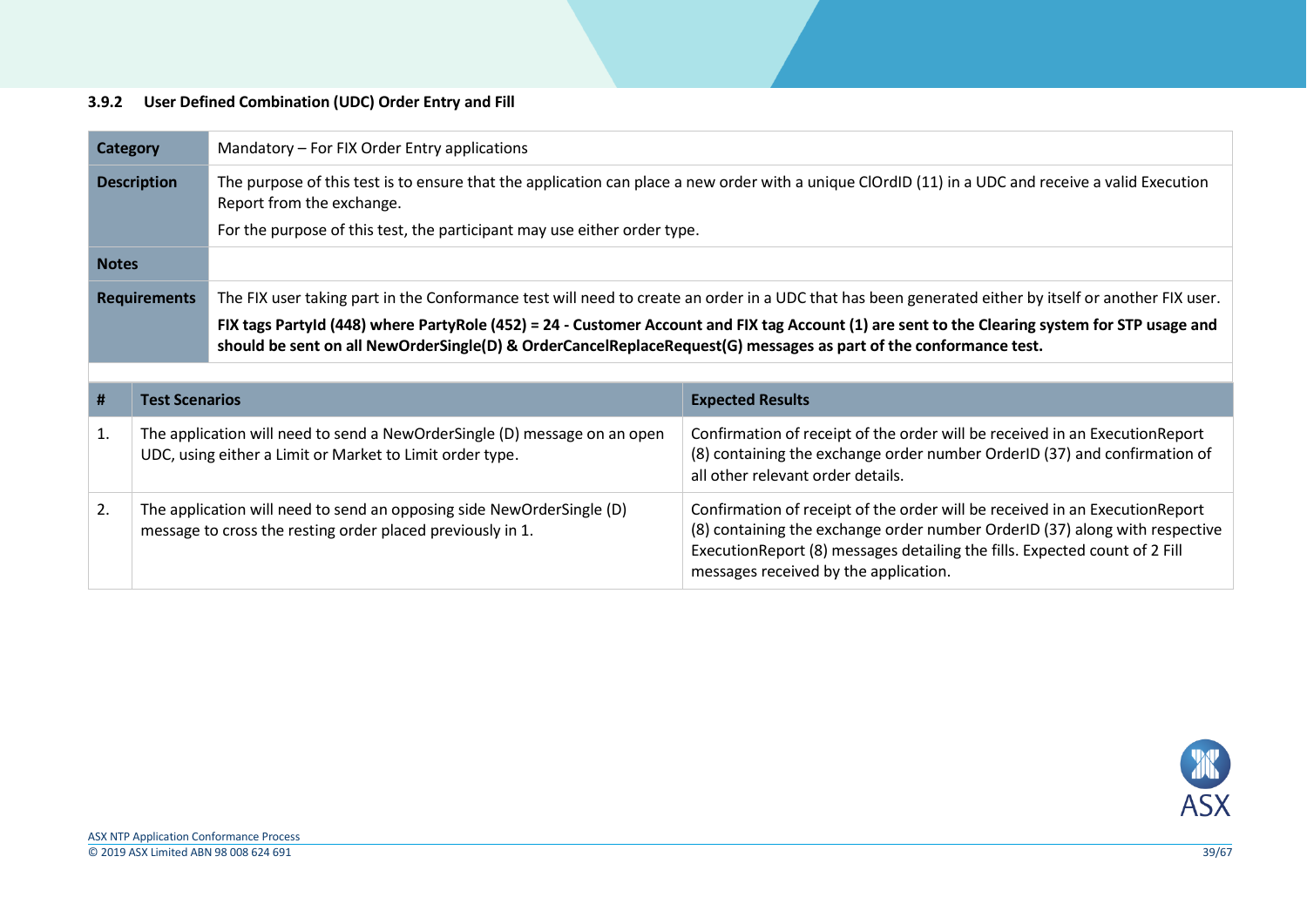### 3.9.2 User Defined Combination (UDC) Order Entry and Fill

| Category | Mandatory – For FIX Order Entry applications |
|---|---|
| **Description** | The purpose of this test is to ensure that the application can place a new order with a unique ClOrdID (11) in a UDC and receive a valid Execution Report from the exchange.<br>For the purpose of this test, the participant may use either order type. |
| **Notes** | |
| **Requirements** | The FIX user taking part in the Conformance test will need to create an order in a UDC that has been generated either by itself or another FIX user.<br>**FIX tags PartyId (448) where PartyRole (452) = 24 - Customer Account and FIX tag Account (1) are sent to the Clearing system for STP usage and should be sent on all NewOrderSingle(D) & OrderCancelReplaceRequest(G) messages as part of the conformance test.** |

| # | Test Scenarios | Expected Results |
|---|---|---|
| 1. | The application will need to send a NewOrderSingle (D) message on an open UDC, using either a Limit or Market to Limit order type. | Confirmation of receipt of the order will be received in an ExecutionReport (8) containing the exchange order number OrderID (37) and confirmation of all other relevant order details. |
| 2. | The application will need to send an opposing side NewOrderSingle (D) message to cross the resting order placed previously in 1. | Confirmation of receipt of the order will be received in an ExecutionReport (8) containing the exchange order number OrderID (37) along with respective ExecutionReport (8) messages detailing the fills. Expected count of 2 Fill messages received by the application. |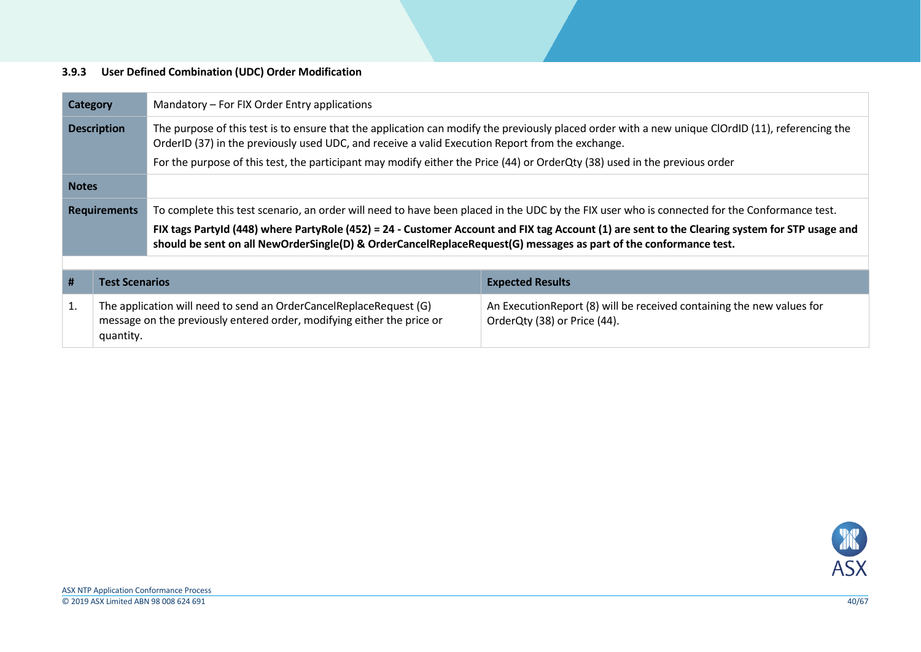### 3.9.3 User Defined Combination (UDC) Order Modification

| | |
|---|---|
| **Category** | Mandatory – For FIX Order Entry applications |
| **Description** | The purpose of this test is to ensure that the application can modify the previously placed order with a new unique ClOrdID (11), referencing the OrderID (37) in the previously used UDC, and receive a valid Execution Report from the exchange.<br>For the purpose of this test, the participant may modify either the Price (44) or OrderQty (38) used in the previous order |
| **Notes** | |
| **Requirements** | To complete this test scenario, an order will need to have been placed in the UDC by the FIX user who is connected for the Conformance test.<br>**FIX tags PartyId (448) where PartyRole (452) = 24 - Customer Account and FIX tag Account (1) are sent to the Clearing system for STP usage and should be sent on all NewOrderSingle(D) & OrderCancelReplaceRequest(G) messages as part of the conformance test.** |

| # | Test Scenarios | Expected Results |
|---|---|---|
| 1. | The application will need to send an OrderCancelReplaceRequest (G) message on the previously entered order, modifying either the price or quantity. | An ExecutionReport (8) will be received containing the new values for OrderQty (38) or Price (44). |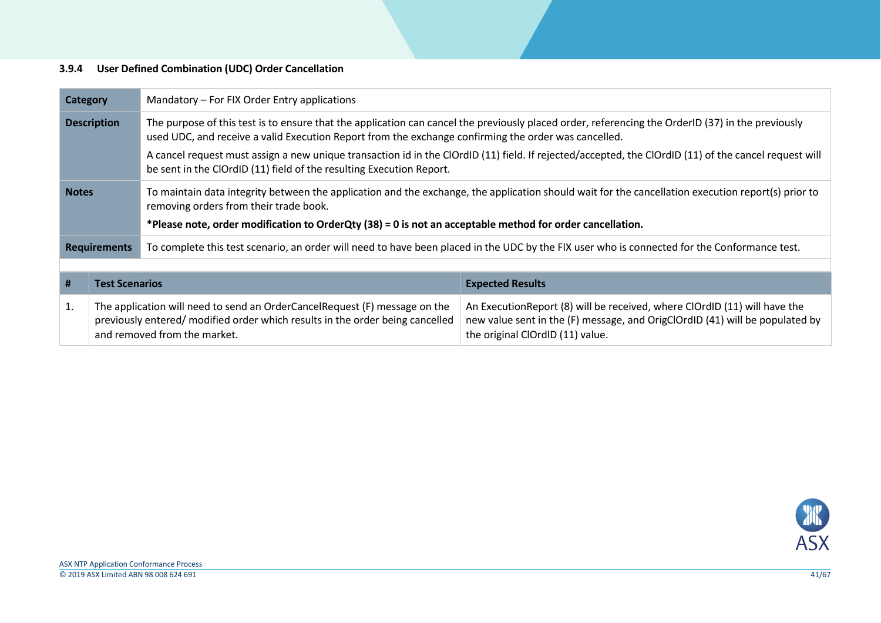### 3.9.4 User Defined Combination (UDC) Order Cancellation

| Category | Mandatory – For FIX Order Entry applications |
|---|---|
| Description | The purpose of this test is to ensure that the application can cancel the previously placed order, referencing the OrderID (37) in the previously used UDC, and receive a valid Execution Report from the exchange confirming the order was cancelled.<br><br>A cancel request must assign a new unique transaction id in the ClOrdID (11) field. If rejected/accepted, the ClOrdID (11) of the cancel request will be sent in the ClOrdID (11) field of the resulting Execution Report. |
| Notes | To maintain data integrity between the application and the exchange, the application should wait for the cancellation execution report(s) prior to removing orders from their trade book.<br><br>**\*Please note, order modification to OrderQty (38) = 0 is not an acceptable method for order cancellation.** |
| Requirements | To complete this test scenario, an order will need to have been placed in the UDC by the FIX user who is connected for the Conformance test. |

| # | Test Scenarios | Expected Results |
|---|---|---|
| 1. | The application will need to send an OrderCancelRequest (F) message on the previously entered/ modified order which results in the order being cancelled and removed from the market. | An ExecutionReport (8) will be received, where ClOrdID (11) will have the new value sent in the (F) message, and OrigClOrdID (41) will be populated by the original ClOrdID (11) value. |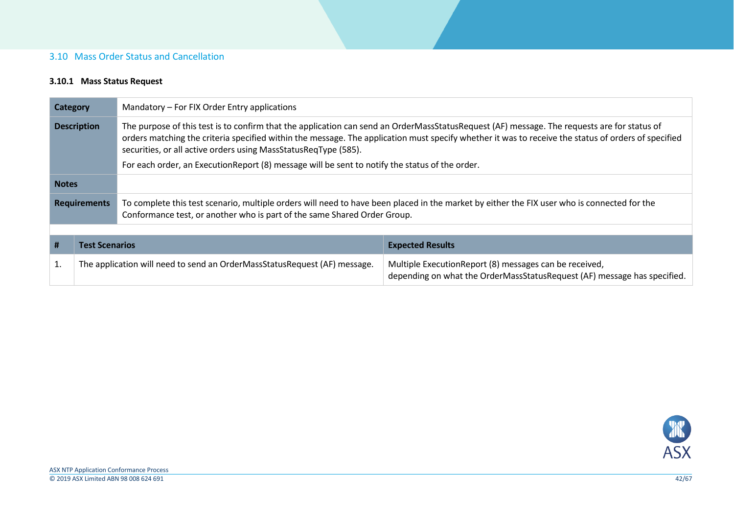## 3.10 Mass Order Status and Cancellation

### 3.10.1 Mass Status Request

| Category | Mandatory – For FIX Order Entry applications |
|---|---|
| **Description** | The purpose of this test is to confirm that the application can send an OrderMassStatusRequest (AF) message. The requests are for status of orders matching the criteria specified within the message. The application must specify whether it was to receive the status of orders of specified securities, or all active orders using MassStatusReqType (585).<br><br>For each order, an ExecutionReport (8) message will be sent to notify the status of the order. |
| **Notes** | |
| **Requirements** | To complete this test scenario, multiple orders will need to have been placed in the market by either the FIX user who is connected for the Conformance test, or another who is part of the same Shared Order Group. |

| # | Test Scenarios | Expected Results |
|---|---|---|
| 1. | The application will need to send an OrderMassStatusRequest (AF) message. | Multiple ExecutionReport (8) messages can be received, depending on what the OrderMassStatusRequest (AF) message has specified. |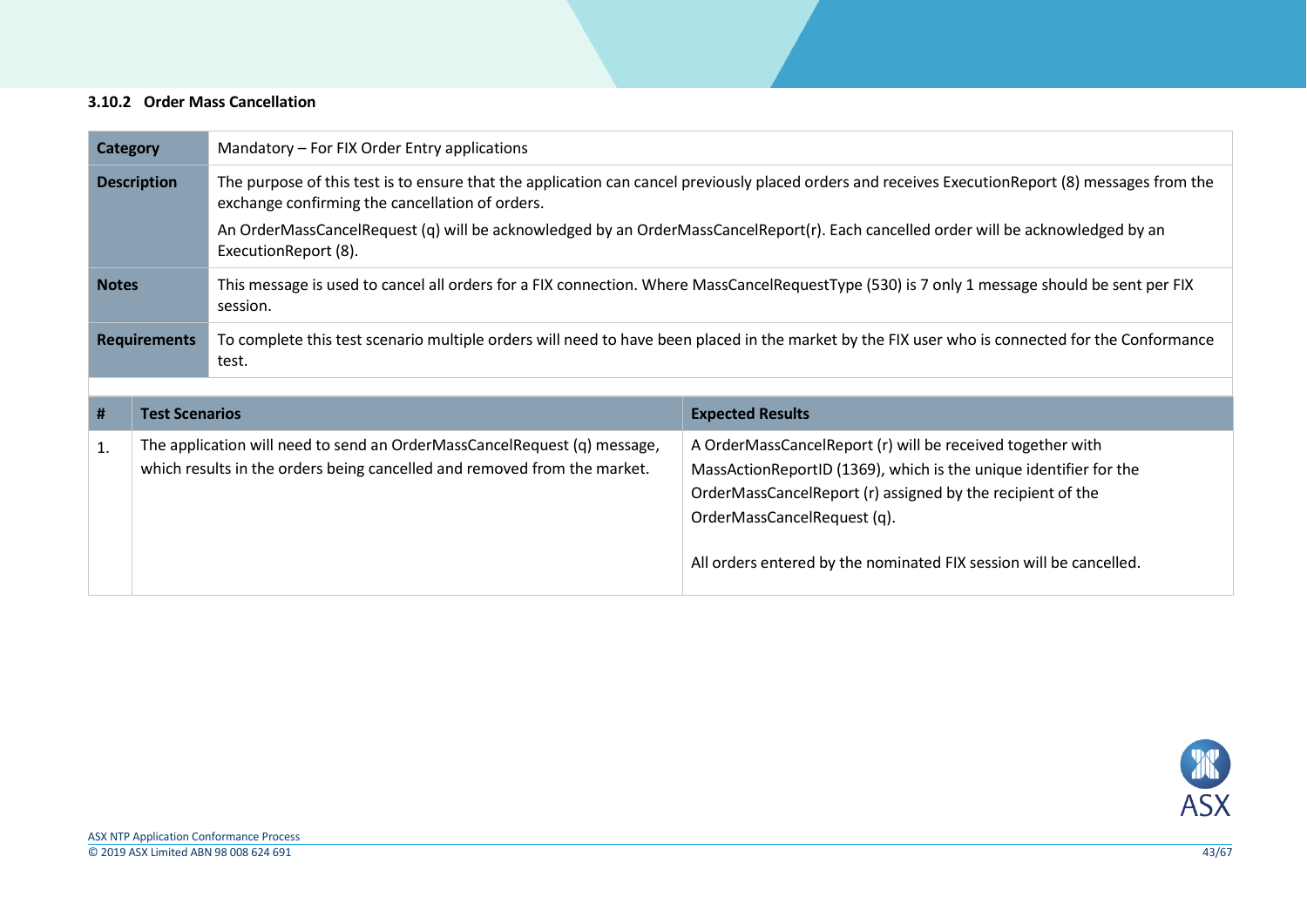### 3.10.2 Order Mass Cancellation

| **Category** | Mandatory – For FIX Order Entry applications |
|---|---|
| **Description** | The purpose of this test is to ensure that the application can cancel previously placed orders and receives ExecutionReport (8) messages from the exchange confirming the cancellation of orders.<br><br>An OrderMassCancelRequest (q) will be acknowledged by an OrderMassCancelReport(r). Each cancelled order will be acknowledged by an ExecutionReport (8). |
| **Notes** | This message is used to cancel all orders for a FIX connection. Where MassCancelRequestType (530) is 7 only 1 message should be sent per FIX session. |
| **Requirements** | To complete this test scenario multiple orders will need to have been placed in the market by the FIX user who is connected for the Conformance test. |

| # | Test Scenarios | Expected Results |
|---|---|---|
| 1. | The application will need to send an OrderMassCancelRequest (q) message, which results in the orders being cancelled and removed from the market. | A OrderMassCancelReport (r) will be received together with MassActionReportID (1369), which is the unique identifier for the OrderMassCancelReport (r) assigned by the recipient of the OrderMassCancelRequest (q).<br><br>All orders entered by the nominated FIX session will be cancelled. |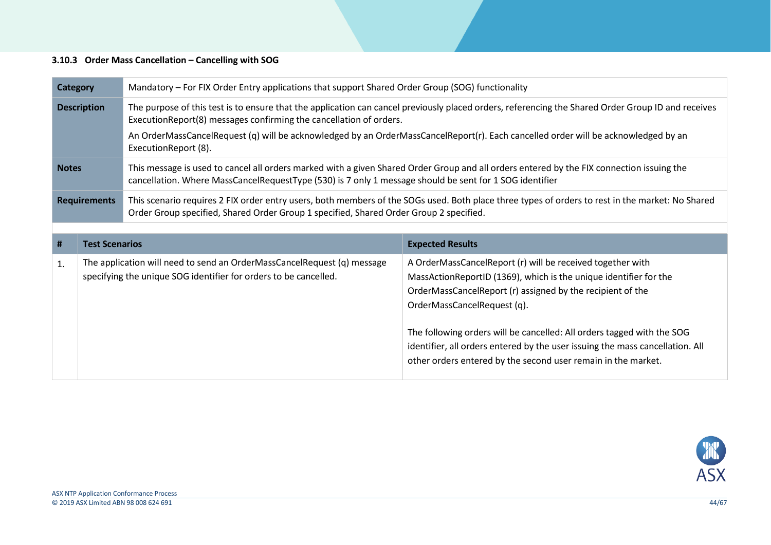### 3.10.3 Order Mass Cancellation – Cancelling with SOG

| | |
|---|---|
| **Category** | Mandatory – For FIX Order Entry applications that support Shared Order Group (SOG) functionality |
| **Description** | The purpose of this test is to ensure that the application can cancel previously placed orders, referencing the Shared Order Group ID and receives ExecutionReport(8) messages confirming the cancellation of orders.<br>An OrderMassCancelRequest (q) will be acknowledged by an OrderMassCancelReport(r). Each cancelled order will be acknowledged by an ExecutionReport (8). |
| **Notes** | This message is used to cancel all orders marked with a given Shared Order Group and all orders entered by the FIX connection issuing the cancellation. Where MassCancelRequestType (530) is 7 only 1 message should be sent for 1 SOG identifier |
| **Requirements** | This scenario requires 2 FIX order entry users, both members of the SOGs used. Both place three types of orders to rest in the market: No Shared Order Group specified, Shared Order Group 1 specified, Shared Order Group 2 specified. |

| # | Test Scenarios | Expected Results |
|---|---|---|
| 1. | The application will need to send an OrderMassCancelRequest (q) message specifying the unique SOG identifier for orders to be cancelled. | A OrderMassCancelReport (r) will be received together with MassActionReportID (1369), which is the unique identifier for the OrderMassCancelReport (r) assigned by the recipient of the OrderMassCancelRequest (q).<br><br>The following orders will be cancelled: All orders tagged with the SOG identifier, all orders entered by the user issuing the mass cancellation. All other orders entered by the second user remain in the market. |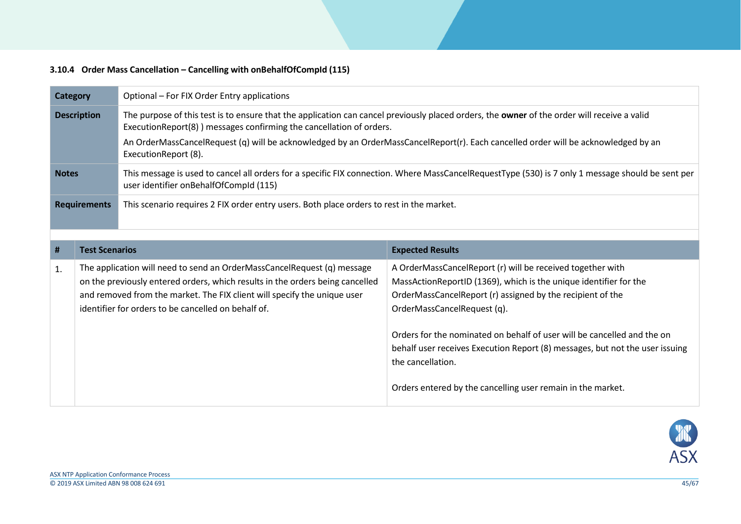### 3.10.4 Order Mass Cancellation – Cancelling with onBehalfOfCompId (115)

| | |
|---|---|
| **Category** | Optional – For FIX Order Entry applications |
| **Description** | The purpose of this test is to ensure that the application can cancel previously placed orders, the **owner** of the order will receive a valid ExecutionReport(8) ) messages confirming the cancellation of orders.<br>An OrderMassCancelRequest (q) will be acknowledged by an OrderMassCancelReport(r). Each cancelled order will be acknowledged by an ExecutionReport (8). |
| **Notes** | This message is used to cancel all orders for a specific FIX connection. Where MassCancelRequestType (530) is 7 only 1 message should be sent per user identifier onBehalfOfCompId (115) |
| **Requirements** | This scenario requires 2 FIX order entry users. Both place orders to rest in the market. |

| # | Test Scenarios | Expected Results |
|---|---|---|
| 1. | The application will need to send an OrderMassCancelRequest (q) message on the previously entered orders, which results in the orders being cancelled and removed from the market. The FIX client will specify the unique user identifier for orders to be cancelled on behalf of. | A OrderMassCancelReport (r) will be received together with MassActionReportID (1369), which is the unique identifier for the OrderMassCancelReport (r) assigned by the recipient of the OrderMassCancelRequest (q).<br><br>Orders for the nominated on behalf of user will be cancelled and the on behalf user receives Execution Report (8) messages, but not the user issuing the cancellation.<br><br>Orders entered by the cancelling user remain in the market. |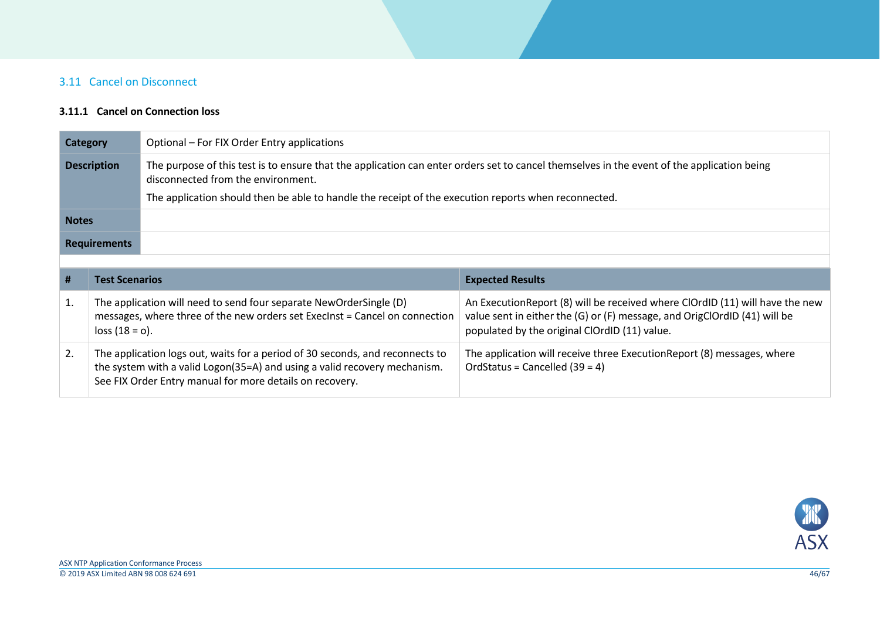## 3.11 Cancel on Disconnect

### 3.11.1 Cancel on Connection loss

| | |
|---|---|
| **Category** | Optional – For FIX Order Entry applications |
| **Description** | The purpose of this test is to ensure that the application can enter orders set to cancel themselves in the event of the application being disconnected from the environment.<br>The application should then be able to handle the receipt of the execution reports when reconnected. |
| **Notes** | |
| **Requirements** | |

| # | Test Scenarios | Expected Results |
|---|---|---|
| 1. | The application will need to send four separate NewOrderSingle (D) messages, where three of the new orders set ExecInst = Cancel on connection loss (18 = o). | An ExecutionReport (8) will be received where ClOrdID (11) will have the new value sent in either the (G) or (F) message, and OrigClOrdID (41) will be populated by the original ClOrdID (11) value. |
| 2. | The application logs out, waits for a period of 30 seconds, and reconnects to the system with a valid Logon(35=A) and using a valid recovery mechanism. See FIX Order Entry manual for more details on recovery. | The application will receive three ExecutionReport (8) messages, where OrdStatus = Cancelled (39 = 4) |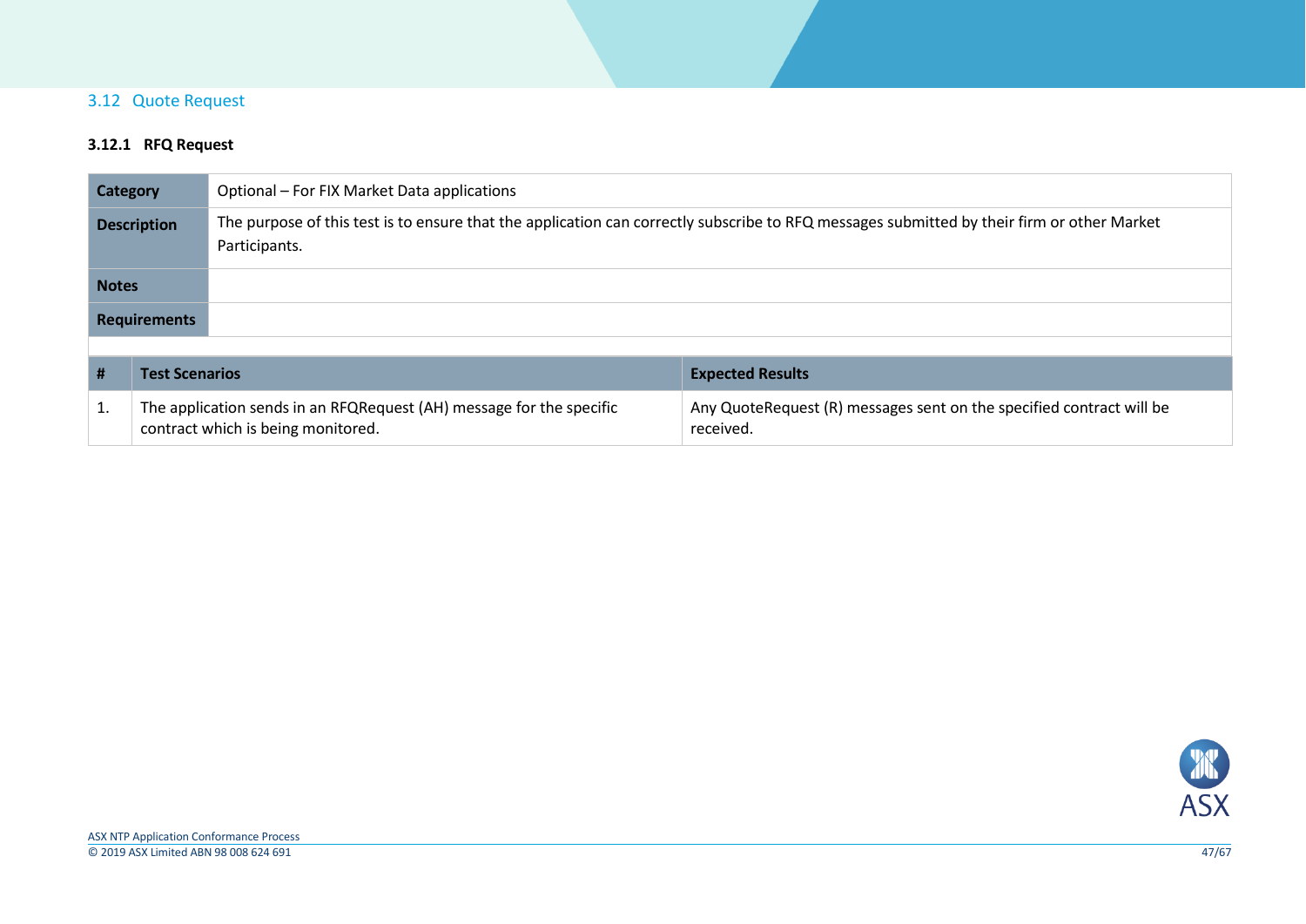## 3.12 Quote Request

### 3.12.1 RFQ Request

| | |
|---|---|
| **Category** | Optional – For FIX Market Data applications |
| **Description** | The purpose of this test is to ensure that the application can correctly subscribe to RFQ messages submitted by their firm or other Market Participants. |
| **Notes** | |
| **Requirements** | |

| # | Test Scenarios | Expected Results |
|---|---|---|
| 1. | The application sends in an RFQRequest (AH) message for the specific contract which is being monitored. | Any QuoteRequest (R) messages sent on the specified contract will be received. |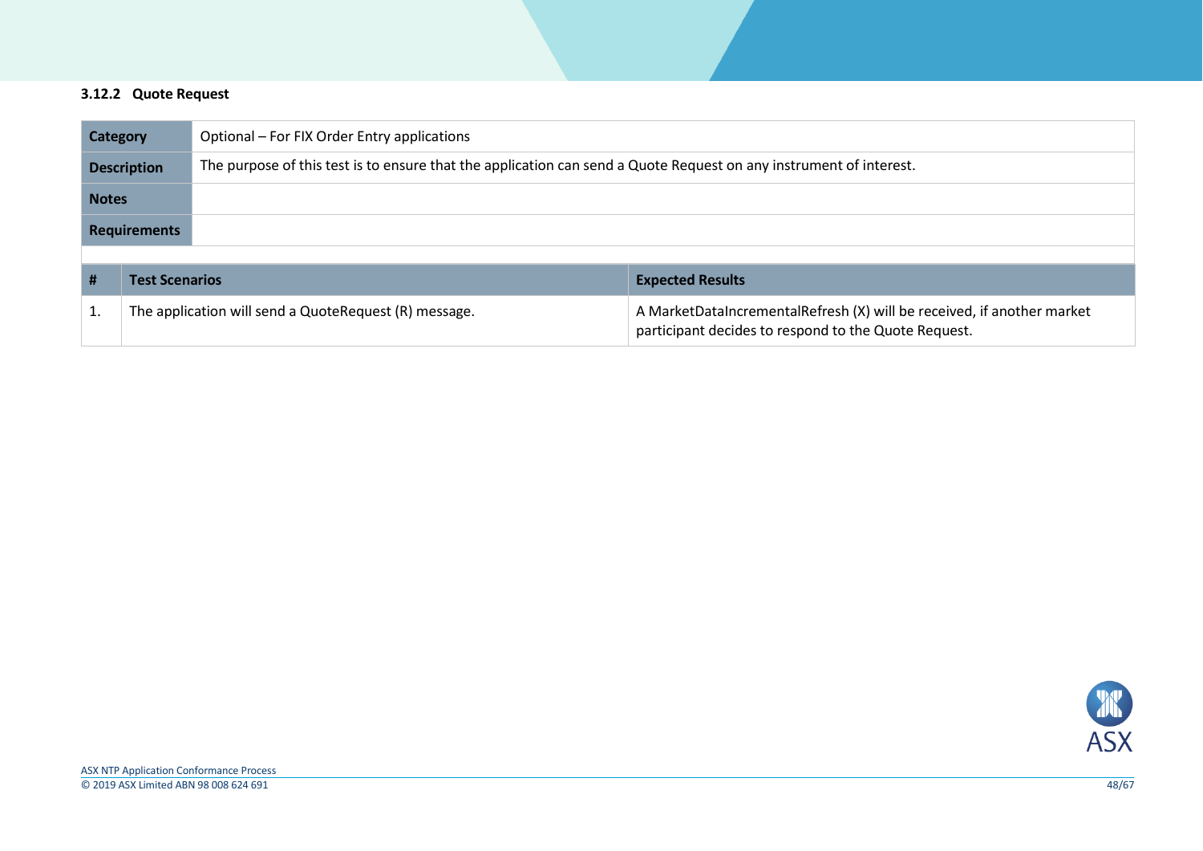### 3.12.2 Quote Request

| Category | Optional – For FIX Order Entry applications |
| --- | --- |
| Description | The purpose of this test is to ensure that the application can send a Quote Request on any instrument of interest. |
| Notes | |
| Requirements | |

| # | Test Scenarios | Expected Results |
| --- | --- | --- |
| 1. | The application will send a QuoteRequest (R) message. | A MarketDataIncrementalRefresh (X) will be received, if another market participant decides to respond to the Quote Request. |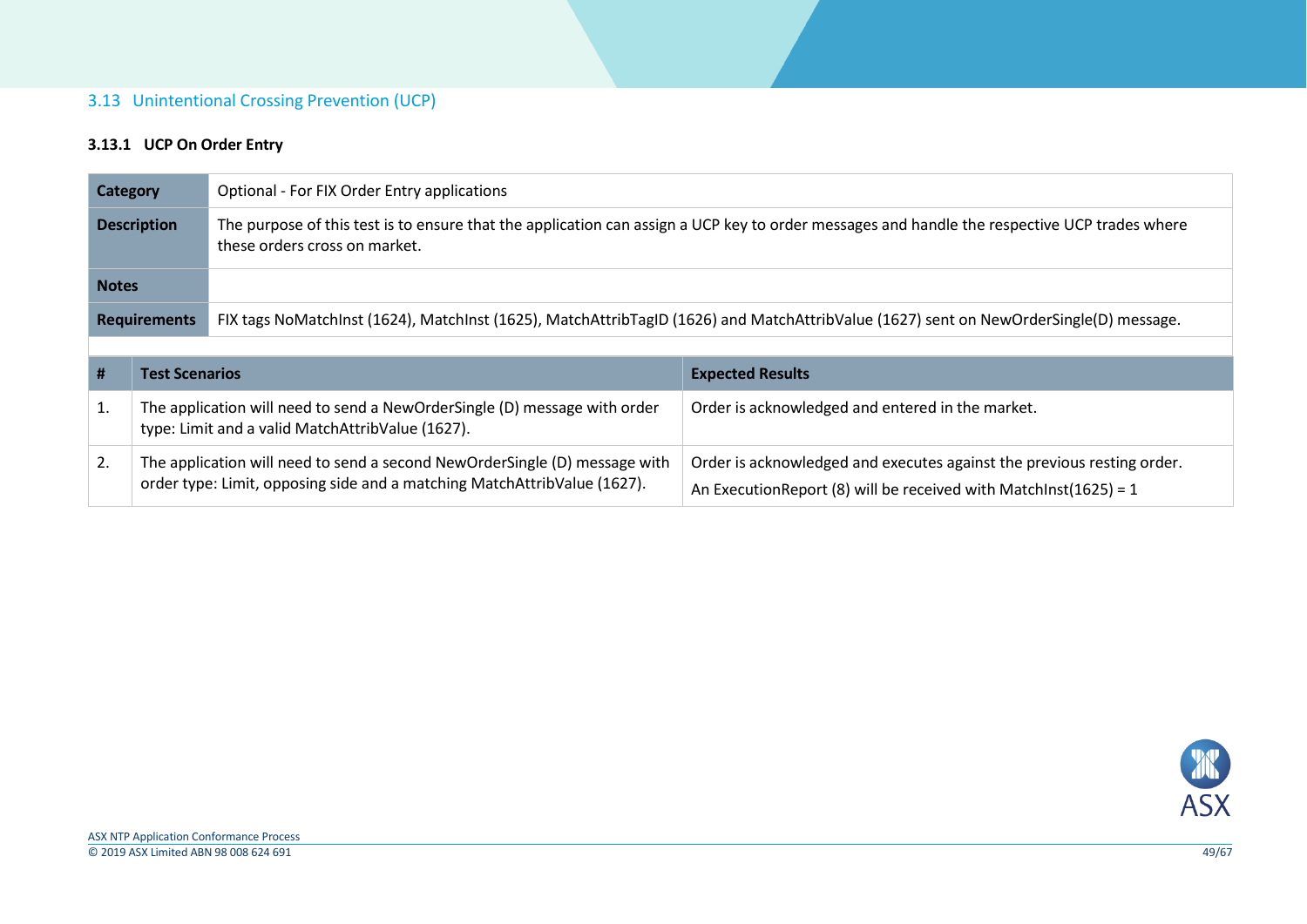## 3.13 Unintentional Crossing Prevention (UCP)

### 3.13.1 UCP On Order Entry

| | |
|---|---|
| **Category** | Optional - For FIX Order Entry applications |
| **Description** | The purpose of this test is to ensure that the application can assign a UCP key to order messages and handle the respective UCP trades where these orders cross on market. |
| **Notes** | |
| **Requirements** | FIX tags NoMatchInst (1624), MatchInst (1625), MatchAttribTagID (1626) and MatchAttribValue (1627) sent on NewOrderSingle(D) message. |

| # | Test Scenarios | Expected Results |
|---|---|---|
| 1. | The application will need to send a NewOrderSingle (D) message with order type: Limit and a valid MatchAttribValue (1627). | Order is acknowledged and entered in the market. |
| 2. | The application will need to send a second NewOrderSingle (D) message with order type: Limit, opposing side and a matching MatchAttribValue (1627). | Order is acknowledged and executes against the previous resting order.<br>An ExecutionReport (8) will be received with MatchInst(1625) = 1 |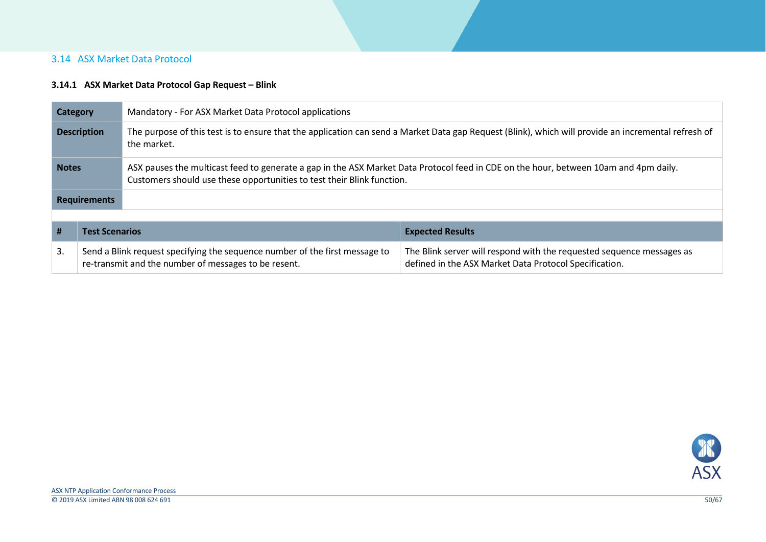## 3.14 ASX Market Data Protocol

### 3.14.1 ASX Market Data Protocol Gap Request – Blink

| | |
|---|---|
| **Category** | Mandatory - For ASX Market Data Protocol applications |
| **Description** | The purpose of this test is to ensure that the application can send a Market Data gap Request (Blink), which will provide an incremental refresh of the market. |
| **Notes** | ASX pauses the multicast feed to generate a gap in the ASX Market Data Protocol feed in CDE on the hour, between 10am and 4pm daily. Customers should use these opportunities to test their Blink function. |
| **Requirements** | |

| # | Test Scenarios | Expected Results |
|---|---|---|
| 3. | Send a Blink request specifying the sequence number of the first message to re-transmit and the number of messages to be resent. | The Blink server will respond with the requested sequence messages as defined in the ASX Market Data Protocol Specification. |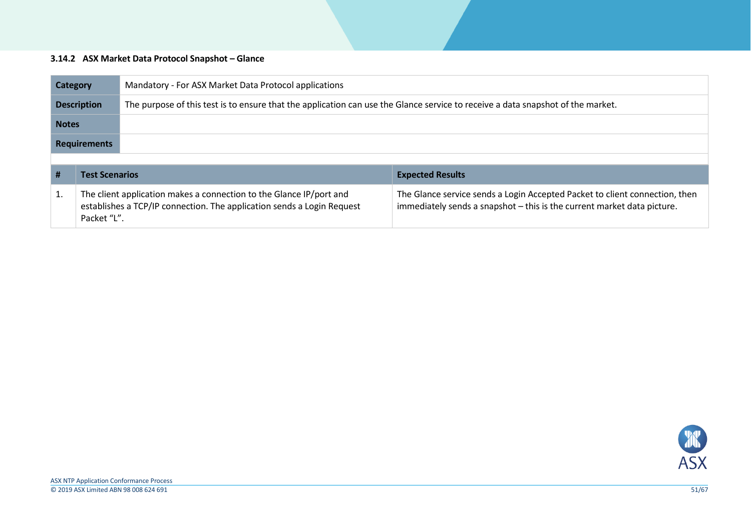### 3.14.2 ASX Market Data Protocol Snapshot – Glance

| Category | Mandatory - For ASX Market Data Protocol applications |
|---|---|
| Description | The purpose of this test is to ensure that the application can use the Glance service to receive a data snapshot of the market. |
| Notes | |
| Requirements | |

| # | Test Scenarios | Expected Results |
|---|---|---|
| 1. | The client application makes a connection to the Glance IP/port and establishes a TCP/IP connection. The application sends a Login Request Packet “L”. | The Glance service sends a Login Accepted Packet to client connection, then immediately sends a snapshot – this is the current market data picture. |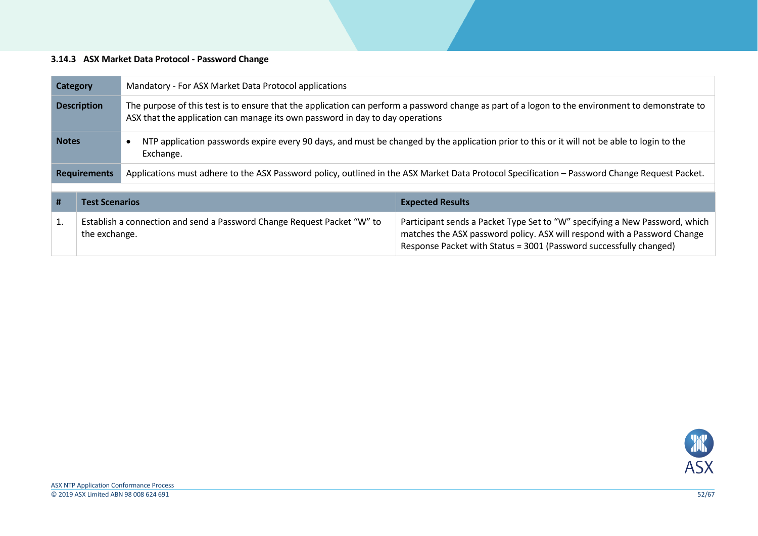### 3.14.3 ASX Market Data Protocol - Password Change

| | |
|---|---|
| **Category** | Mandatory - For ASX Market Data Protocol applications |
| **Description** | The purpose of this test is to ensure that the application can perform a password change as part of a logon to the environment to demonstrate to ASX that the application can manage its own password in day to day operations |
| **Notes** | • NTP application passwords expire every 90 days, and must be changed by the application prior to this or it will not be able to login to the Exchange. |
| **Requirements** | Applications must adhere to the ASX Password policy, outlined in the ASX Market Data Protocol Specification – Password Change Request Packet. |

| # | Test Scenarios | Expected Results |
|---|---|---|
| 1. | Establish a connection and send a Password Change Request Packet “W” to the exchange. | Participant sends a Packet Type Set to “W” specifying a New Password, which matches the ASX password policy. ASX will respond with a Password Change Response Packet with Status = 3001 (Password successfully changed) |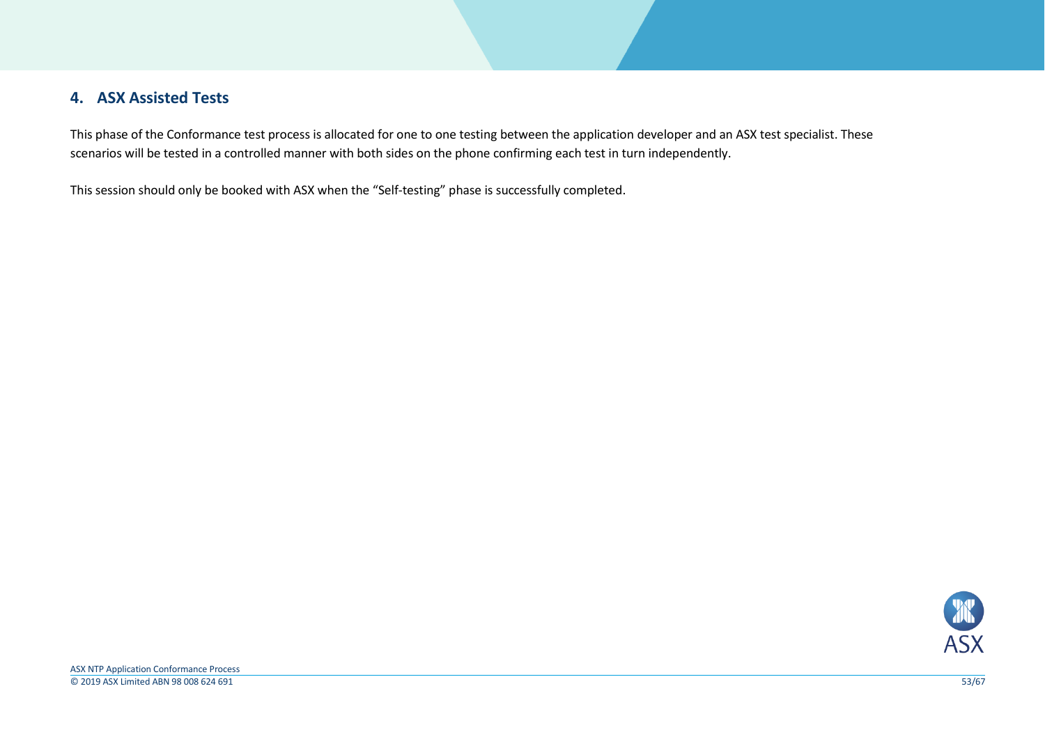# 4. ASX Assisted Tests

This phase of the Conformance test process is allocated for one to one testing between the application developer and an ASX test specialist. These scenarios will be tested in a controlled manner with both sides on the phone confirming each test in turn independently.

This session should only be booked with ASX when the “Self-testing” phase is successfully completed.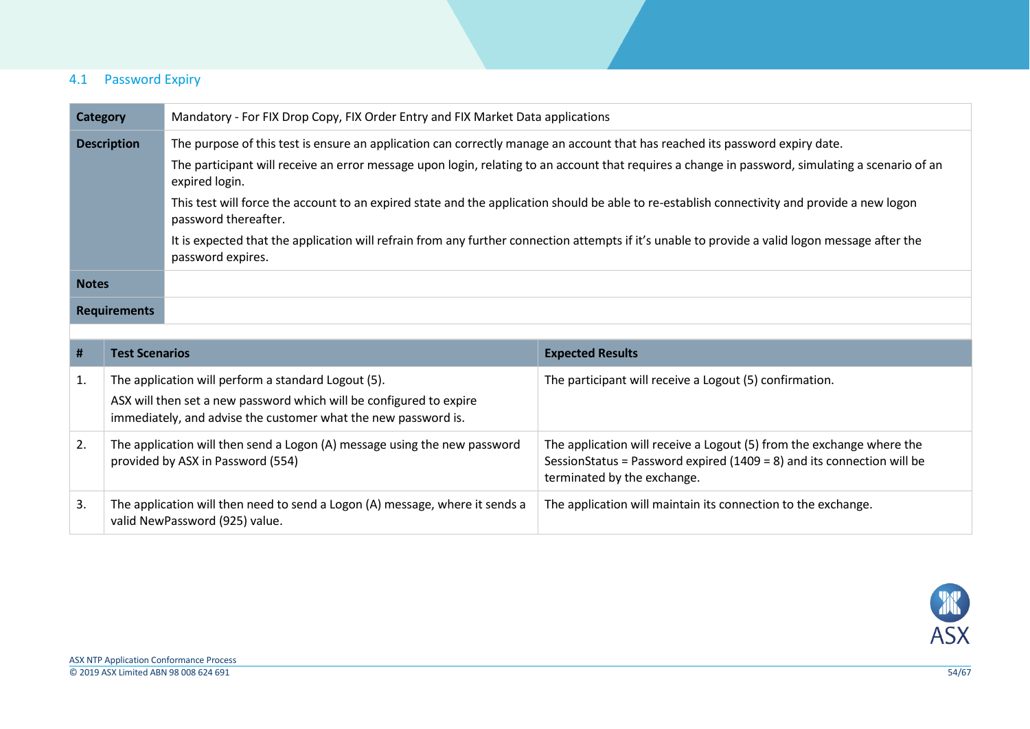## 4.1 Password Expiry

| Category | Mandatory - For FIX Drop Copy, FIX Order Entry and FIX Market Data applications |
| --- | --- |
| **Description** | The purpose of this test is ensure an application can correctly manage an account that has reached its password expiry date.<br><br>The participant will receive an error message upon login, relating to an account that requires a change in password, simulating a scenario of an expired login.<br><br>This test will force the account to an expired state and the application should be able to re-establish connectivity and provide a new logon password thereafter.<br><br>It is expected that the application will refrain from any further connection attempts if it's unable to provide a valid logon message after the password expires. |
| **Notes** | |
| **Requirements** | |

| # | Test Scenarios | Expected Results |
| --- | --- | --- |
| 1. | The application will perform a standard Logout (5).<br><br>ASX will then set a new password which will be configured to expire immediately, and advise the customer what the new password is. | The participant will receive a Logout (5) confirmation. |
| 2. | The application will then send a Logon (A) message using the new password provided by ASX in Password (554) | The application will receive a Logout (5) from the exchange where the SessionStatus = Password expired (1409 = 8) and its connection will be terminated by the exchange. |
| 3. | The application will then need to send a Logon (A) message, where it sends a valid NewPassword (925) value. | The application will maintain its connection to the exchange. |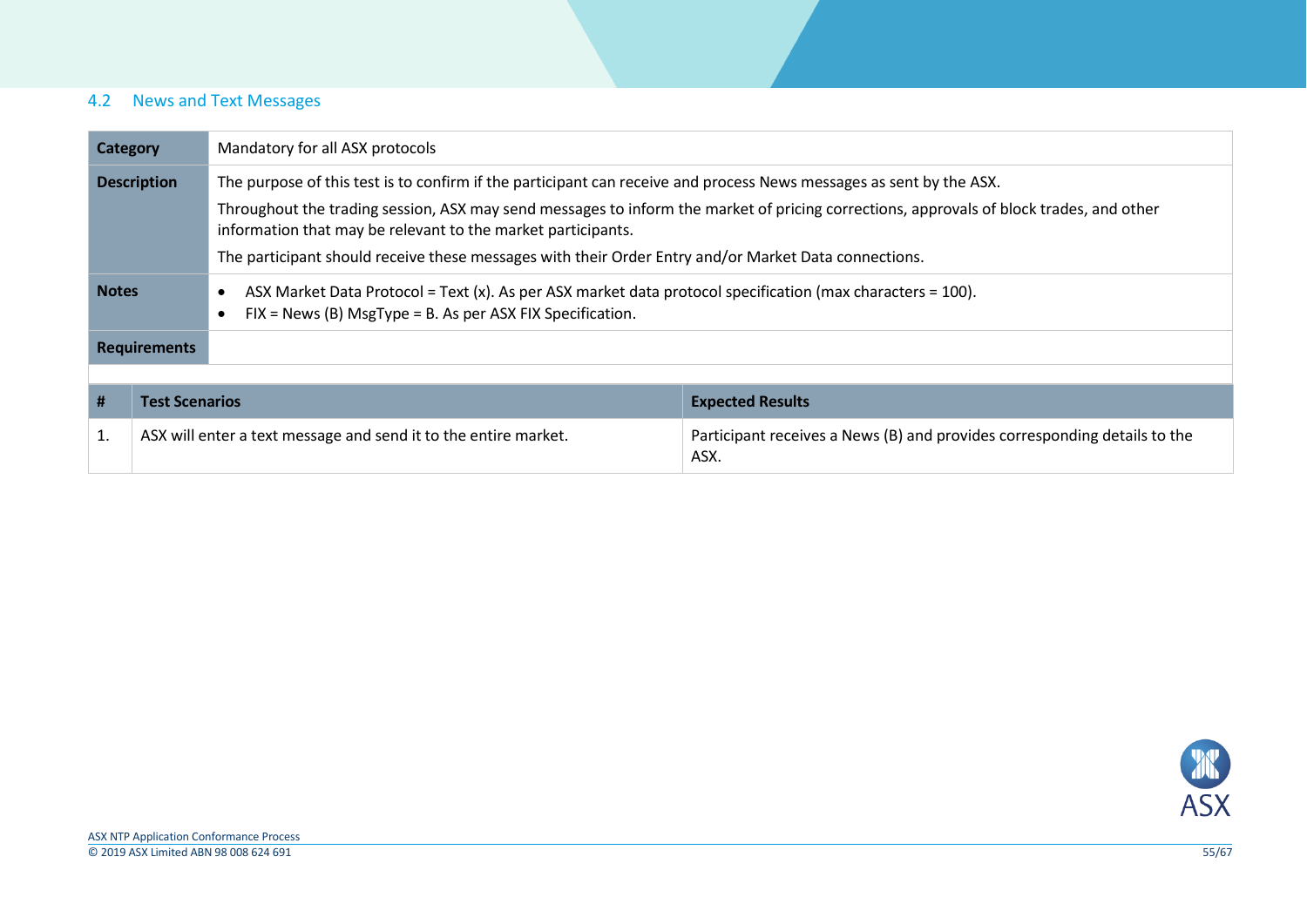## 4.2 News and Text Messages

| Category | Mandatory for all ASX protocols |
|---|---|
| **Description** | The purpose of this test is to confirm if the participant can receive and process News messages as sent by the ASX.<br><br>Throughout the trading session, ASX may send messages to inform the market of pricing corrections, approvals of block trades, and other information that may be relevant to the market participants.<br><br>The participant should receive these messages with their Order Entry and/or Market Data connections. |
| **Notes** | • ASX Market Data Protocol = Text (x). As per ASX market data protocol specification (max characters = 100).<br>• FIX = News (B) MsgType = B. As per ASX FIX Specification. |
| **Requirements** | |

| # | Test Scenarios | Expected Results |
|---|---|---|
| 1. | ASX will enter a text message and send it to the entire market. | Participant receives a News (B) and provides corresponding details to the ASX. |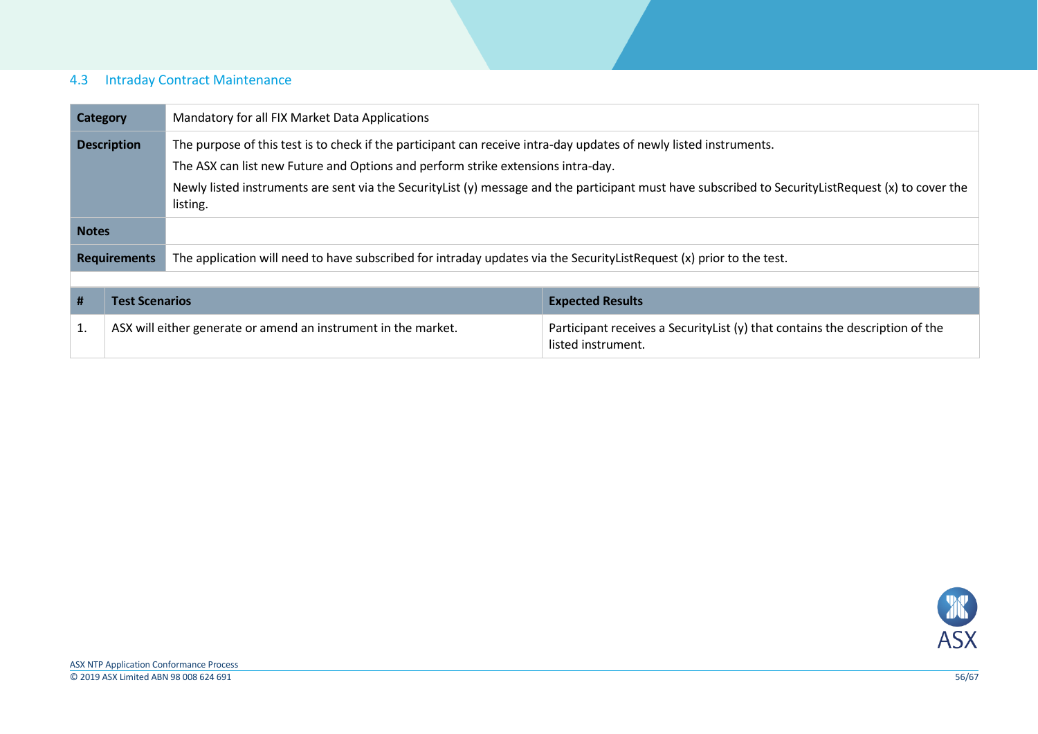### 4.3 Intraday Contract Maintenance

| | |
|---|---|
| **Category** | Mandatory for all FIX Market Data Applications |
| **Description** | The purpose of this test is to check if the participant can receive intra-day updates of newly listed instruments.<br>The ASX can list new Future and Options and perform strike extensions intra-day.<br>Newly listed instruments are sent via the SecurityList (y) message and the participant must have subscribed to SecurityListRequest (x) to cover the listing. |
| **Notes** | |
| **Requirements** | The application will need to have subscribed for intraday updates via the SecurityListRequest (x) prior to the test. |

| # | Test Scenarios | Expected Results |
|---|---|---|
| 1. | ASX will either generate or amend an instrument in the market. | Participant receives a SecurityList (y) that contains the description of the listed instrument. |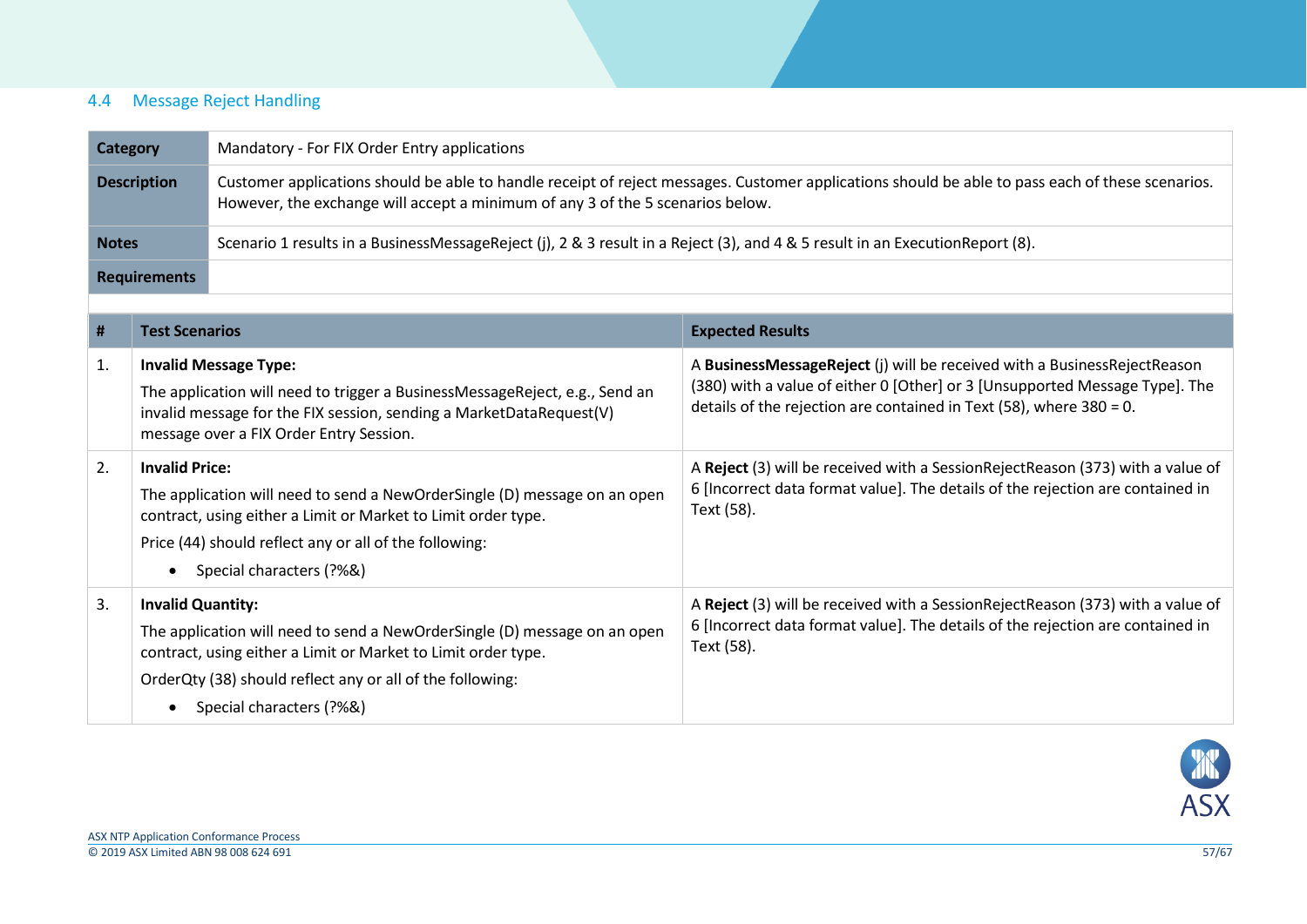## 4.4 Message Reject Handling

| | |
|---|---|
| **Category** | Mandatory - For FIX Order Entry applications |
| **Description** | Customer applications should be able to handle receipt of reject messages. Customer applications should be able to pass each of these scenarios. However, the exchange will accept a minimum of any 3 of the 5 scenarios below. |
| **Notes** | Scenario 1 results in a BusinessMessageReject (j), 2 & 3 result in a Reject (3), and 4 & 5 result in an ExecutionReport (8). |
| **Requirements** | |

| # | Test Scenarios | Expected Results |
|---|---|---|
| 1. | **Invalid Message Type:**<br>The application will need to trigger a BusinessMessageReject, e.g., Send an invalid message for the FIX session, sending a MarketDataRequest(V) message over a FIX Order Entry Session. | A **BusinessMessageReject** (j) will be received with a BusinessRejectReason (380) with a value of either 0 [Other] or 3 [Unsupported Message Type]. The details of the rejection are contained in Text (58), where 380 = 0. |
| 2. | **Invalid Price:**<br>The application will need to send a NewOrderSingle (D) message on an open contract, using either a Limit or Market to Limit order type.<br>Price (44) should reflect any or all of the following:<br>• Special characters (?%&) | A **Reject** (3) will be received with a SessionRejectReason (373) with a value of 6 [Incorrect data format value]. The details of the rejection are contained in Text (58). |
| 3. | **Invalid Quantity:**<br>The application will need to send a NewOrderSingle (D) message on an open contract, using either a Limit or Market to Limit order type.<br>OrderQty (38) should reflect any or all of the following:<br>• Special characters (?%&) | A **Reject** (3) will be received with a SessionRejectReason (373) with a value of 6 [Incorrect data format value]. The details of the rejection are contained in Text (58). |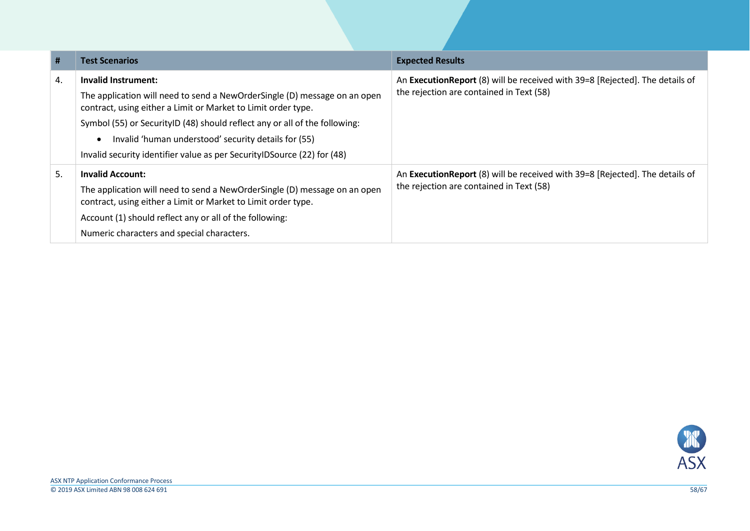| # | Test Scenarios | Expected Results |
|---|---|---|
| 4. | **Invalid Instrument:**<br>The application will need to send a NewOrderSingle (D) message on an open contract, using either a Limit or Market to Limit order type.<br>Symbol (55) or SecurityID (48) should reflect any or all of the following:<br>• Invalid 'human understood' security details for (55)<br>Invalid security identifier value as per SecurityIDSource (22) for (48) | An **ExecutionReport** (8) will be received with 39=8 [Rejected]. The details of the rejection are contained in Text (58) |
| 5. | **Invalid Account:**<br>The application will need to send a NewOrderSingle (D) message on an open contract, using either a Limit or Market to Limit order type.<br>Account (1) should reflect any or all of the following:<br>Numeric characters and special characters. | An **ExecutionReport** (8) will be received with 39=8 [Rejected]. The details of the rejection are contained in Text (58) |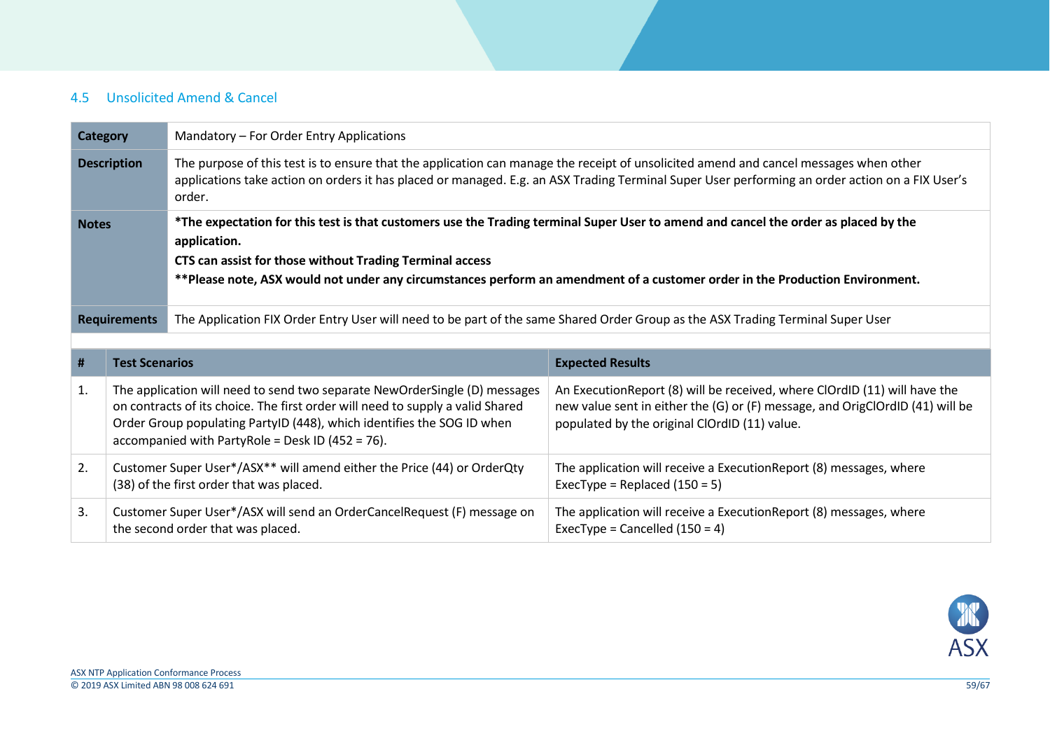### 4.5 Unsolicited Amend & Cancel

| | |
|---|---|
| **Category** | Mandatory – For Order Entry Applications |
| **Description** | The purpose of this test is to ensure that the application can manage the receipt of unsolicited amend and cancel messages when other applications take action on orders it has placed or managed. E.g. an ASX Trading Terminal Super User performing an order action on a FIX User's order. |
| **Notes** | ***The expectation for this test is that customers use the Trading terminal Super User to amend and cancel the order as placed by the application.**<br>**CTS can assist for those without Trading Terminal access**<br>****Please note, ASX would not under any circumstances perform an amendment of a customer order in the Production Environment.** |
| **Requirements** | The Application FIX Order Entry User will need to be part of the same Shared Order Group as the ASX Trading Terminal Super User |

| # | Test Scenarios | Expected Results |
|---|---|---|
| 1. | The application will need to send two separate NewOrderSingle (D) messages on contracts of its choice. The first order will need to supply a valid Shared Order Group populating PartyID (448), which identifies the SOG ID when accompanied with PartyRole = Desk ID (452 = 76). | An ExecutionReport (8) will be received, where ClOrdID (11) will have the new value sent in either the (G) or (F) message, and OrigClOrdID (41) will be populated by the original ClOrdID (11) value. |
| 2. | Customer Super User*/ASX** will amend either the Price (44) or OrderQty (38) of the first order that was placed. | The application will receive a ExecutionReport (8) messages, where ExecType = Replaced (150 = 5) |
| 3. | Customer Super User*/ASX will send an OrderCancelRequest (F) message on the second order that was placed. | The application will receive a ExecutionReport (8) messages, where ExecType = Cancelled (150 = 4) |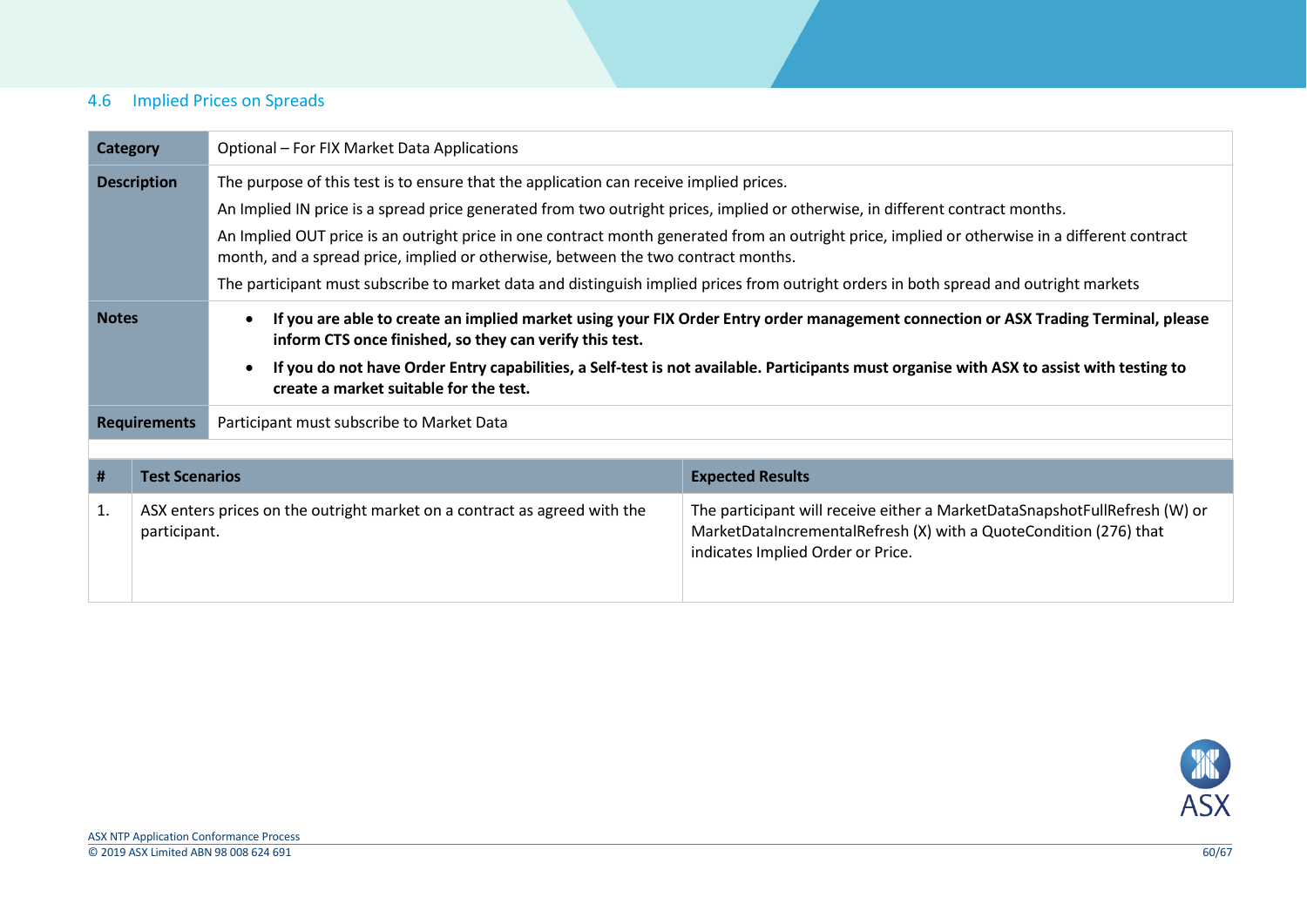## 4.6 Implied Prices on Spreads

| | |
|---|---|
| **Category** | Optional – For FIX Market Data Applications |
| **Description** | The purpose of this test is to ensure that the application can receive implied prices.<br>An Implied IN price is a spread price generated from two outright prices, implied or otherwise, in different contract months.<br>An Implied OUT price is an outright price in one contract month generated from an outright price, implied or otherwise in a different contract month, and a spread price, implied or otherwise, between the two contract months.<br>The participant must subscribe to market data and distinguish implied prices from outright orders in both spread and outright markets |
| **Notes** | • **If you are able to create an implied market using your FIX Order Entry order management connection or ASX Trading Terminal, please inform CTS once finished, so they can verify this test.**<br>• **If you do not have Order Entry capabilities, a Self-test is not available. Participants must organise with ASX to assist with testing to create a market suitable for the test.** |
| **Requirements** | Participant must subscribe to Market Data |

| # | Test Scenarios | Expected Results |
|---|---|---|
| 1. | ASX enters prices on the outright market on a contract as agreed with the participant. | The participant will receive either a MarketDataSnapshotFullRefresh (W) or MarketDataIncrementalRefresh (X) with a QuoteCondition (276) that indicates Implied Order or Price. |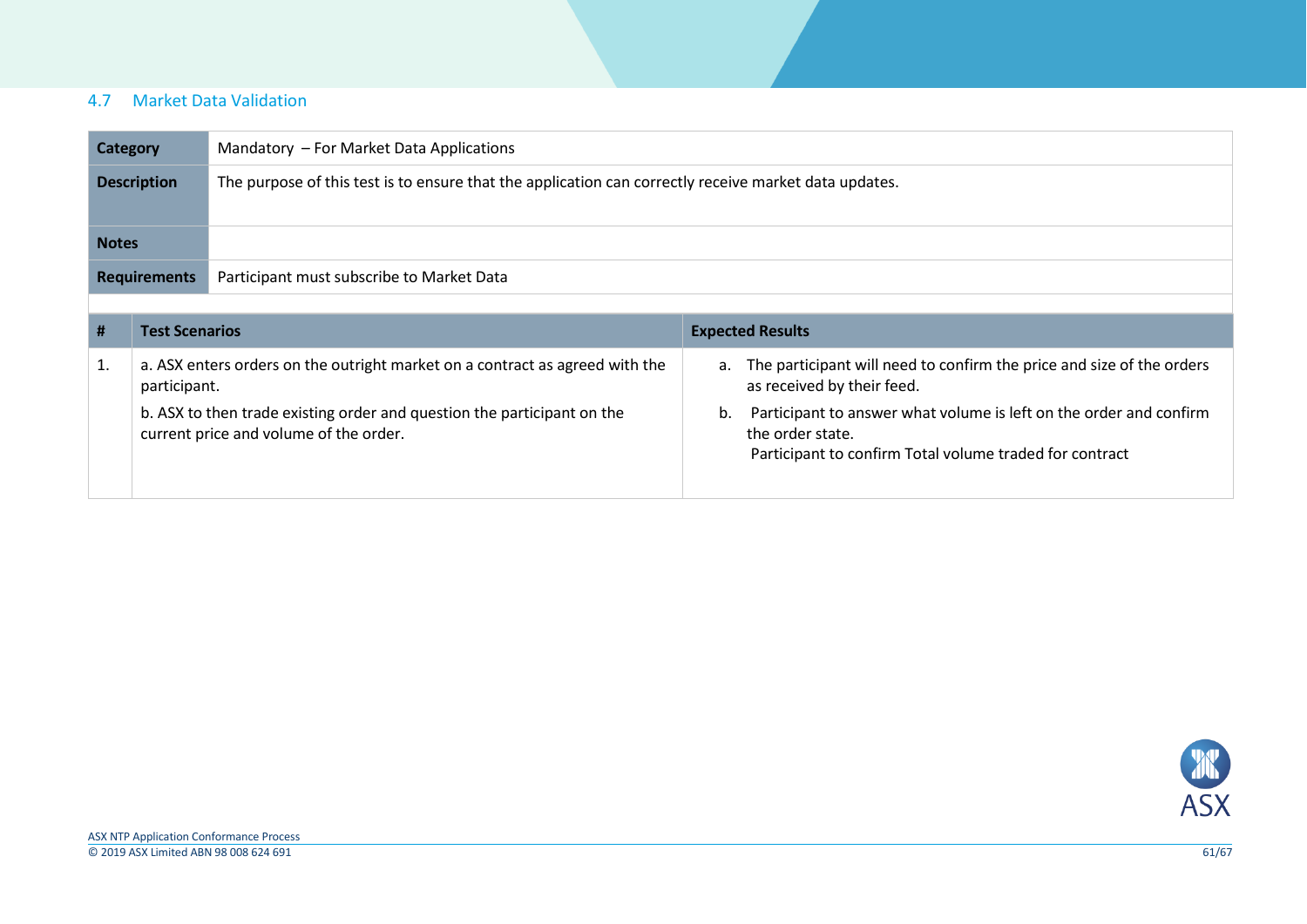## 4.7 Market Data Validation

| Category | Mandatory – For Market Data Applications |
|---|---|
| Description | The purpose of this test is to ensure that the application can correctly receive market data updates. |
| Notes | |
| Requirements | Participant must subscribe to Market Data |

| # | Test Scenarios | Expected Results |
|---|---|---|
| 1. | a. ASX enters orders on the outright market on a contract as agreed with the participant.<br><br>b. ASX to then trade existing order and question the participant on the current price and volume of the order. | a. The participant will need to confirm the price and size of the orders as received by their feed.<br><br>b. Participant to answer what volume is left on the order and confirm the order state.<br>Participant to confirm Total volume traded for contract |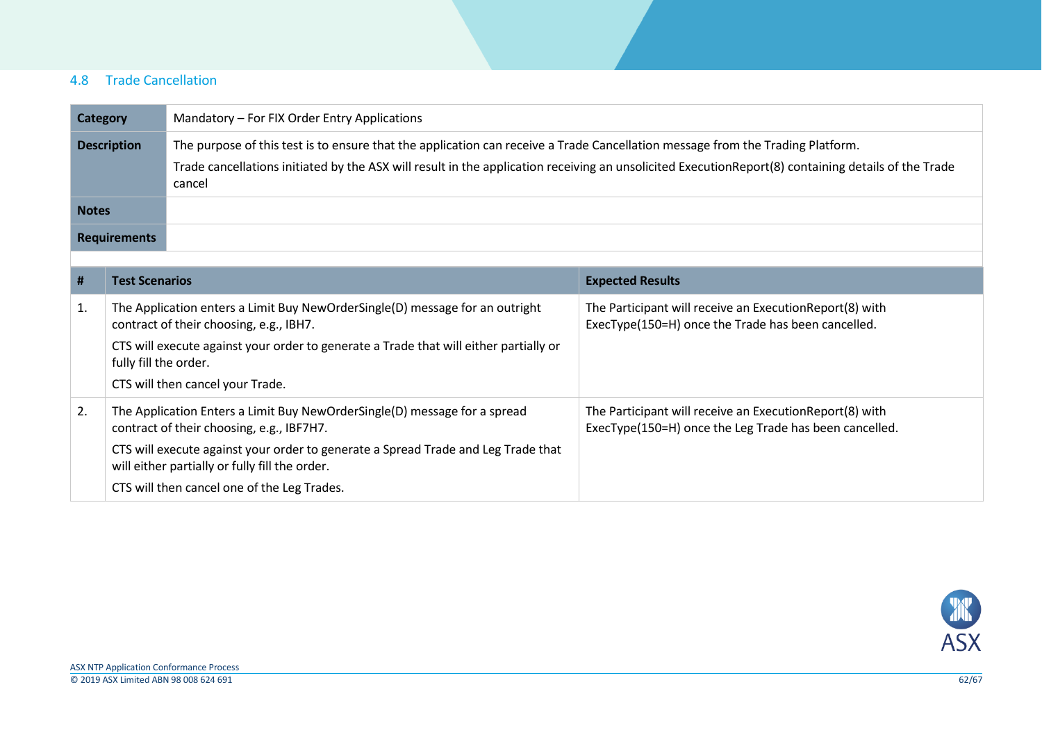## 4.8 Trade Cancellation

| | |
|---|---|
| **Category** | Mandatory – For FIX Order Entry Applications |
| **Description** | The purpose of this test is to ensure that the application can receive a Trade Cancellation message from the Trading Platform.<br><br>Trade cancellations initiated by the ASX will result in the application receiving an unsolicited ExecutionReport(8) containing details of the Trade cancel |
| **Notes** | |
| **Requirements** | |

| # | Test Scenarios | Expected Results |
|---|---|---|
| 1. | The Application enters a Limit Buy NewOrderSingle(D) message for an outright contract of their choosing, e.g., IBH7.<br><br>CTS will execute against your order to generate a Trade that will either partially or fully fill the order.<br><br>CTS will then cancel your Trade. | The Participant will receive an ExecutionReport(8) with ExecType(150=H) once the Trade has been cancelled. |
| 2. | The Application Enters a Limit Buy NewOrderSingle(D) message for a spread contract of their choosing, e.g., IBF7H7.<br><br>CTS will execute against your order to generate a Spread Trade and Leg Trade that will either partially or fully fill the order.<br><br>CTS will then cancel one of the Leg Trades. | The Participant will receive an ExecutionReport(8) with ExecType(150=H) once the Leg Trade has been cancelled. |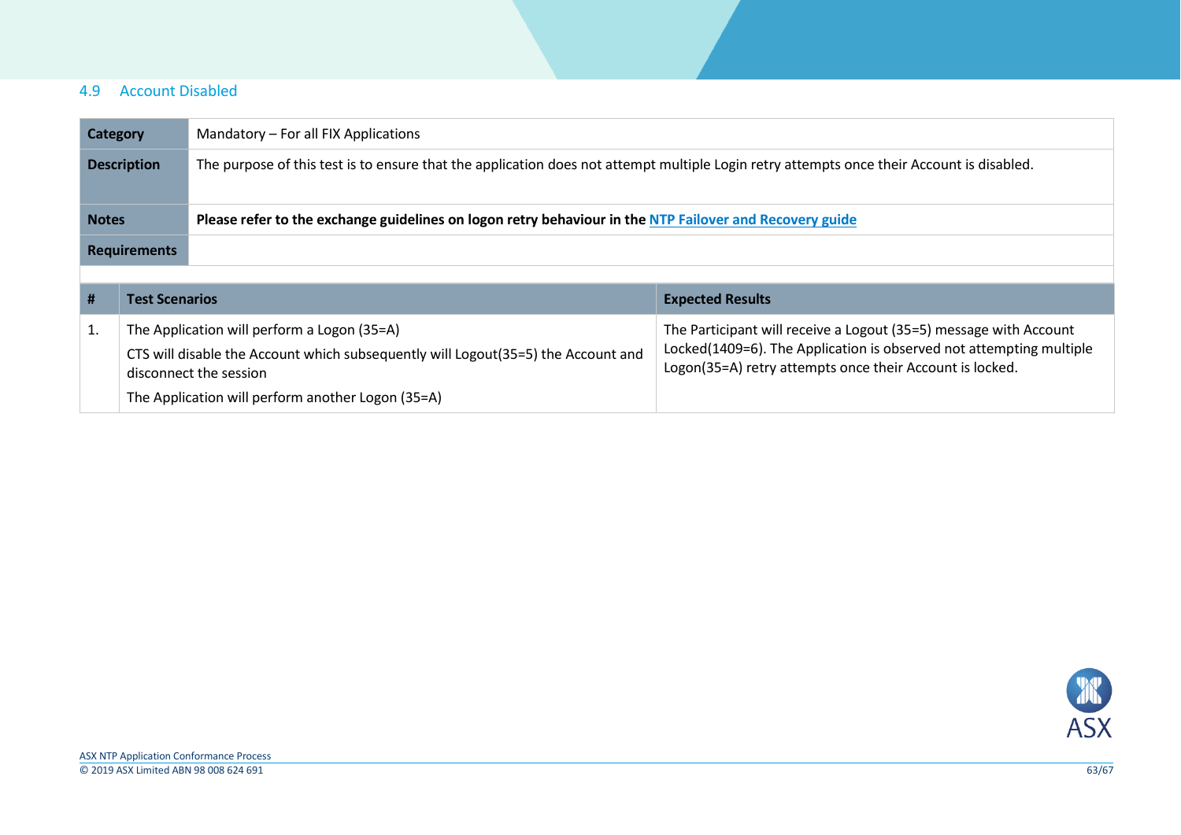## 4.9 Account Disabled

| Category | Mandatory – For all FIX Applications |
|---|---|
| **Description** | The purpose of this test is to ensure that the application does not attempt multiple Login retry attempts once their Account is disabled. |
| **Notes** | **Please refer to the exchange guidelines on logon retry behaviour in the [NTP Failover and Recovery guide]()** |
| **Requirements** | |

| # | Test Scenarios | Expected Results |
|---|---|---|
| 1. | The Application will perform a Logon (35=A)<br>CTS will disable the Account which subsequently will Logout(35=5) the Account and disconnect the session<br>The Application will perform another Logon (35=A) | The Participant will receive a Logout (35=5) message with Account Locked(1409=6). The Application is observed not attempting multiple Logon(35=A) retry attempts once their Account is locked. |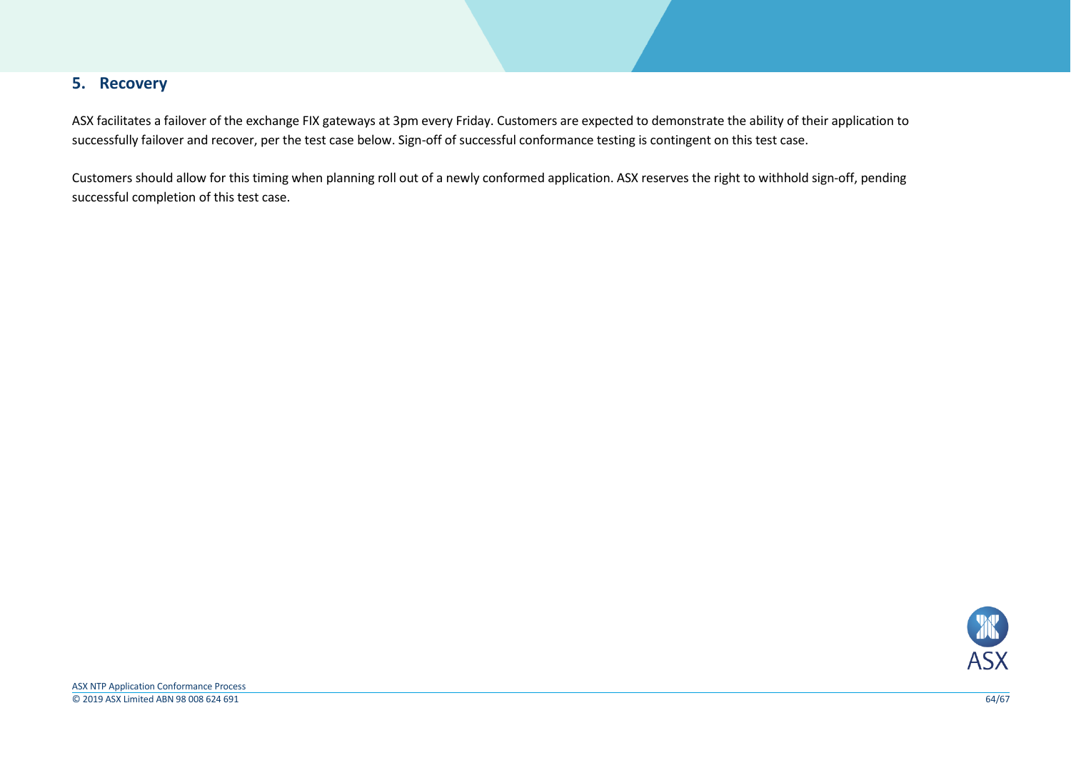## 5. Recovery

ASX facilitates a failover of the exchange FIX gateways at 3pm every Friday. Customers are expected to demonstrate the ability of their application to successfully failover and recover, per the test case below. Sign-off of successful conformance testing is contingent on this test case.

Customers should allow for this timing when planning roll out of a newly conformed application. ASX reserves the right to withhold sign-off, pending successful completion of this test case.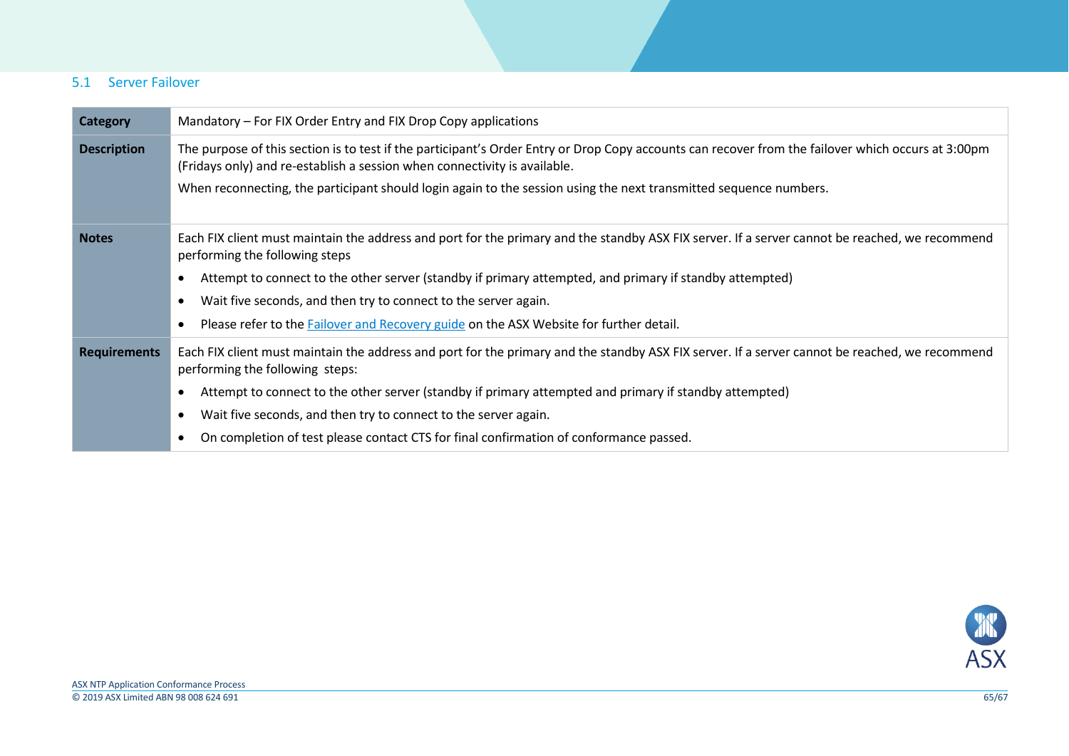## 5.1 Server Failover

| | |
|---|---|
| **Category** | Mandatory – For FIX Order Entry and FIX Drop Copy applications |
| **Description** | The purpose of this section is to test if the participant's Order Entry or Drop Copy accounts can recover from the failover which occurs at 3:00pm (Fridays only) and re-establish a session when connectivity is available.<br><br>When reconnecting, the participant should login again to the session using the next transmitted sequence numbers. |
| **Notes** | Each FIX client must maintain the address and port for the primary and the standby ASX FIX server. If a server cannot be reached, we recommend performing the following steps<br><br>• Attempt to connect to the other server (standby if primary attempted, and primary if standby attempted)<br>• Wait five seconds, and then try to connect to the server again.<br>• Please refer to the Failover and Recovery guide on the ASX Website for further detail. |
| **Requirements** | Each FIX client must maintain the address and port for the primary and the standby ASX FIX server. If a server cannot be reached, we recommend performing the following steps:<br><br>• Attempt to connect to the other server (standby if primary attempted and primary if standby attempted)<br>• Wait five seconds, and then try to connect to the server again.<br>• On completion of test please contact CTS for final confirmation of conformance passed. |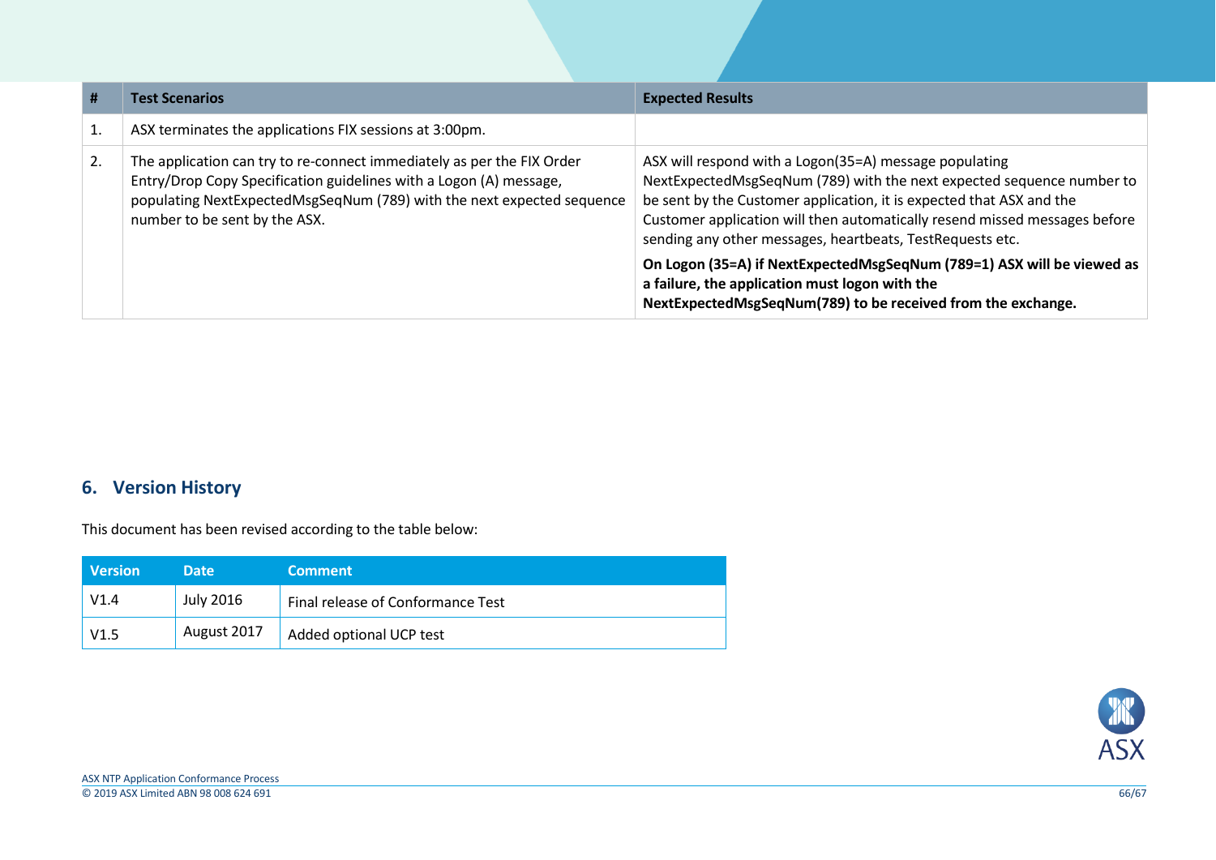| # | Test Scenarios | Expected Results |
| --- | --- | --- |
| 1. | ASX terminates the applications FIX sessions at 3:00pm. | |
| 2. | The application can try to re-connect immediately as per the FIX Order Entry/Drop Copy Specification guidelines with a Logon (A) message, populating NextExpectedMsgSeqNum (789) with the next expected sequence number to be sent by the ASX. | ASX will respond with a Logon(35=A) message populating NextExpectedMsgSeqNum (789) with the next expected sequence number to be sent by the Customer application, it is expected that ASX and the Customer application will then automatically resend missed messages before sending any other messages, heartbeats, TestRequests etc. **On Logon (35=A) if NextExpectedMsgSeqNum (789=1) ASX will be viewed as a failure, the application must logon with the NextExpectedMsgSeqNum(789) to be received from the exchange.** |

## 6. Version History

This document has been revised according to the table below:

| Version | Date | Comment |
| --- | --- | --- |
| V1.4 | July 2016 | Final release of Conformance Test |
| V1.5 | August 2017 | Added optional UCP test |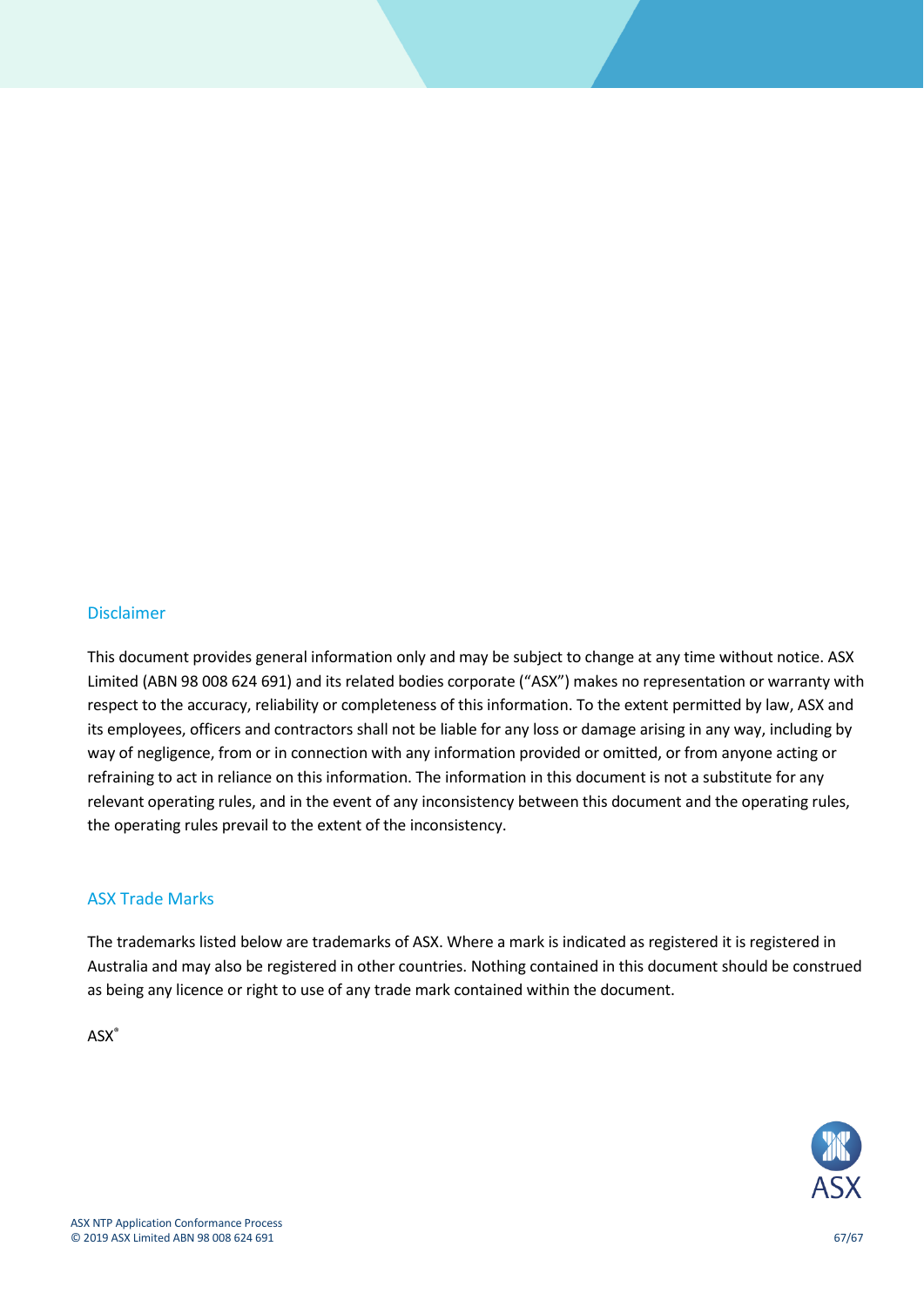## Disclaimer

This document provides general information only and may be subject to change at any time without notice. ASX Limited (ABN 98 008 624 691) and its related bodies corporate (“ASX”) makes no representation or warranty with respect to the accuracy, reliability or completeness of this information. To the extent permitted by law, ASX and its employees, officers and contractors shall not be liable for any loss or damage arising in any way, including by way of negligence, from or in connection with any information provided or omitted, or from anyone acting or refraining to act in reliance on this information. The information in this document is not a substitute for any relevant operating rules, and in the event of any inconsistency between this document and the operating rules, the operating rules prevail to the extent of the inconsistency.

## ASX Trade Marks

The trademarks listed below are trademarks of ASX. Where a mark is indicated as registered it is registered in Australia and may also be registered in other countries. Nothing contained in this document should be construed as being any licence or right to use of any trade mark contained within the document.

ASX®